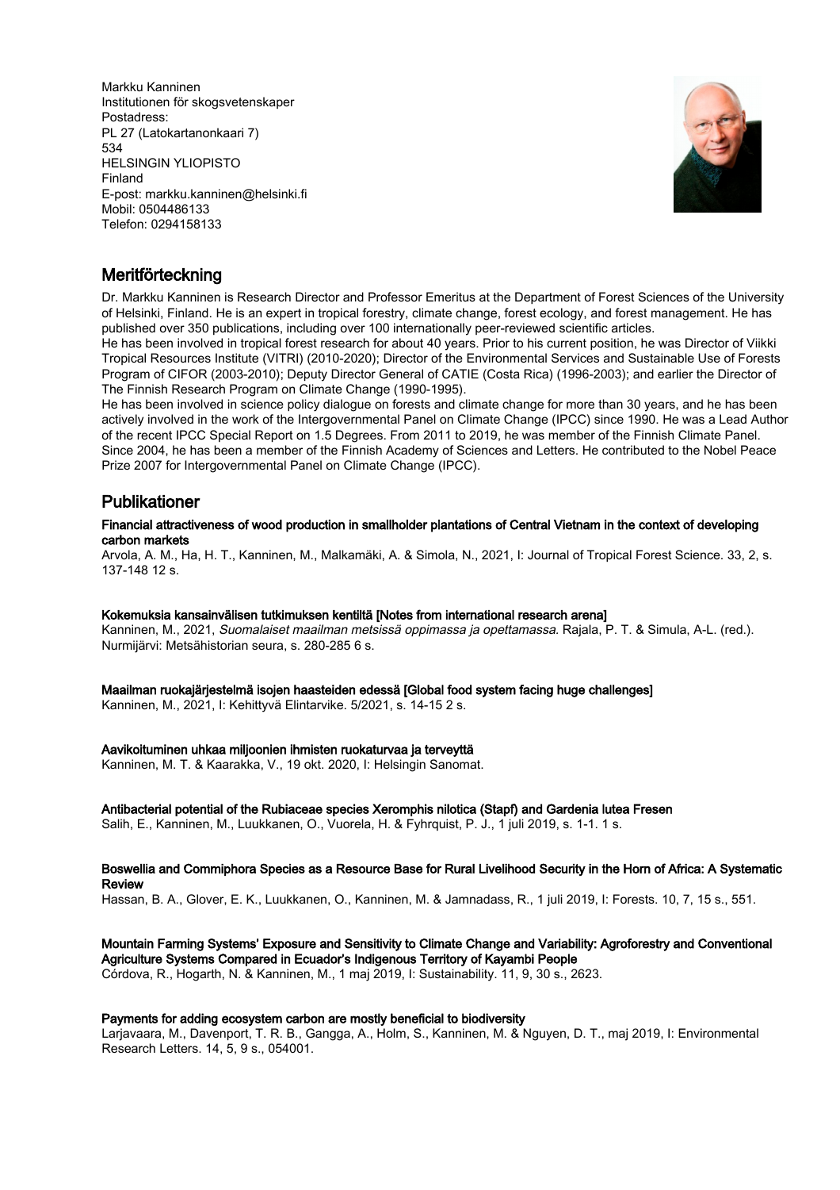Markku Kanninen
Institutionen för skogsvetenskaper
Postadress:
PL 27 (Latokartanonkaari 7)
534
HELSINGIN YLIOPISTO
Finland
E-post: markku.kanninen@helsinki.fi
Mobil: 0504486133
Telefon: 0294158133

## Meritförteckning

Dr. Markku Kanninen is Research Director and Professor Emeritus at the Department of Forest Sciences of the University of Helsinki, Finland. He is an expert in tropical forestry, climate change, forest ecology, and forest management. He has published over 350 publications, including over 100 internationally peer-reviewed scientific articles.
He has been involved in tropical forest research for about 40 years. Prior to his current position, he was Director of Viikki Tropical Resources Institute (VITRI) (2010-2020); Director of the Environmental Services and Sustainable Use of Forests Program of CIFOR (2003-2010); Deputy Director General of CATIE (Costa Rica) (1996-2003); and earlier the Director of The Finnish Research Program on Climate Change (1990-1995).
He has been involved in science policy dialogue on forests and climate change for more than 30 years, and he has been actively involved in the work of the Intergovernmental Panel on Climate Change (IPCC) since 1990. He was a Lead Author of the recent IPCC Special Report on 1.5 Degrees. From 2011 to 2019, he was member of the Finnish Climate Panel. Since 2004, he has been a member of the Finnish Academy of Sciences and Letters. He contributed to the Nobel Peace Prize 2007 for Intergovernmental Panel on Climate Change (IPCC).

## Publikationer

**Financial attractiveness of wood production in smallholder plantations of Central Vietnam in the context of developing carbon markets**
Arvola, A. M., Ha, H. T., Kanninen, M., Malkamäki, A. & Simola, N., 2021, I: Journal of Tropical Forest Science. 33, 2, s. 137-148 12 s.

**Kokemuksia kansainvälisen tutkimuksen kentiltä [Notes from international research arena]**
Kanninen, M., 2021, *Suomalaiset maailman metsissä oppimassa ja opettamassa.* Rajala, P. T. & Simula, A-L. (red.). Nurmijärvi: Metsähistorian seura, s. 280-285 6 s.

**Maailman ruokajärjestelmä isojen haasteiden edessä [Global food system facing huge challenges]**
Kanninen, M., 2021, I: Kehittyvä Elintarvike. 5/2021, s. 14-15 2 s.

**Aavikoituminen uhkaa miljoonien ihmisten ruokaturvaa ja terveyttä**
Kanninen, M. T. & Kaarakka, V., 19 okt. 2020, I: Helsingin Sanomat.

**Antibacterial potential of the Rubiaceae species Xeromphis nilotica (Stapf) and Gardenia lutea Fresen**
Salih, E., Kanninen, M., Luukkanen, O., Vuorela, H. & Fyhrquist, P. J., 1 juli 2019, s. 1-1. 1 s.

**Boswellia and Commiphora Species as a Resource Base for Rural Livelihood Security in the Horn of Africa: A Systematic Review**
Hassan, B. A., Glover, E. K., Luukkanen, O., Kanninen, M. & Jamnadass, R., 1 juli 2019, I: Forests. 10, 7, 15 s., 551.

**Mountain Farming Systems' Exposure and Sensitivity to Climate Change and Variability: Agroforestry and Conventional Agriculture Systems Compared in Ecuador's Indigenous Territory of Kayambi People**
Córdova, R., Hogarth, N. & Kanninen, M., 1 maj 2019, I: Sustainability. 11, 9, 30 s., 2623.

**Payments for adding ecosystem carbon are mostly beneficial to biodiversity**
Larjavaara, M., Davenport, T. R. B., Gangga, A., Holm, S., Kanninen, M. & Nguyen, D. T., maj 2019, I: Environmental Research Letters. 14, 5, 9 s., 054001.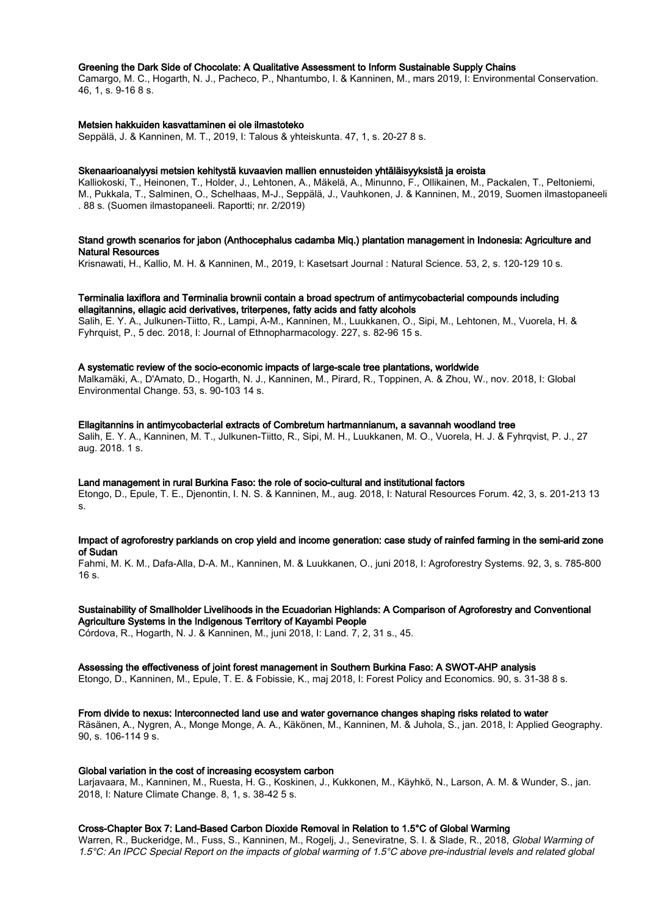**Greening the Dark Side of Chocolate: A Qualitative Assessment to Inform Sustainable Supply Chains**
Camargo, M. C., Hogarth, N. J., Pacheco, P., Nhantumbo, I. & Kanninen, M., mars 2019, I: Environmental Conservation. 46, 1, s. 9-16 8 s.

**Metsien hakkuiden kasvattaminen ei ole ilmastoteko**
Seppälä, J. & Kanninen, M. T., 2019, I: Talous & yhteiskunta. 47, 1, s. 20-27 8 s.

**Skenaarioanalyysi metsien kehitystä kuvaavien mallien ennusteiden yhtäläisyyksistä ja eroista**
Kalliokoski, T., Heinonen, T., Holder, J., Lehtonen, A., Mäkelä, A., Minunno, F., Ollikainen, M., Packalen, T., Peltoniemi, M., Pukkala, T., Salminen, O., Schelhaas, M-J., Seppälä, J., Vauhkonen, J. & Kanninen, M., 2019, Suomen ilmastopaneeli . 88 s. (Suomen ilmastopaneeli. Raportti; nr. 2/2019)

**Stand growth scenarios for jabon (Anthocephalus cadamba Miq.) plantation management in Indonesia: Agriculture and Natural Resources**
Krisnawati, H., Kallio, M. H. & Kanninen, M., 2019, I: Kasetsart Journal : Natural Science. 53, 2, s. 120-129 10 s.

**Terminalia laxiflora and Terminalia brownii contain a broad spectrum of antimycobacterial compounds including ellagitannins, ellagic acid derivatives, triterpenes, fatty acids and fatty alcohols**
Salih, E. Y. A., Julkunen-Tiitto, R., Lampi, A-M., Kanninen, M., Luukkanen, O., Sipi, M., Lehtonen, M., Vuorela, H. & Fyhrquist, P., 5 dec. 2018, I: Journal of Ethnopharmacology. 227, s. 82-96 15 s.

**A systematic review of the socio-economic impacts of large-scale tree plantations, worldwide**
Malkamäki, A., D'Amato, D., Hogarth, N. J., Kanninen, M., Pirard, R., Toppinen, A. & Zhou, W., nov. 2018, I: Global Environmental Change. 53, s. 90-103 14 s.

**Ellagitannins in antimycobacterial extracts of Combretum hartmannianum, a savannah woodland tree**
Salih, E. Y. A., Kanninen, M. T., Julkunen-Tiitto, R., Sipi, M. H., Luukkanen, M. O., Vuorela, H. J. & Fyhrqvist, P. J., 27 aug. 2018. 1 s.

**Land management in rural Burkina Faso: the role of socio-cultural and institutional factors**
Etongo, D., Epule, T. E., Djenontin, I. N. S. & Kanninen, M., aug. 2018, I: Natural Resources Forum. 42, 3, s. 201-213 13 s.

**Impact of agroforestry parklands on crop yield and income generation: case study of rainfed farming in the semi-arid zone of Sudan**
Fahmi, M. K. M., Dafa-Alla, D-A. M., Kanninen, M. & Luukkanen, O., juni 2018, I: Agroforestry Systems. 92, 3, s. 785-800 16 s.

**Sustainability of Smallholder Livelihoods in the Ecuadorian Highlands: A Comparison of Agroforestry and Conventional Agriculture Systems in the Indigenous Territory of Kayambi People**
Córdova, R., Hogarth, N. J. & Kanninen, M., juni 2018, I: Land. 7, 2, 31 s., 45.

**Assessing the effectiveness of joint forest management in Southern Burkina Faso: A SWOT-AHP analysis**
Etongo, D., Kanninen, M., Epule, T. E. & Fobissie, K., maj 2018, I: Forest Policy and Economics. 90, s. 31-38 8 s.

**From divide to nexus: Interconnected land use and water governance changes shaping risks related to water**
Räsänen, A., Nygren, A., Monge Monge, A. A., Käkönen, M., Kanninen, M. & Juhola, S., jan. 2018, I: Applied Geography. 90, s. 106-114 9 s.

**Global variation in the cost of increasing ecosystem carbon**
Larjavaara, M., Kanninen, M., Ruesta, H. G., Koskinen, J., Kukkonen, M., Käyhkö, N., Larson, A. M. & Wunder, S., jan. 2018, I: Nature Climate Change. 8, 1, s. 38-42 5 s.

**Cross-Chapter Box 7: Land-Based Carbon Dioxide Removal in Relation to 1.5°C of Global Warming**
Warren, R., Buckeridge, M., Fuss, S., Kanninen, M., Rogelj, J., Seneviratne, S. I. & Slade, R., 2018, *Global Warming of 1.5°C: An IPCC Special Report on the impacts of global warming of 1.5°C above pre-industrial levels and related global*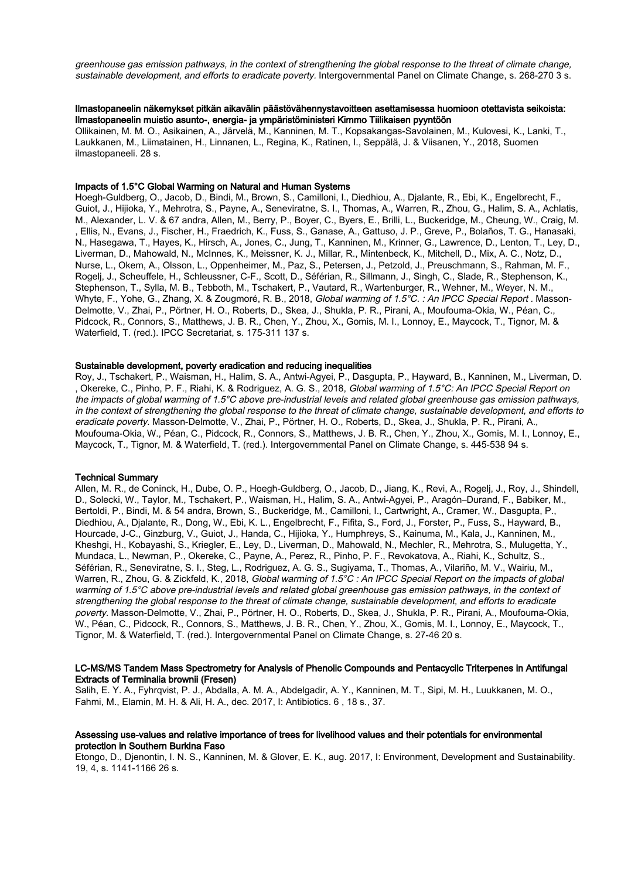*greenhouse gas emission pathways, in the context of strengthening the global response to the threat of climate change, sustainable development, and efforts to eradicate poverty.* Intergovernmental Panel on Climate Change, s. 268-270 3 s.

**Ilmastopaneelin näkemykset pitkän aikavälin päästövähennystavoitteen asettamisessa huomioon otettavista seikoista: Ilmastopaneelin muistio asunto-, energia- ja ympäristöministeri Kimmo Tiilikaisen pyyntöön**

Ollikainen, M. M. O., Asikainen, A., Järvelä, M., Kanninen, M. T., Kopsakangas-Savolainen, M., Kulovesi, K., Lanki, T., Laukkanen, M., Liimatainen, H., Linnanen, L., Regina, K., Ratinen, I., Seppälä, J. & Viisanen, Y., 2018, Suomen ilmastopaneeli. 28 s.

**Impacts of 1.5°C Global Warming on Natural and Human Systems**

Hoegh-Guldberg, O., Jacob, D., Bindi, M., Brown, S., Camilloni, I., Diedhiou, A., Djalante, R., Ebi, K., Engelbrecht, F., Guiot, J., Hijioka, Y., Mehrotra, S., Payne, A., Seneviratne, S. I., Thomas, A., Warren, R., Zhou, G., Halim, S. A., Achlatis, M., Alexander, L. V. & 67 andra, Allen, M., Berry, P., Boyer, C., Byers, E., Brilli, L., Buckeridge, M., Cheung, W., Craig, M. , Ellis, N., Evans, J., Fischer, H., Fraedrich, K., Fuss, S., Ganase, A., Gattuso, J. P., Greve, P., Bolaños, T. G., Hanasaki, N., Hasegawa, T., Hayes, K., Hirsch, A., Jones, C., Jung, T., Kanninen, M., Krinner, G., Lawrence, D., Lenton, T., Ley, D., Liverman, D., Mahowald, N., McInnes, K., Meissner, K. J., Millar, R., Mintenbeck, K., Mitchell, D., Mix, A. C., Notz, D., Nurse, L., Okem, A., Olsson, L., Oppenheimer, M., Paz, S., Petersen, J., Petzold, J., Preuschmann, S., Rahman, M. F., Rogelj, J., Scheuffele, H., Schleussner, C-F., Scott, D., Séférian, R., Sillmann, J., Singh, C., Slade, R., Stephenson, K., Stephenson, T., Sylla, M. B., Tebboth, M., Tschakert, P., Vautard, R., Wartenburger, R., Wehner, M., Weyer, N. M., Whyte, F., Yohe, G., Zhang, X. & Zougmoré, R. B., 2018, *Global warming of 1.5°C. : An IPCC Special Report* . Masson-Delmotte, V., Zhai, P., Pörtner, H. O., Roberts, D., Skea, J., Shukla, P. R., Pirani, A., Moufouma-Okia, W., Péan, C., Pidcock, R., Connors, S., Matthews, J. B. R., Chen, Y., Zhou, X., Gomis, M. I., Lonnoy, E., Maycock, T., Tignor, M. & Waterfield, T. (red.). IPCC Secretariat, s. 175-311 137 s.

**Sustainable development, poverty eradication and reducing inequalities**

Roy, J., Tschakert, P., Waisman, H., Halim, S. A., Antwi-Agyei, P., Dasgupta, P., Hayward, B., Kanninen, M., Liverman, D. , Okereke, C., Pinho, P. F., Riahi, K. & Rodriguez, A. G. S., 2018, *Global warming of 1.5°C: An IPCC Special Report on the impacts of global warming of 1.5°C above pre-industrial levels and related global greenhouse gas emission pathways, in the context of strengthening the global response to the threat of climate change, sustainable development, and efforts to eradicate poverty.* Masson-Delmotte, V., Zhai, P., Pörtner, H. O., Roberts, D., Skea, J., Shukla, P. R., Pirani, A., Moufouma-Okia, W., Péan, C., Pidcock, R., Connors, S., Matthews, J. B. R., Chen, Y., Zhou, X., Gomis, M. I., Lonnoy, E., Maycock, T., Tignor, M. & Waterfield, T. (red.). Intergovernmental Panel on Climate Change, s. 445-538 94 s.

**Technical Summary**

Allen, M. R., de Coninck, H., Dube, O. P., Hoegh-Guldberg, O., Jacob, D., Jiang, K., Revi, A., Rogelj, J., Roy, J., Shindell, D., Solecki, W., Taylor, M., Tschakert, P., Waisman, H., Halim, S. A., Antwi-Agyei, P., Aragón–Durand, F., Babiker, M., Bertoldi, P., Bindi, M. & 54 andra, Brown, S., Buckeridge, M., Camilloni, I., Cartwright, A., Cramer, W., Dasgupta, P., Diedhiou, A., Djalante, R., Dong, W., Ebi, K. L., Engelbrecht, F., Fifita, S., Ford, J., Forster, P., Fuss, S., Hayward, B., Hourcade, J-C., Ginzburg, V., Guiot, J., Handa, C., Hijioka, Y., Humphreys, S., Kainuma, M., Kala, J., Kanninen, M., Kheshgi, H., Kobayashi, S., Kriegler, E., Ley, D., Liverman, D., Mahowald, N., Mechler, R., Mehrotra, S., Mulugetta, Y., Mundaca, L., Newman, P., Okereke, C., Payne, A., Perez, R., Pinho, P. F., Revokatova, A., Riahi, K., Schultz, S., Séférian, R., Seneviratne, S. I., Steg, L., Rodriguez, A. G. S., Sugiyama, T., Thomas, A., Vilariño, M. V., Wairiu, M., Warren, R., Zhou, G. & Zickfeld, K., 2018, *Global warming of 1.5°C : An IPCC Special Report on the impacts of global warming of 1.5°C above pre-industrial levels and related global greenhouse gas emission pathways, in the context of strengthening the global response to the threat of climate change, sustainable development, and efforts to eradicate poverty.* Masson-Delmotte, V., Zhai, P., Pörtner, H. O., Roberts, D., Skea, J., Shukla, P. R., Pirani, A., Moufouma-Okia, W., Péan, C., Pidcock, R., Connors, S., Matthews, J. B. R., Chen, Y., Zhou, X., Gomis, M. I., Lonnoy, E., Maycock, T., Tignor, M. & Waterfield, T. (red.). Intergovernmental Panel on Climate Change, s. 27-46 20 s.

**LC-MS/MS Tandem Mass Spectrometry for Analysis of Phenolic Compounds and Pentacyclic Triterpenes in Antifungal Extracts of Terminalia brownii (Fresen)**

Salih, E. Y. A., Fyhrqvist, P. J., Abdalla, A. M. A., Abdelgadir, A. Y., Kanninen, M. T., Sipi, M. H., Luukkanen, M. O., Fahmi, M., Elamin, M. H. & Ali, H. A., dec. 2017, I: Antibiotics. 6 , 18 s., 37.

**Assessing use-values and relative importance of trees for livelihood values and their potentials for environmental protection in Southern Burkina Faso**

Etongo, D., Djenontin, I. N. S., Kanninen, M. & Glover, E. K., aug. 2017, I: Environment, Development and Sustainability. 19, 4, s. 1141-1166 26 s.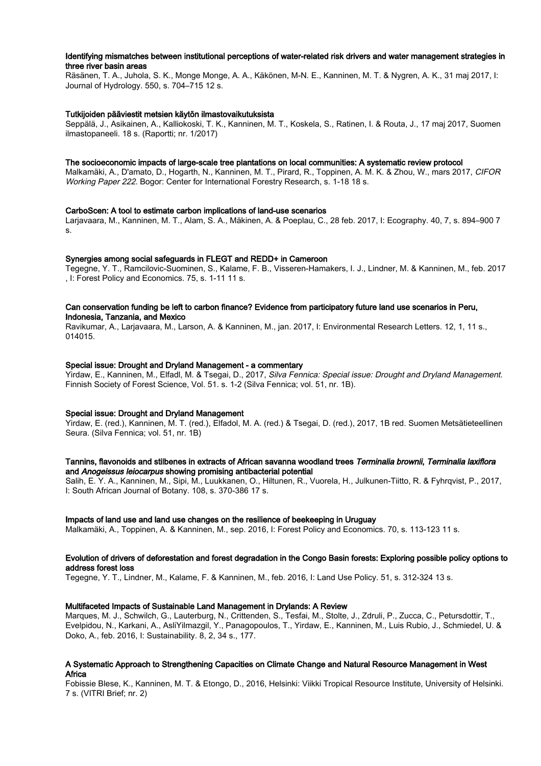**Identifying mismatches between institutional perceptions of water-related risk drivers and water management strategies in three river basin areas**

Räsänen, T. A., Juhola, S. K., Monge Monge, A. A., Käkönen, M-N. E., Kanninen, M. T. & Nygren, A. K., 31 maj 2017, I: Journal of Hydrology. 550, s. 704–715 12 s.

**Tutkijoiden pääviestit metsien käytön ilmastovaikutuksista**

Seppälä, J., Asikainen, A., Kalliokoski, T. K., Kanninen, M. T., Koskela, S., Ratinen, I. & Routa, J., 17 maj 2017, Suomen ilmastopaneeli. 18 s. (Raportti; nr. 1/2017)

**The socioeconomic impacts of large-scale tree plantations on local communities: A systematic review protocol**

Malkamäki, A., D'amato, D., Hogarth, N., Kanninen, M. T., Pirard, R., Toppinen, A. M. K. & Zhou, W., mars 2017, *CIFOR Working Paper 222.* Bogor: Center for International Forestry Research, s. 1-18 18 s.

**CarboScen: A tool to estimate carbon implications of land-use scenarios**

Larjavaara, M., Kanninen, M. T., Alam, S. A., Mäkinen, A. & Poeplau, C., 28 feb. 2017, I: Ecography. 40, 7, s. 894–900 7 s.

**Synergies among social safeguards in FLEGT and REDD+ in Cameroon**

Tegegne, Y. T., Ramcilovic-Suominen, S., Kalame, F. B., Visseren-Hamakers, I. J., Lindner, M. & Kanninen, M., feb. 2017 , I: Forest Policy and Economics. 75, s. 1-11 11 s.

**Can conservation funding be left to carbon finance? Evidence from participatory future land use scenarios in Peru, Indonesia, Tanzania, and Mexico**

Ravikumar, A., Larjavaara, M., Larson, A. & Kanninen, M., jan. 2017, I: Environmental Research Letters. 12, 1, 11 s., 014015.

**Special issue: Drought and Dryland Management - a commentary**

Yirdaw, E., Kanninen, M., Elfadl, M. & Tsegai, D., 2017, *Silva Fennica: Special issue: Drought and Dryland Management.* Finnish Society of Forest Science, Vol. 51. s. 1-2 (Silva Fennica; vol. 51, nr. 1B).

**Special issue: Drought and Dryland Management**

Yirdaw, E. (red.), Kanninen, M. T. (red.), Elfadol, M. A. (red.) & Tsegai, D. (red.), 2017, 1B red. Suomen Metsätieteellinen Seura. (Silva Fennica; vol. 51, nr. 1B)

**Tannins, flavonoids and stilbenes in extracts of African savanna woodland trees *Terminalia brownii*, *Terminalia laxiflora* and *Anogeissus leiocarpus* showing promising antibacterial potential**

Salih, E. Y. A., Kanninen, M., Sipi, M., Luukkanen, O., Hiltunen, R., Vuorela, H., Julkunen-Tiitto, R. & Fyhrqvist, P., 2017, I: South African Journal of Botany. 108, s. 370-386 17 s.

**Impacts of land use and land use changes on the resilience of beekeeping in Uruguay**

Malkamäki, A., Toppinen, A. & Kanninen, M., sep. 2016, I: Forest Policy and Economics. 70, s. 113-123 11 s.

**Evolution of drivers of deforestation and forest degradation in the Congo Basin forests: Exploring possible policy options to address forest loss**

Tegegne, Y. T., Lindner, M., Kalame, F. & Kanninen, M., feb. 2016, I: Land Use Policy. 51, s. 312-324 13 s.

**Multifaceted Impacts of Sustainable Land Management in Drylands: A Review**

Marques, M. J., Schwilch, G., Lauterburg, N., Crittenden, S., Tesfai, M., Stolte, J., Zdruli, P., Zucca, C., Petursdottir, T., Evelpidou, N., Karkani, A., AsliYilmazgil, Y., Panagopoulos, T., Yirdaw, E., Kanninen, M., Luis Rubio, J., Schmiedel, U. & Doko, A., feb. 2016, I: Sustainability. 8, 2, 34 s., 177.

**A Systematic Approach to Strengthening Capacities on Climate Change and Natural Resource Management in West Africa**

Fobissie Blese, K., Kanninen, M. T. & Etongo, D., 2016, Helsinki: Viikki Tropical Resource Institute, University of Helsinki. 7 s. (VITRI Brief; nr. 2)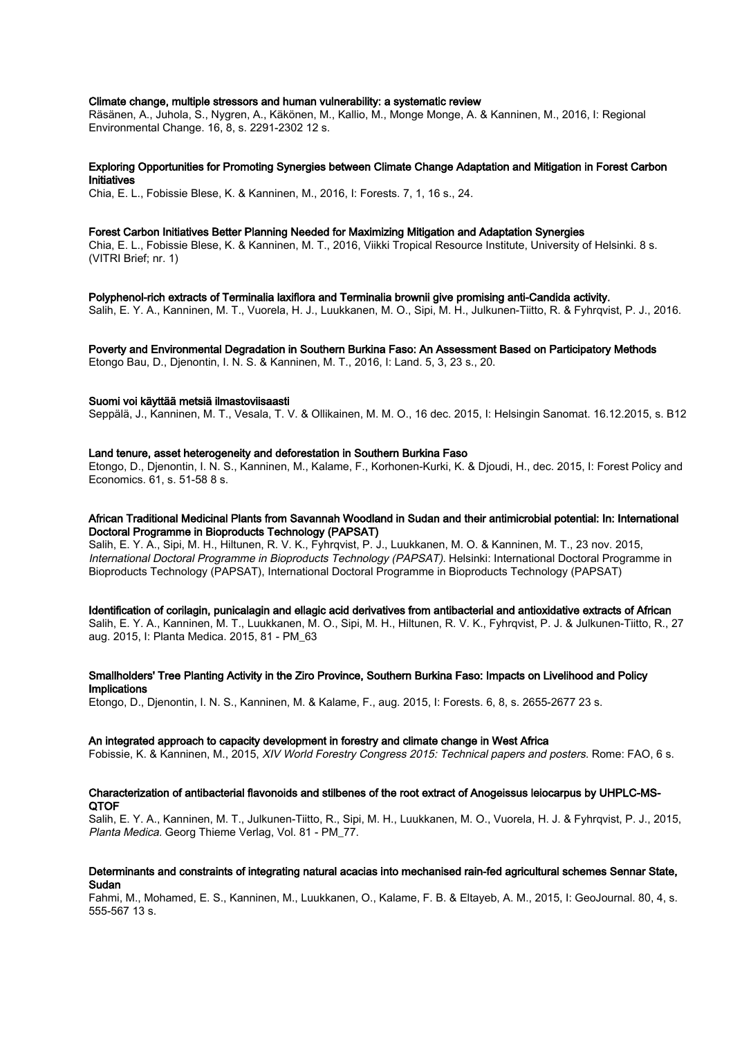**Climate change, multiple stressors and human vulnerability: a systematic review**
Räsänen, A., Juhola, S., Nygren, A., Käkönen, M., Kallio, M., Monge Monge, A. & Kanninen, M., 2016, I: Regional Environmental Change. 16, 8, s. 2291-2302 12 s.

**Exploring Opportunities for Promoting Synergies between Climate Change Adaptation and Mitigation in Forest Carbon Initiatives**
Chia, E. L., Fobissie Blese, K. & Kanninen, M., 2016, I: Forests. 7, 1, 16 s., 24.

**Forest Carbon Initiatives Better Planning Needed for Maximizing Mitigation and Adaptation Synergies**
Chia, E. L., Fobissie Blese, K. & Kanninen, M. T., 2016, Viikki Tropical Resource Institute, University of Helsinki. 8 s. (VITRI Brief; nr. 1)

**Polyphenol-rich extracts of Terminalia laxiflora and Terminalia brownii give promising anti-Candida activity.**
Salih, E. Y. A., Kanninen, M. T., Vuorela, H. J., Luukkanen, M. O., Sipi, M. H., Julkunen-Tiitto, R. & Fyhrqvist, P. J., 2016.

**Poverty and Environmental Degradation in Southern Burkina Faso: An Assessment Based on Participatory Methods**
Etongo Bau, D., Djenontin, I. N. S. & Kanninen, M. T., 2016, I: Land. 5, 3, 23 s., 20.

**Suomi voi käyttää metsiä ilmastoviisaasti**
Seppälä, J., Kanninen, M. T., Vesala, T. V. & Ollikainen, M. M. O., 16 dec. 2015, I: Helsingin Sanomat. 16.12.2015, s. B12

**Land tenure, asset heterogeneity and deforestation in Southern Burkina Faso**
Etongo, D., Djenontin, I. N. S., Kanninen, M., Kalame, F., Korhonen-Kurki, K. & Djoudi, H., dec. 2015, I: Forest Policy and Economics. 61, s. 51-58 8 s.

**African Traditional Medicinal Plants from Savannah Woodland in Sudan and their antimicrobial potential: In: International Doctoral Programme in Bioproducts Technology (PAPSAT)**
Salih, E. Y. A., Sipi, M. H., Hiltunen, R. V. K., Fyhrqvist, P. J., Luukkanen, M. O. & Kanninen, M. T., 23 nov. 2015, *International Doctoral Programme in Bioproducts Technology (PAPSAT).* Helsinki: International Doctoral Programme in Bioproducts Technology (PAPSAT), International Doctoral Programme in Bioproducts Technology (PAPSAT)

**Identification of corilagin, punicalagin and ellagic acid derivatives from antibacterial and antioxidative extracts of African**
Salih, E. Y. A., Kanninen, M. T., Luukkanen, M. O., Sipi, M. H., Hiltunen, R. V. K., Fyhrqvist, P. J. & Julkunen-Tiitto, R., 27 aug. 2015, I: Planta Medica. 2015, 81 - PM_63

**Smallholders' Tree Planting Activity in the Ziro Province, Southern Burkina Faso: Impacts on Livelihood and Policy Implications**
Etongo, D., Djenontin, I. N. S., Kanninen, M. & Kalame, F., aug. 2015, I: Forests. 6, 8, s. 2655-2677 23 s.

**An integrated approach to capacity development in forestry and climate change in West Africa**
Fobissie, K. & Kanninen, M., 2015, *XIV World Forestry Congress 2015: Technical papers and posters.* Rome: FAO, 6 s.

**Characterization of antibacterial flavonoids and stilbenes of the root extract of Anogeissus leiocarpus by UHPLC-MS-QTOF**
Salih, E. Y. A., Kanninen, M. T., Julkunen-Tiitto, R., Sipi, M. H., Luukkanen, M. O., Vuorela, H. J. & Fyhrqvist, P. J., 2015, *Planta Medica.* Georg Thieme Verlag, Vol. 81 - PM_77.

**Determinants and constraints of integrating natural acacias into mechanised rain-fed agricultural schemes Sennar State, Sudan**
Fahmi, M., Mohamed, E. S., Kanninen, M., Luukkanen, O., Kalame, F. B. & Eltayeb, A. M., 2015, I: GeoJournal. 80, 4, s. 555-567 13 s.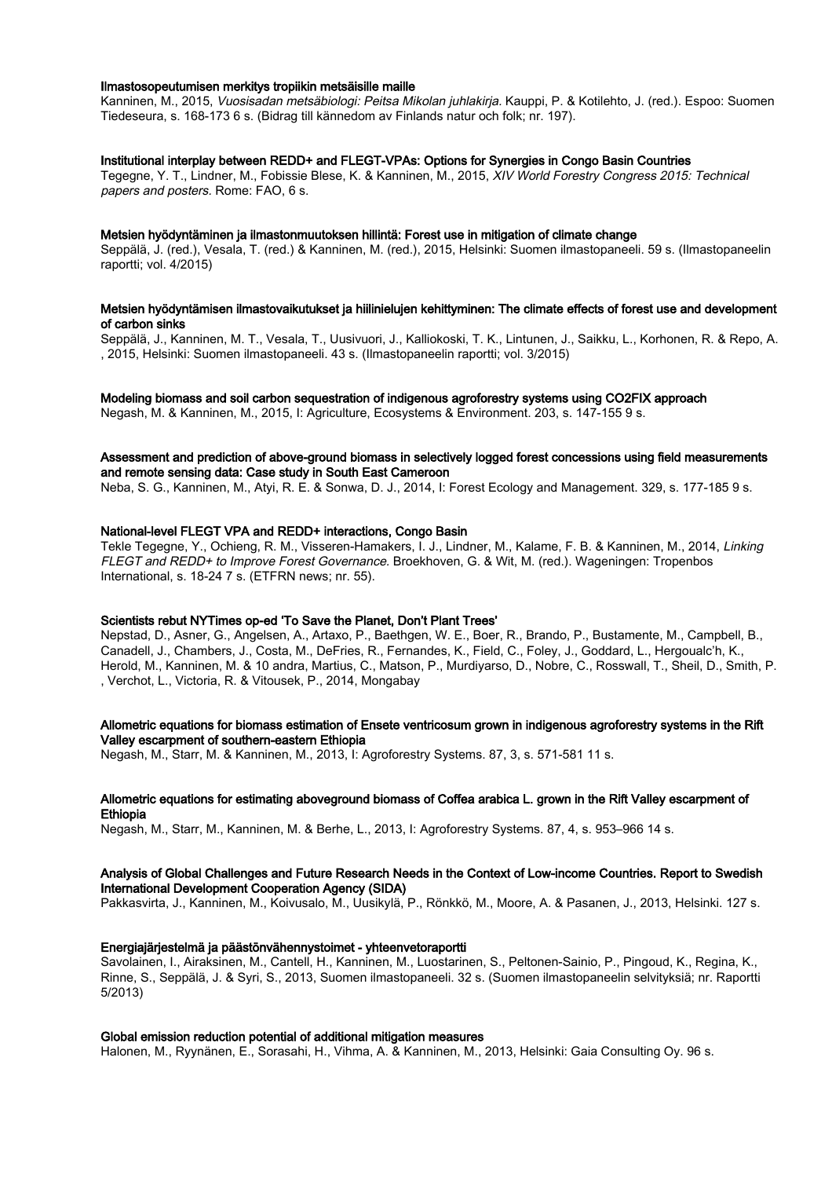**Ilmastosopeutumisen merkitys tropiikin metsäisille maille**

Kanninen, M., 2015, *Vuosisadan metsäbiologi: Peitsa Mikolan juhlakirja.* Kauppi, P. & Kotilehto, J. (red.). Espoo: Suomen Tiedeseura, s. 168-173 6 s. (Bidrag till kännedom av Finlands natur och folk; nr. 197).

**Institutional interplay between REDD+ and FLEGT-VPAs: Options for Synergies in Congo Basin Countries**

Tegegne, Y. T., Lindner, M., Fobissie Blese, K. & Kanninen, M., 2015, *XIV World Forestry Congress 2015: Technical papers and posters.* Rome: FAO, 6 s.

**Metsien hyödyntäminen ja ilmastonmuutoksen hillintä: Forest use in mitigation of climate change**

Seppälä, J. (red.), Vesala, T. (red.) & Kanninen, M. (red.), 2015, Helsinki: Suomen ilmastopaneeli. 59 s. (Ilmastopaneelin raportti; vol. 4/2015)

**Metsien hyödyntämisen ilmastovaikutukset ja hiilinielujen kehittyminen: The climate effects of forest use and development of carbon sinks**

Seppälä, J., Kanninen, M. T., Vesala, T., Uusivuori, J., Kalliokoski, T. K., Lintunen, J., Saikku, L., Korhonen, R. & Repo, A. , 2015, Helsinki: Suomen ilmastopaneeli. 43 s. (Ilmastopaneelin raportti; vol. 3/2015)

**Modeling biomass and soil carbon sequestration of indigenous agroforestry systems using CO2FIX approach**

Negash, M. & Kanninen, M., 2015, I: Agriculture, Ecosystems & Environment. 203, s. 147-155 9 s.

**Assessment and prediction of above-ground biomass in selectively logged forest concessions using field measurements and remote sensing data: Case study in South East Cameroon**

Neba, S. G., Kanninen, M., Atyi, R. E. & Sonwa, D. J., 2014, I: Forest Ecology and Management. 329, s. 177-185 9 s.

**National-level FLEGT VPA and REDD+ interactions, Congo Basin**

Tekle Tegegne, Y., Ochieng, R. M., Visseren-Hamakers, I. J., Lindner, M., Kalame, F. B. & Kanninen, M., 2014, *Linking FLEGT and REDD+ to Improve Forest Governance.* Broekhoven, G. & Wit, M. (red.). Wageningen: Tropenbos International, s. 18-24 7 s. (ETFRN news; nr. 55).

**Scientists rebut NYTimes op-ed 'To Save the Planet, Don't Plant Trees'**

Nepstad, D., Asner, G., Angelsen, A., Artaxo, P., Baethgen, W. E., Boer, R., Brando, P., Bustamente, M., Campbell, B., Canadell, J., Chambers, J., Costa, M., DeFries, R., Fernandes, K., Field, C., Foley, J., Goddard, L., Hergoualc'h, K., Herold, M., Kanninen, M. & 10 andra, Martius, C., Matson, P., Murdiyarso, D., Nobre, C., Rosswall, T., Sheil, D., Smith, P. , Verchot, L., Victoria, R. & Vitousek, P., 2014, Mongabay

**Allometric equations for biomass estimation of Ensete ventricosum grown in indigenous agroforestry systems in the Rift Valley escarpment of southern-eastern Ethiopia**

Negash, M., Starr, M. & Kanninen, M., 2013, I: Agroforestry Systems. 87, 3, s. 571-581 11 s.

**Allometric equations for estimating aboveground biomass of Coffea arabica L. grown in the Rift Valley escarpment of Ethiopia**

Negash, M., Starr, M., Kanninen, M. & Berhe, L., 2013, I: Agroforestry Systems. 87, 4, s. 953–966 14 s.

**Analysis of Global Challenges and Future Research Needs in the Context of Low-income Countries. Report to Swedish International Development Cooperation Agency (SIDA)**

Pakkasvirta, J., Kanninen, M., Koivusalo, M., Uusikylä, P., Rönkkö, M., Moore, A. & Pasanen, J., 2013, Helsinki. 127 s.

**Energiajärjestelmä ja päästönvähennystoimet - yhteenvetoraportti**

Savolainen, I., Airaksinen, M., Cantell, H., Kanninen, M., Luostarinen, S., Peltonen-Sainio, P., Pingoud, K., Regina, K., Rinne, S., Seppälä, J. & Syri, S., 2013, Suomen ilmastopaneeli. 32 s. (Suomen ilmastopaneelin selvityksiä; nr. Raportti 5/2013)

**Global emission reduction potential of additional mitigation measures**

Halonen, M., Ryynänen, E., Sorasahi, H., Vihma, A. & Kanninen, M., 2013, Helsinki: Gaia Consulting Oy. 96 s.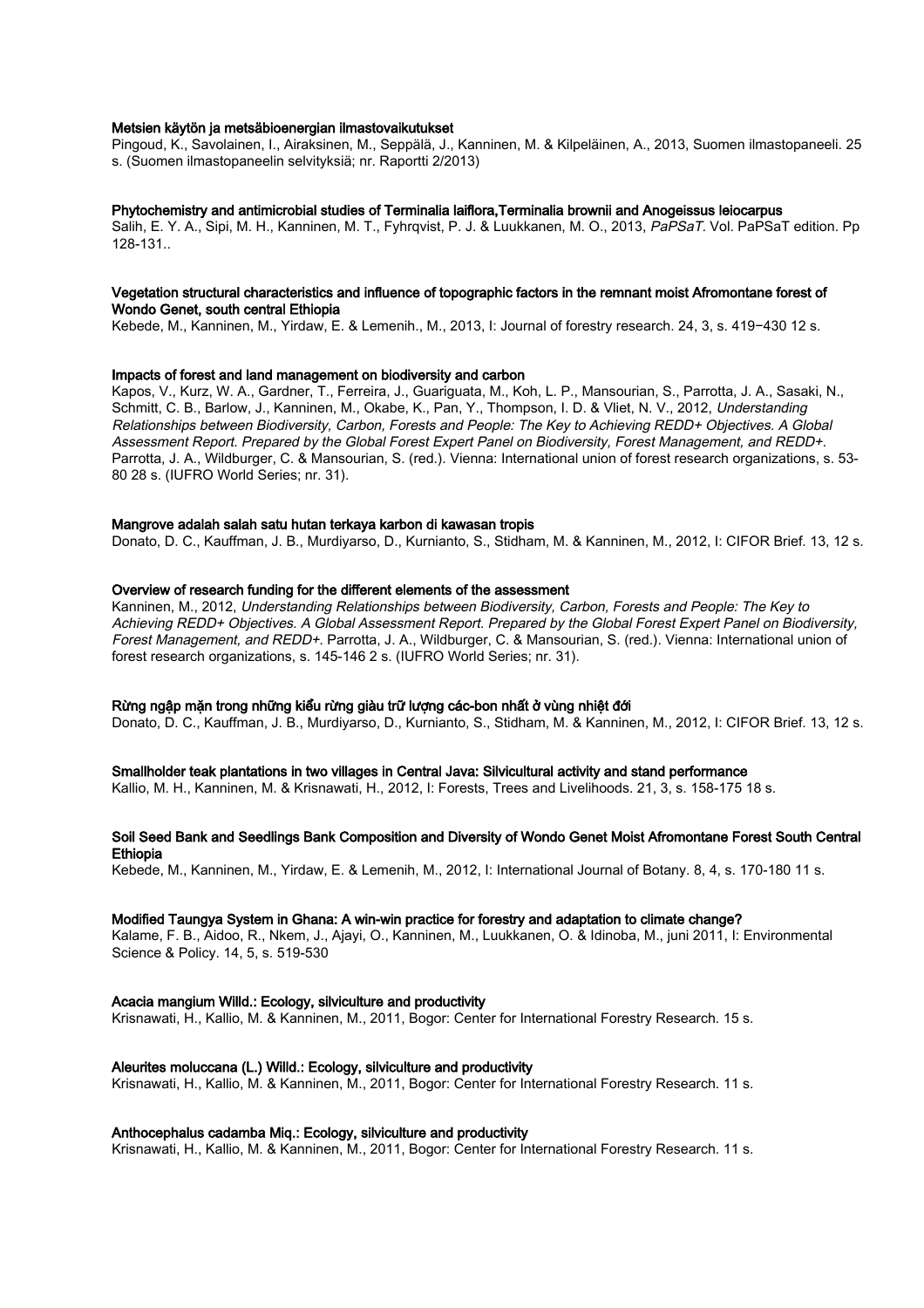**Metsien käytön ja metsäbioenergian ilmastovaikutukset**
Pingoud, K., Savolainen, I., Airaksinen, M., Seppälä, J., Kanninen, M. & Kilpeläinen, A., 2013, Suomen ilmastopaneeli. 25 s. (Suomen ilmastopaneelin selvityksiä; nr. Raportti 2/2013)

**Phytochemistry and antimicrobial studies of Terminalia laiflora,Terminalia brownii and Anogeissus leiocarpus**
Salih, E. Y. A., Sipi, M. H., Kanninen, M. T., Fyhrqvist, P. J. & Luukkanen, M. O., 2013, *PaPSaT*. Vol. PaPSaT edition. Pp 128-131..

**Vegetation structural characteristics and influence of topographic factors in the remnant moist Afromontane forest of Wondo Genet, south central Ethiopia**
Kebede, M., Kanninen, M., Yirdaw, E. & Lemenih., M., 2013, I: Journal of forestry research. 24, 3, s. 419–430 12 s.

**Impacts of forest and land management on biodiversity and carbon**
Kapos, V., Kurz, W. A., Gardner, T., Ferreira, J., Guariguata, M., Koh, L. P., Mansourian, S., Parrotta, J. A., Sasaki, N., Schmitt, C. B., Barlow, J., Kanninen, M., Okabe, K., Pan, Y., Thompson, I. D. & Vliet, N. V., 2012, *Understanding Relationships between Biodiversity, Carbon, Forests and People: The Key to Achieving REDD+ Objectives. A Global Assessment Report. Prepared by the Global Forest Expert Panel on Biodiversity, Forest Management, and REDD+.* Parrotta, J. A., Wildburger, C. & Mansourian, S. (red.). Vienna: International union of forest research organizations, s. 53-80 28 s. (IUFRO World Series; nr. 31).

**Mangrove adalah salah satu hutan terkaya karbon di kawasan tropis**
Donato, D. C., Kauffman, J. B., Murdiyarso, D., Kurnianto, S., Stidham, M. & Kanninen, M., 2012, I: CIFOR Brief. 13, 12 s.

**Overview of research funding for the different elements of the assessment**
Kanninen, M., 2012, *Understanding Relationships between Biodiversity, Carbon, Forests and People: The Key to Achieving REDD+ Objectives. A Global Assessment Report. Prepared by the Global Forest Expert Panel on Biodiversity, Forest Management, and REDD+.* Parrotta, J. A., Wildburger, C. & Mansourian, S. (red.). Vienna: International union of forest research organizations, s. 145-146 2 s. (IUFRO World Series; nr. 31).

**Rừng ngập mặn trong những kiểu rừng giàu trữ lượng các-bon nhất ở vùng nhiệt đới**
Donato, D. C., Kauffman, J. B., Murdiyarso, D., Kurnianto, S., Stidham, M. & Kanninen, M., 2012, I: CIFOR Brief. 13, 12 s.

**Smallholder teak plantations in two villages in Central Java: Silvicultural activity and stand performance**
Kallio, M. H., Kanninen, M. & Krisnawati, H., 2012, I: Forests, Trees and Livelihoods. 21, 3, s. 158-175 18 s.

**Soil Seed Bank and Seedlings Bank Composition and Diversity of Wondo Genet Moist Afromontane Forest South Central Ethiopia**
Kebede, M., Kanninen, M., Yirdaw, E. & Lemenih, M., 2012, I: International Journal of Botany. 8, 4, s. 170-180 11 s.

**Modified Taungya System in Ghana: A win-win practice for forestry and adaptation to climate change?**
Kalame, F. B., Aidoo, R., Nkem, J., Ajayi, O., Kanninen, M., Luukkanen, O. & Idinoba, M., juni 2011, I: Environmental Science & Policy. 14, 5, s. 519-530

**Acacia mangium Willd.: Ecology, silviculture and productivity**
Krisnawati, H., Kallio, M. & Kanninen, M., 2011, Bogor: Center for International Forestry Research. 15 s.

**Aleurites moluccana (L.) Willd.: Ecology, silviculture and productivity**
Krisnawati, H., Kallio, M. & Kanninen, M., 2011, Bogor: Center for International Forestry Research. 11 s.

**Anthocephalus cadamba Miq.: Ecology, silviculture and productivity**
Krisnawati, H., Kallio, M. & Kanninen, M., 2011, Bogor: Center for International Forestry Research. 11 s.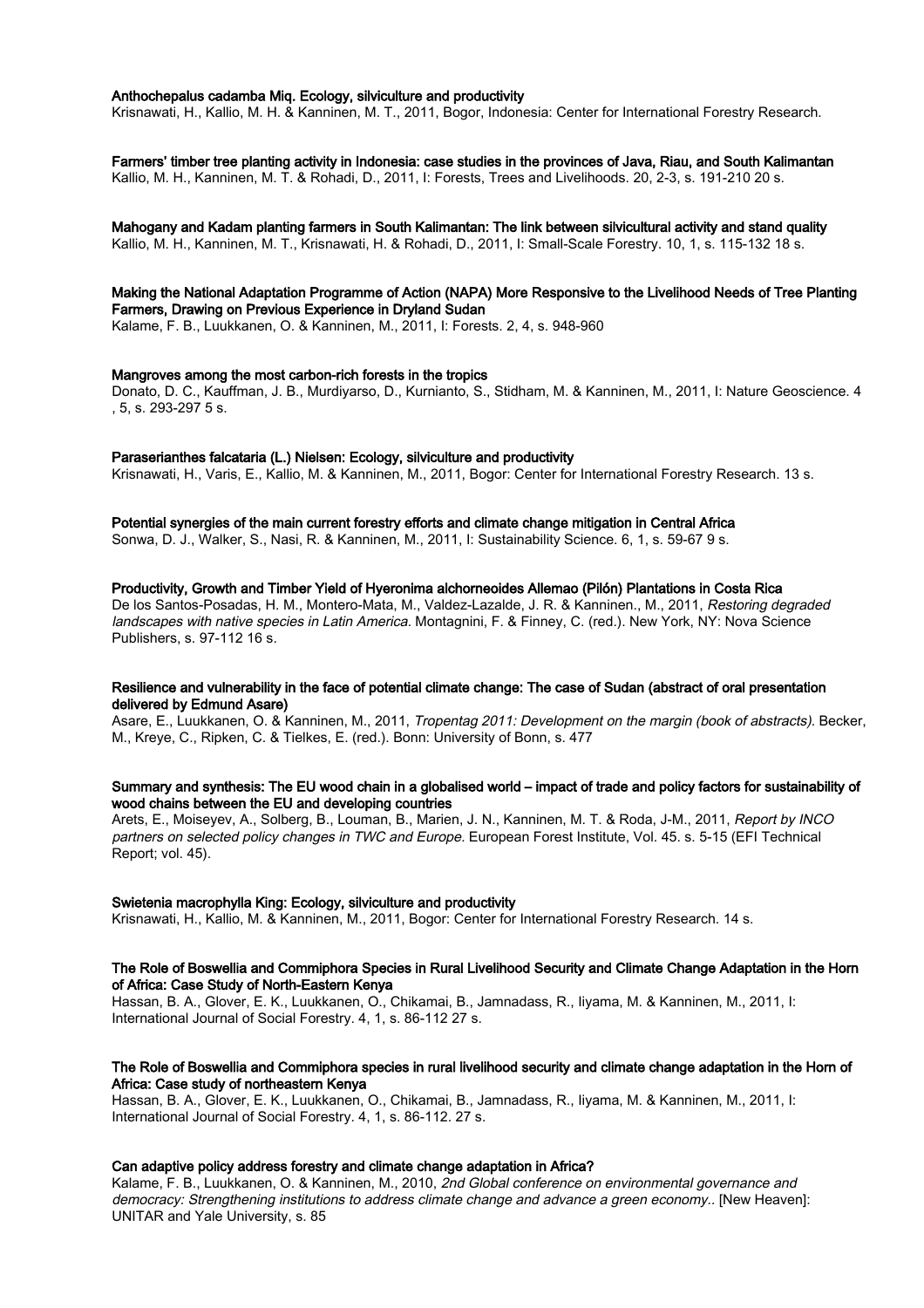**Anthochepalus cadamba Miq. Ecology, silviculture and productivity**
Krisnawati, H., Kallio, M. H. & Kanninen, M. T., 2011, Bogor, Indonesia: Center for International Forestry Research.

**Farmers' timber tree planting activity in Indonesia: case studies in the provinces of Java, Riau, and South Kalimantan**
Kallio, M. H., Kanninen, M. T. & Rohadi, D., 2011, I: Forests, Trees and Livelihoods. 20, 2-3, s. 191-210 20 s.

**Mahogany and Kadam planting farmers in South Kalimantan: The link between silvicultural activity and stand quality**
Kallio, M. H., Kanninen, M. T., Krisnawati, H. & Rohadi, D., 2011, I: Small-Scale Forestry. 10, 1, s. 115-132 18 s.

**Making the National Adaptation Programme of Action (NAPA) More Responsive to the Livelihood Needs of Tree Planting Farmers, Drawing on Previous Experience in Dryland Sudan**
Kalame, F. B., Luukkanen, O. & Kanninen, M., 2011, I: Forests. 2, 4, s. 948-960

**Mangroves among the most carbon-rich forests in the tropics**
Donato, D. C., Kauffman, J. B., Murdiyarso, D., Kurnianto, S., Stidham, M. & Kanninen, M., 2011, I: Nature Geoscience. 4 , 5, s. 293-297 5 s.

**Paraserianthes falcataria (L.) Nielsen: Ecology, silviculture and productivity**
Krisnawati, H., Varis, E., Kallio, M. & Kanninen, M., 2011, Bogor: Center for International Forestry Research. 13 s.

**Potential synergies of the main current forestry efforts and climate change mitigation in Central Africa**
Sonwa, D. J., Walker, S., Nasi, R. & Kanninen, M., 2011, I: Sustainability Science. 6, 1, s. 59-67 9 s.

**Productivity, Growth and Timber Yield of Hyeronima alchorneoides Allemao (Pilón) Plantations in Costa Rica**
De los Santos-Posadas, H. M., Montero-Mata, M., Valdez-Lazalde, J. R. & Kanninen., M., 2011, *Restoring degraded landscapes with native species in Latin America.* Montagnini, F. & Finney, C. (red.). New York, NY: Nova Science Publishers, s. 97-112 16 s.

**Resilience and vulnerability in the face of potential climate change: The case of Sudan (abstract of oral presentation delivered by Edmund Asare)**
Asare, E., Luukkanen, O. & Kanninen, M., 2011, *Tropentag 2011: Development on the margin (book of abstracts).* Becker, M., Kreye, C., Ripken, C. & Tielkes, E. (red.). Bonn: University of Bonn, s. 477

**Summary and synthesis: The EU wood chain in a globalised world – impact of trade and policy factors for sustainability of wood chains between the EU and developing countries**
Arets, E., Moiseyev, A., Solberg, B., Louman, B., Marien, J. N., Kanninen, M. T. & Roda, J-M., 2011, *Report by INCO partners on selected policy changes in TWC and Europe.* European Forest Institute, Vol. 45. s. 5-15 (EFI Technical Report; vol. 45).

**Swietenia macrophylla King: Ecology, silviculture and productivity**
Krisnawati, H., Kallio, M. & Kanninen, M., 2011, Bogor: Center for International Forestry Research. 14 s.

**The Role of Boswellia and Commiphora Species in Rural Livelihood Security and Climate Change Adaptation in the Horn of Africa: Case Study of North-Eastern Kenya**
Hassan, B. A., Glover, E. K., Luukkanen, O., Chikamai, B., Jamnadass, R., Iiyama, M. & Kanninen, M., 2011, I: International Journal of Social Forestry. 4, 1, s. 86-112 27 s.

**The Role of Boswellia and Commiphora species in rural livelihood security and climate change adaptation in the Horn of Africa: Case study of northeastern Kenya**
Hassan, B. A., Glover, E. K., Luukkanen, O., Chikamai, B., Jamnadass, R., Iiyama, M. & Kanninen, M., 2011, I: International Journal of Social Forestry. 4, 1, s. 86-112. 27 s.

**Can adaptive policy address forestry and climate change adaptation in Africa?**
Kalame, F. B., Luukkanen, O. & Kanninen, M., 2010, *2nd Global conference on environmental governance and democracy: Strengthening institutions to address climate change and advance a green economy..* [New Heaven]: UNITAR and Yale University, s. 85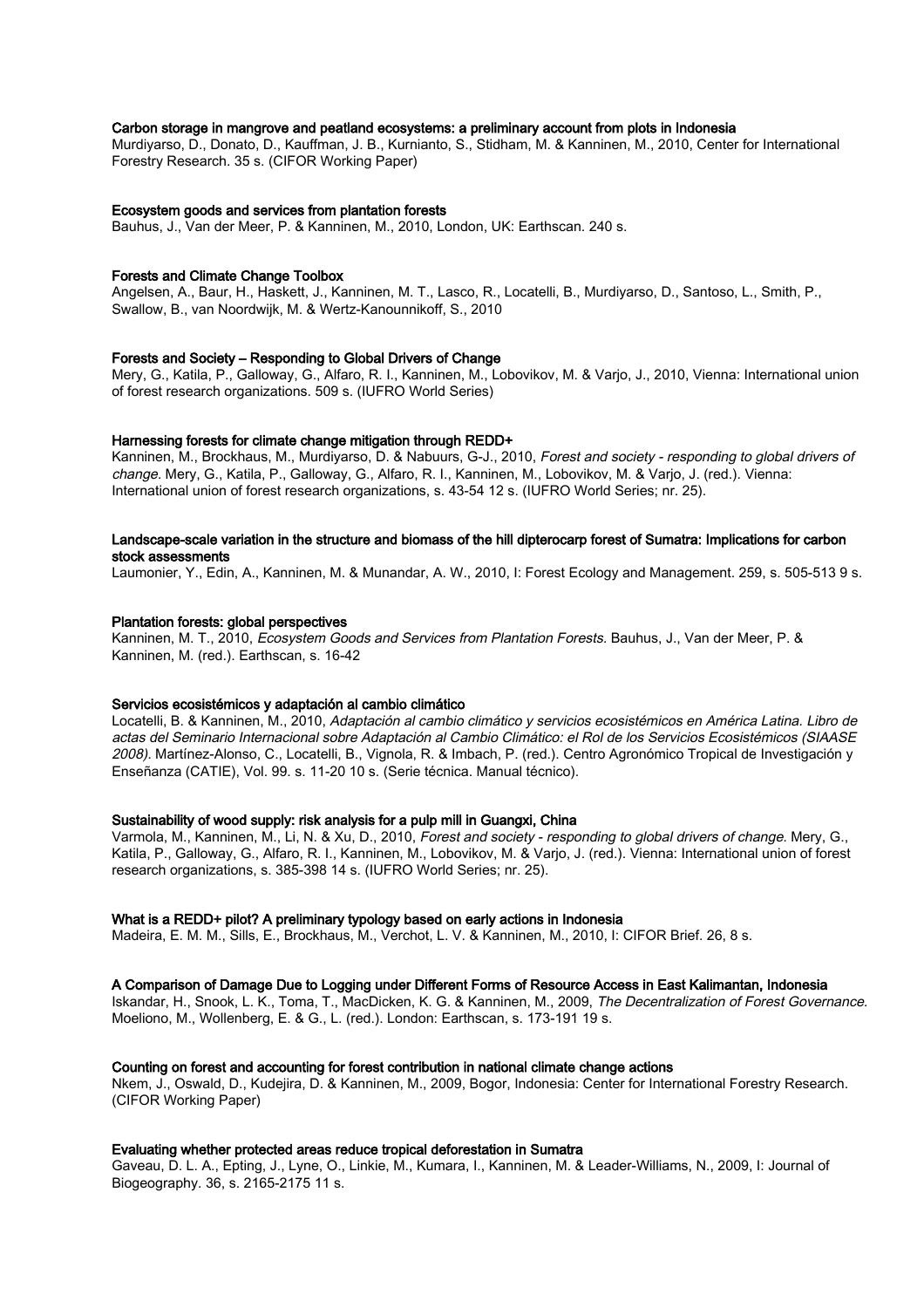**Carbon storage in mangrove and peatland ecosystems: a preliminary account from plots in Indonesia**
Murdiyarso, D., Donato, D., Kauffman, J. B., Kurnianto, S., Stidham, M. & Kanninen, M., 2010, Center for International Forestry Research. 35 s. (CIFOR Working Paper)

**Ecosystem goods and services from plantation forests**
Bauhus, J., Van der Meer, P. & Kanninen, M., 2010, London, UK: Earthscan. 240 s.

**Forests and Climate Change Toolbox**
Angelsen, A., Baur, H., Haskett, J., Kanninen, M. T., Lasco, R., Locatelli, B., Murdiyarso, D., Santoso, L., Smith, P., Swallow, B., van Noordwijk, M. & Wertz-Kanounnikoff, S., 2010

**Forests and Society – Responding to Global Drivers of Change**
Mery, G., Katila, P., Galloway, G., Alfaro, R. I., Kanninen, M., Lobovikov, M. & Varjo, J., 2010, Vienna: International union of forest research organizations. 509 s. (IUFRO World Series)

**Harnessing forests for climate change mitigation through REDD+**
Kanninen, M., Brockhaus, M., Murdiyarso, D. & Nabuurs, G-J., 2010, *Forest and society - responding to global drivers of change.* Mery, G., Katila, P., Galloway, G., Alfaro, R. I., Kanninen, M., Lobovikov, M. & Varjo, J. (red.). Vienna: International union of forest research organizations, s. 43-54 12 s. (IUFRO World Series; nr. 25).

**Landscape-scale variation in the structure and biomass of the hill dipterocarp forest of Sumatra: Implications for carbon stock assessments**
Laumonier, Y., Edin, A., Kanninen, M. & Munandar, A. W., 2010, I: Forest Ecology and Management. 259, s. 505-513 9 s.

**Plantation forests: global perspectives**
Kanninen, M. T., 2010, *Ecosystem Goods and Services from Plantation Forests.* Bauhus, J., Van der Meer, P. & Kanninen, M. (red.). Earthscan, s. 16-42

**Servicios ecosistémicos y adaptación al cambio climático**
Locatelli, B. & Kanninen, M., 2010, *Adaptación al cambio climático y servicios ecosistémicos en América Latina. Libro de actas del Seminario Internacional sobre Adaptación al Cambio Climático: el Rol de los Servicios Ecosistémicos (SIAASE 2008).* Martínez-Alonso, C., Locatelli, B., Vignola, R. & Imbach, P. (red.). Centro Agronómico Tropical de Investigación y Enseñanza (CATIE), Vol. 99. s. 11-20 10 s. (Serie técnica. Manual técnico).

**Sustainability of wood supply: risk analysis for a pulp mill in Guangxi, China**
Varmola, M., Kanninen, M., Li, N. & Xu, D., 2010, *Forest and society - responding to global drivers of change.* Mery, G., Katila, P., Galloway, G., Alfaro, R. I., Kanninen, M., Lobovikov, M. & Varjo, J. (red.). Vienna: International union of forest research organizations, s. 385-398 14 s. (IUFRO World Series; nr. 25).

**What is a REDD+ pilot? A preliminary typology based on early actions in Indonesia**
Madeira, E. M. M., Sills, E., Brockhaus, M., Verchot, L. V. & Kanninen, M., 2010, I: CIFOR Brief. 26, 8 s.

**A Comparison of Damage Due to Logging under Different Forms of Resource Access in East Kalimantan, Indonesia**
Iskandar, H., Snook, L. K., Toma, T., MacDicken, K. G. & Kanninen, M., 2009, *The Decentralization of Forest Governance.* Moeliono, M., Wollenberg, E. & G., L. (red.). London: Earthscan, s. 173-191 19 s.

**Counting on forest and accounting for forest contribution in national climate change actions**
Nkem, J., Oswald, D., Kudejira, D. & Kanninen, M., 2009, Bogor, Indonesia: Center for International Forestry Research. (CIFOR Working Paper)

**Evaluating whether protected areas reduce tropical deforestation in Sumatra**
Gaveau, D. L. A., Epting, J., Lyne, O., Linkie, M., Kumara, I., Kanninen, M. & Leader-Williams, N., 2009, I: Journal of Biogeography. 36, s. 2165-2175 11 s.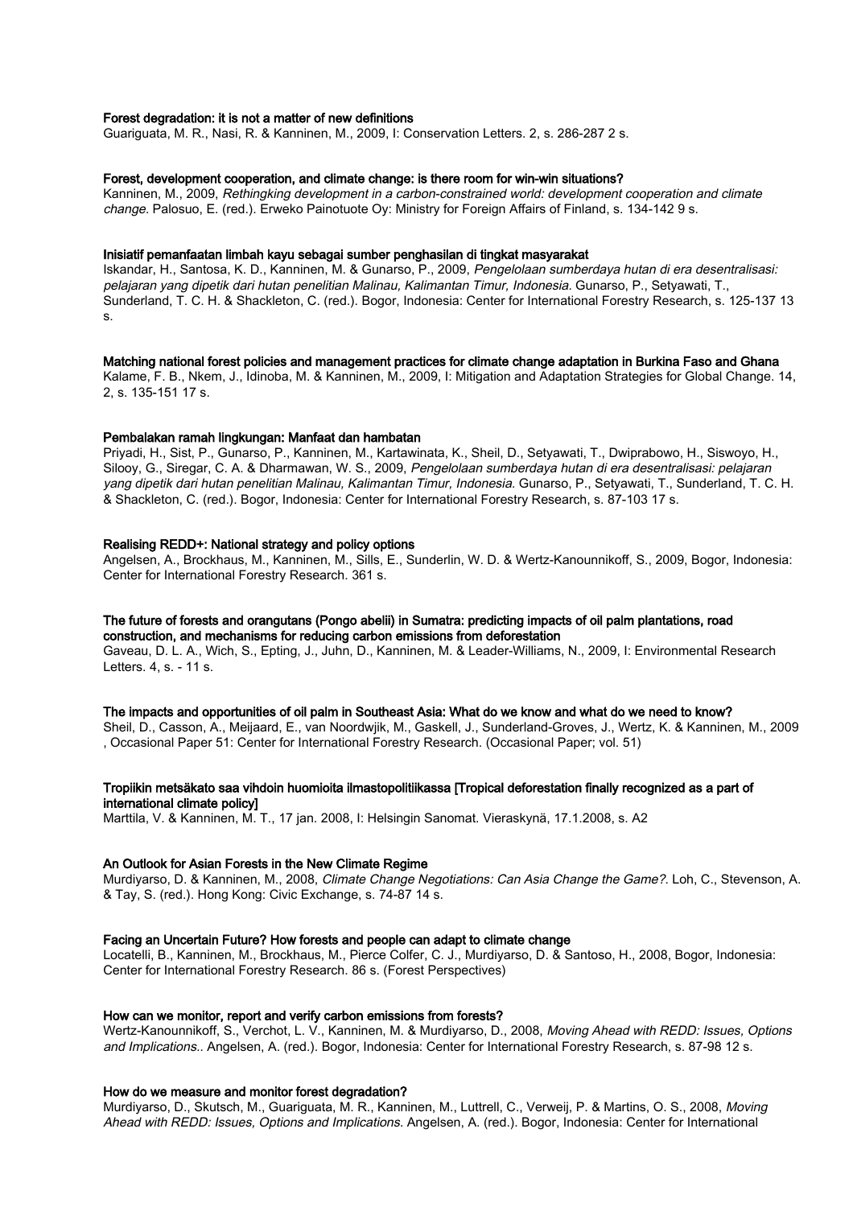**Forest degradation: it is not a matter of new definitions**
Guariguata, M. R., Nasi, R. & Kanninen, M., 2009, I: Conservation Letters. 2, s. 286-287 2 s.

**Forest, development cooperation, and climate change: is there room for win-win situations?**
Kanninen, M., 2009, *Rethingking development in a carbon-constrained world: development cooperation and climate change.* Palosuo, E. (red.). Erweko Painotuote Oy: Ministry for Foreign Affairs of Finland, s. 134-142 9 s.

**Inisiatif pemanfaatan limbah kayu sebagai sumber penghasilan di tingkat masyarakat**
Iskandar, H., Santosa, K. D., Kanninen, M. & Gunarso, P., 2009, *Pengelolaan sumberdaya hutan di era desentralisasi: pelajaran yang dipetik dari hutan penelitian Malinau, Kalimantan Timur, Indonesia.* Gunarso, P., Setyawati, T., Sunderland, T. C. H. & Shackleton, C. (red.). Bogor, Indonesia: Center for International Forestry Research, s. 125-137 13 s.

**Matching national forest policies and management practices for climate change adaptation in Burkina Faso and Ghana**
Kalame, F. B., Nkem, J., Idinoba, M. & Kanninen, M., 2009, I: Mitigation and Adaptation Strategies for Global Change. 14, 2, s. 135-151 17 s.

**Pembalakan ramah lingkungan: Manfaat dan hambatan**
Priyadi, H., Sist, P., Gunarso, P., Kanninen, M., Kartawinata, K., Sheil, D., Setyawati, T., Dwiprabowo, H., Siswoyo, H., Silooy, G., Siregar, C. A. & Dharmawan, W. S., 2009, *Pengelolaan sumberdaya hutan di era desentralisasi: pelajaran yang dipetik dari hutan penelitian Malinau, Kalimantan Timur, Indonesia.* Gunarso, P., Setyawati, T., Sunderland, T. C. H. & Shackleton, C. (red.). Bogor, Indonesia: Center for International Forestry Research, s. 87-103 17 s.

**Realising REDD+: National strategy and policy options**
Angelsen, A., Brockhaus, M., Kanninen, M., Sills, E., Sunderlin, W. D. & Wertz-Kanounnikoff, S., 2009, Bogor, Indonesia: Center for International Forestry Research. 361 s.

**The future of forests and orangutans (Pongo abelii) in Sumatra: predicting impacts of oil palm plantations, road construction, and mechanisms for reducing carbon emissions from deforestation**
Gaveau, D. L. A., Wich, S., Epting, J., Juhn, D., Kanninen, M. & Leader-Williams, N., 2009, I: Environmental Research Letters. 4, s. - 11 s.

**The impacts and opportunities of oil palm in Southeast Asia: What do we know and what do we need to know?**
Sheil, D., Casson, A., Meijaard, E., van Noordwjik, M., Gaskell, J., Sunderland-Groves, J., Wertz, K. & Kanninen, M., 2009 , Occasional Paper 51: Center for International Forestry Research. (Occasional Paper; vol. 51)

**Tropiikin metsäkato saa vihdoin huomioita ilmastopolitiikassa [Tropical deforestation finally recognized as a part of international climate policy]**
Marttila, V. & Kanninen, M. T., 17 jan. 2008, I: Helsingin Sanomat. Vieraskynä, 17.1.2008, s. A2

**An Outlook for Asian Forests in the New Climate Regime**
Murdiyarso, D. & Kanninen, M., 2008, *Climate Change Negotiations: Can Asia Change the Game?.* Loh, C., Stevenson, A. & Tay, S. (red.). Hong Kong: Civic Exchange, s. 74-87 14 s.

**Facing an Uncertain Future? How forests and people can adapt to climate change**
Locatelli, B., Kanninen, M., Brockhaus, M., Pierce Colfer, C. J., Murdiyarso, D. & Santoso, H., 2008, Bogor, Indonesia: Center for International Forestry Research. 86 s. (Forest Perspectives)

**How can we monitor, report and verify carbon emissions from forests?**
Wertz-Kanounnikoff, S., Verchot, L. V., Kanninen, M. & Murdiyarso, D., 2008, *Moving Ahead with REDD: Issues, Options and Implications..* Angelsen, A. (red.). Bogor, Indonesia: Center for International Forestry Research, s. 87-98 12 s.

**How do we measure and monitor forest degradation?**
Murdiyarso, D., Skutsch, M., Guariguata, M. R., Kanninen, M., Luttrell, C., Verweij, P. & Martins, O. S., 2008, *Moving Ahead with REDD: Issues, Options and Implications.* Angelsen, A. (red.). Bogor, Indonesia: Center for International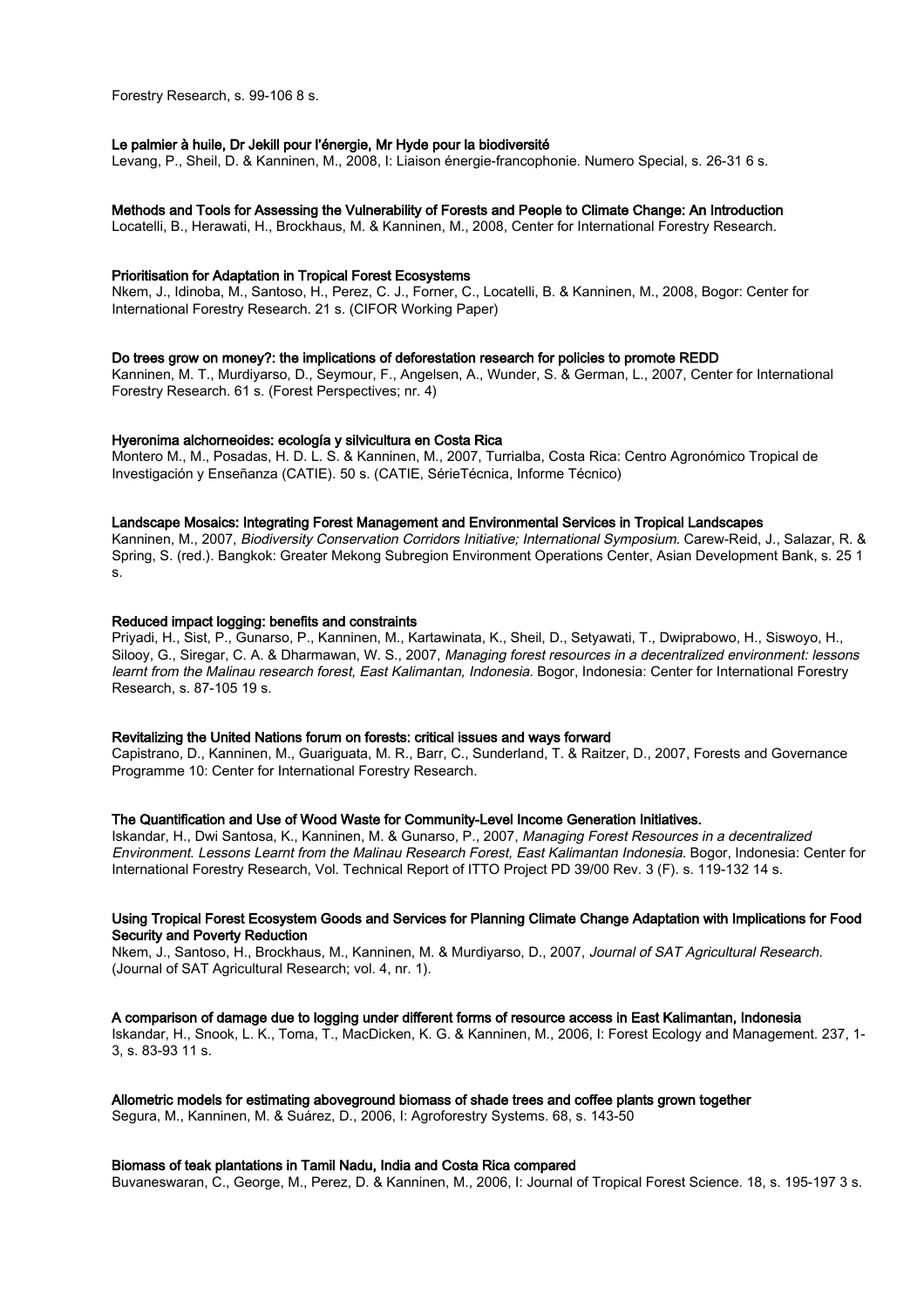Forestry Research, s. 99-106 8 s.

**Le palmier à huile, Dr Jekill pour l'énergie, Mr Hyde pour la biodiversité**
Levang, P., Sheil, D. & Kanninen, M., 2008, I: Liaison énergie-francophonie. Numero Special, s. 26-31 6 s.

**Methods and Tools for Assessing the Vulnerability of Forests and People to Climate Change: An Introduction**
Locatelli, B., Herawati, H., Brockhaus, M. & Kanninen, M., 2008, Center for International Forestry Research.

**Prioritisation for Adaptation in Tropical Forest Ecosystems**
Nkem, J., Idinoba, M., Santoso, H., Perez, C. J., Forner, C., Locatelli, B. & Kanninen, M., 2008, Bogor: Center for International Forestry Research. 21 s. (CIFOR Working Paper)

**Do trees grow on money?: the implications of deforestation research for policies to promote REDD**
Kanninen, M. T., Murdiyarso, D., Seymour, F., Angelsen, A., Wunder, S. & German, L., 2007, Center for International Forestry Research. 61 s. (Forest Perspectives; nr. 4)

**Hyeronima alchorneoides: ecología y silvicultura en Costa Rica**
Montero M., M., Posadas, H. D. L. S. & Kanninen, M., 2007, Turrialba, Costa Rica: Centro Agronómico Tropical de Investigación y Enseñanza (CATIE). 50 s. (CATIE, SérieTécnica, Informe Técnico)

**Landscape Mosaics: Integrating Forest Management and Environmental Services in Tropical Landscapes**
Kanninen, M., 2007, *Biodiversity Conservation Corridors Initiative; International Symposium.* Carew-Reid, J., Salazar, R. & Spring, S. (red.). Bangkok: Greater Mekong Subregion Environment Operations Center, Asian Development Bank, s. 25 1 s.

**Reduced impact logging: benefits and constraints**
Priyadi, H., Sist, P., Gunarso, P., Kanninen, M., Kartawinata, K., Sheil, D., Setyawati, T., Dwiprabowo, H., Siswoyo, H., Silooy, G., Siregar, C. A. & Dharmawan, W. S., 2007, *Managing forest resources in a decentralized environment: lessons learnt from the Malinau research forest, East Kalimantan, Indonesia.* Bogor, Indonesia: Center for International Forestry Research, s. 87-105 19 s.

**Revitalizing the United Nations forum on forests: critical issues and ways forward**
Capistrano, D., Kanninen, M., Guariguata, M. R., Barr, C., Sunderland, T. & Raitzer, D., 2007, Forests and Governance Programme 10: Center for International Forestry Research.

**The Quantification and Use of Wood Waste for Community-Level Income Generation Initiatives.**
Iskandar, H., Dwi Santosa, K., Kanninen, M. & Gunarso, P., 2007, *Managing Forest Resources in a decentralized Environment. Lessons Learnt from the Malinau Research Forest, East Kalimantan Indonesia.* Bogor, Indonesia: Center for International Forestry Research, Vol. Technical Report of ITTO Project PD 39/00 Rev. 3 (F). s. 119-132 14 s.

**Using Tropical Forest Ecosystem Goods and Services for Planning Climate Change Adaptation with Implications for Food Security and Poverty Reduction**
Nkem, J., Santoso, H., Brockhaus, M., Kanninen, M. & Murdiyarso, D., 2007, *Journal of SAT Agricultural Research.* (Journal of SAT Agricultural Research; vol. 4, nr. 1).

**A comparison of damage due to logging under different forms of resource access in East Kalimantan, Indonesia**
Iskandar, H., Snook, L. K., Toma, T., MacDicken, K. G. & Kanninen, M., 2006, I: Forest Ecology and Management. 237, 1-3, s. 83-93 11 s.

**Allometric models for estimating aboveground biomass of shade trees and coffee plants grown together**
Segura, M., Kanninen, M. & Suárez, D., 2006, I: Agroforestry Systems. 68, s. 143-50

**Biomass of teak plantations in Tamil Nadu, India and Costa Rica compared**
Buvaneswaran, C., George, M., Perez, D. & Kanninen, M., 2006, I: Journal of Tropical Forest Science. 18, s. 195-197 3 s.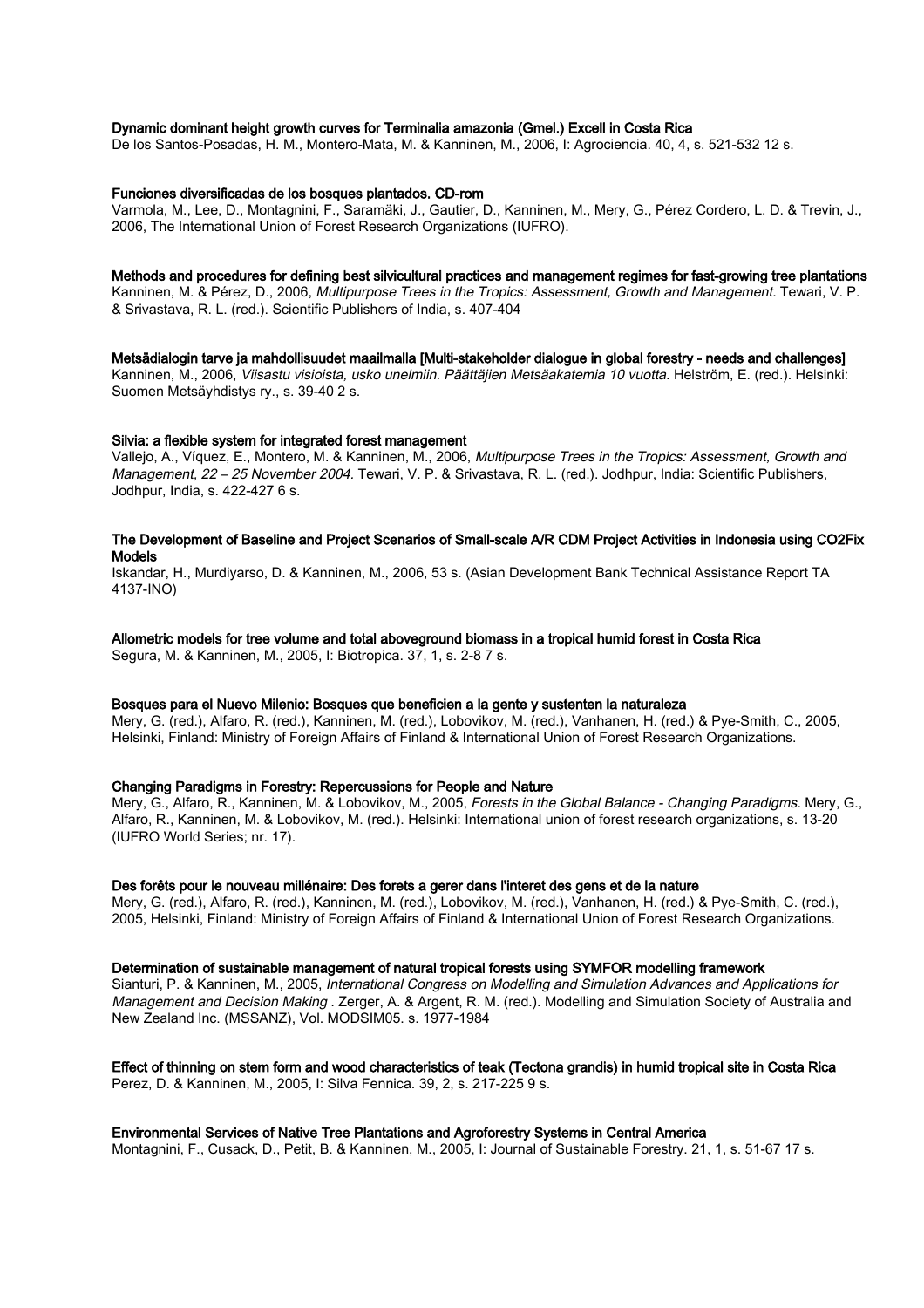**Dynamic dominant height growth curves for Terminalia amazonia (Gmel.) Excell in Costa Rica**
De los Santos-Posadas, H. M., Montero-Mata, M. & Kanninen, M., 2006, I: Agrociencia. 40, 4, s. 521-532 12 s.

**Funciones diversificadas de los bosques plantados. CD-rom**
Varmola, M., Lee, D., Montagnini, F., Saramäki, J., Gautier, D., Kanninen, M., Mery, G., Pérez Cordero, L. D. & Trevin, J., 2006, The International Union of Forest Research Organizations (IUFRO).

**Methods and procedures for defining best silvicultural practices and management regimes for fast-growing tree plantations**
Kanninen, M. & Pérez, D., 2006, *Multipurpose Trees in the Tropics: Assessment, Growth and Management.* Tewari, V. P. & Srivastava, R. L. (red.). Scientific Publishers of India, s. 407-404

**Metsädialogin tarve ja mahdollisuudet maailmalla [Multi-stakeholder dialogue in global forestry - needs and challenges]**
Kanninen, M., 2006, *Viisastu visioista, usko unelmiin. Päättäjien Metsäakatemia 10 vuotta.* Helström, E. (red.). Helsinki: Suomen Metsäyhdistys ry., s. 39-40 2 s.

**Silvia: a flexible system for integrated forest management**
Vallejo, A., Víquez, E., Montero, M. & Kanninen, M., 2006, *Multipurpose Trees in the Tropics: Assessment, Growth and Management, 22 – 25 November 2004.* Tewari, V. P. & Srivastava, R. L. (red.). Jodhpur, India: Scientific Publishers, Jodhpur, India, s. 422-427 6 s.

**The Development of Baseline and Project Scenarios of Small-scale A/R CDM Project Activities in Indonesia using CO2Fix Models**
Iskandar, H., Murdiyarso, D. & Kanninen, M., 2006, 53 s. (Asian Development Bank Technical Assistance Report TA 4137-INO)

**Allometric models for tree volume and total aboveground biomass in a tropical humid forest in Costa Rica**
Segura, M. & Kanninen, M., 2005, I: Biotropica. 37, 1, s. 2-8 7 s.

**Bosques para el Nuevo Milenio: Bosques que beneficien a la gente y sustenten la naturaleza**
Mery, G. (red.), Alfaro, R. (red.), Kanninen, M. (red.), Lobovikov, M. (red.), Vanhanen, H. (red.) & Pye-Smith, C., 2005, Helsinki, Finland: Ministry of Foreign Affairs of Finland & International Union of Forest Research Organizations.

**Changing Paradigms in Forestry: Repercussions for People and Nature**
Mery, G., Alfaro, R., Kanninen, M. & Lobovikov, M., 2005, *Forests in the Global Balance - Changing Paradigms.* Mery, G., Alfaro, R., Kanninen, M. & Lobovikov, M. (red.). Helsinki: International union of forest research organizations, s. 13-20 (IUFRO World Series; nr. 17).

**Des forêts pour le nouveau millénaire: Des forets a gerer dans l'interet des gens et de la nature**
Mery, G. (red.), Alfaro, R. (red.), Kanninen, M. (red.), Lobovikov, M. (red.), Vanhanen, H. (red.) & Pye-Smith, C. (red.), 2005, Helsinki, Finland: Ministry of Foreign Affairs of Finland & International Union of Forest Research Organizations.

**Determination of sustainable management of natural tropical forests using SYMFOR modelling framework**
Sianturi, P. & Kanninen, M., 2005, *International Congress on Modelling and Simulation Advances and Applications for Management and Decision Making .* Zerger, A. & Argent, R. M. (red.). Modelling and Simulation Society of Australia and New Zealand Inc. (MSSANZ), Vol. MODSIM05. s. 1977-1984

**Effect of thinning on stem form and wood characteristics of teak (Tectona grandis) in humid tropical site in Costa Rica**
Perez, D. & Kanninen, M., 2005, I: Silva Fennica. 39, 2, s. 217-225 9 s.

**Environmental Services of Native Tree Plantations and Agroforestry Systems in Central America**
Montagnini, F., Cusack, D., Petit, B. & Kanninen, M., 2005, I: Journal of Sustainable Forestry. 21, 1, s. 51-67 17 s.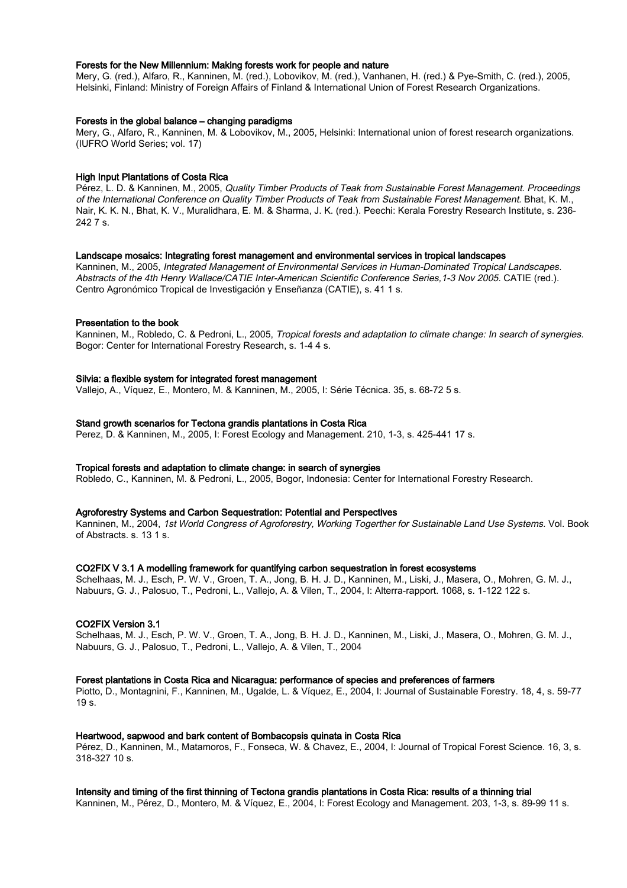**Forests for the New Millennium: Making forests work for people and nature**

Mery, G. (red.), Alfaro, R., Kanninen, M. (red.), Lobovikov, M. (red.), Vanhanen, H. (red.) & Pye-Smith, C. (red.), 2005, Helsinki, Finland: Ministry of Foreign Affairs of Finland & International Union of Forest Research Organizations.

**Forests in the global balance – changing paradigms**

Mery, G., Alfaro, R., Kanninen, M. & Lobovikov, M., 2005, Helsinki: International union of forest research organizations. (IUFRO World Series; vol. 17)

**High Input Plantations of Costa Rica**

Pérez, L. D. & Kanninen, M., 2005, *Quality Timber Products of Teak from Sustainable Forest Management. Proceedings of the International Conference on Quality Timber Products of Teak from Sustainable Forest Management.* Bhat, K. M., Nair, K. K. N., Bhat, K. V., Muralidhara, E. M. & Sharma, J. K. (red.). Peechi: Kerala Forestry Research Institute, s. 236-242 7 s.

**Landscape mosaics: Integrating forest management and environmental services in tropical landscapes**

Kanninen, M., 2005, *Integrated Management of Environmental Services in Human-Dominated Tropical Landscapes. Abstracts of the 4th Henry Wallace/CATIE Inter-American Scientific Conference Series,1-3 Nov 2005.* CATIE (red.). Centro Agronómico Tropical de Investigación y Enseñanza (CATIE), s. 41 1 s.

**Presentation to the book**

Kanninen, M., Robledo, C. & Pedroni, L., 2005, *Tropical forests and adaptation to climate change: In search of synergies.* Bogor: Center for International Forestry Research, s. 1-4 4 s.

**Silvia: a flexible system for integrated forest management**

Vallejo, A., Víquez, E., Montero, M. & Kanninen, M., 2005, I: Série Técnica. 35, s. 68-72 5 s.

**Stand growth scenarios for Tectona grandis plantations in Costa Rica**

Perez, D. & Kanninen, M., 2005, I: Forest Ecology and Management. 210, 1-3, s. 425-441 17 s.

**Tropical forests and adaptation to climate change: in search of synergies**

Robledo, C., Kanninen, M. & Pedroni, L., 2005, Bogor, Indonesia: Center for International Forestry Research.

**Agroforestry Systems and Carbon Sequestration: Potential and Perspectives**

Kanninen, M., 2004, *1st World Congress of Agroforestry, Working Togerther for Sustainable Land Use Systems.* Vol. Book of Abstracts. s. 13 1 s.

**CO2FIX V 3.1 A modelling framework for quantifying carbon sequestration in forest ecosystems**

Schelhaas, M. J., Esch, P. W. V., Groen, T. A., Jong, B. H. J. D., Kanninen, M., Liski, J., Masera, O., Mohren, G. M. J., Nabuurs, G. J., Palosuo, T., Pedroni, L., Vallejo, A. & Vilen, T., 2004, I: Alterra-rapport. 1068, s. 1-122 122 s.

**CO2FIX Version 3.1**

Schelhaas, M. J., Esch, P. W. V., Groen, T. A., Jong, B. H. J. D., Kanninen, M., Liski, J., Masera, O., Mohren, G. M. J., Nabuurs, G. J., Palosuo, T., Pedroni, L., Vallejo, A. & Vilen, T., 2004

**Forest plantations in Costa Rica and Nicaragua: performance of species and preferences of farmers**

Piotto, D., Montagnini, F., Kanninen, M., Ugalde, L. & Víquez, E., 2004, I: Journal of Sustainable Forestry. 18, 4, s. 59-77 19 s.

**Heartwood, sapwood and bark content of Bombacopsis quinata in Costa Rica**

Pérez, D., Kanninen, M., Matamoros, F., Fonseca, W. & Chavez, E., 2004, I: Journal of Tropical Forest Science. 16, 3, s. 318-327 10 s.

**Intensity and timing of the first thinning of Tectona grandis plantations in Costa Rica: results of a thinning trial**

Kanninen, M., Pérez, D., Montero, M. & Víquez, E., 2004, I: Forest Ecology and Management. 203, 1-3, s. 89-99 11 s.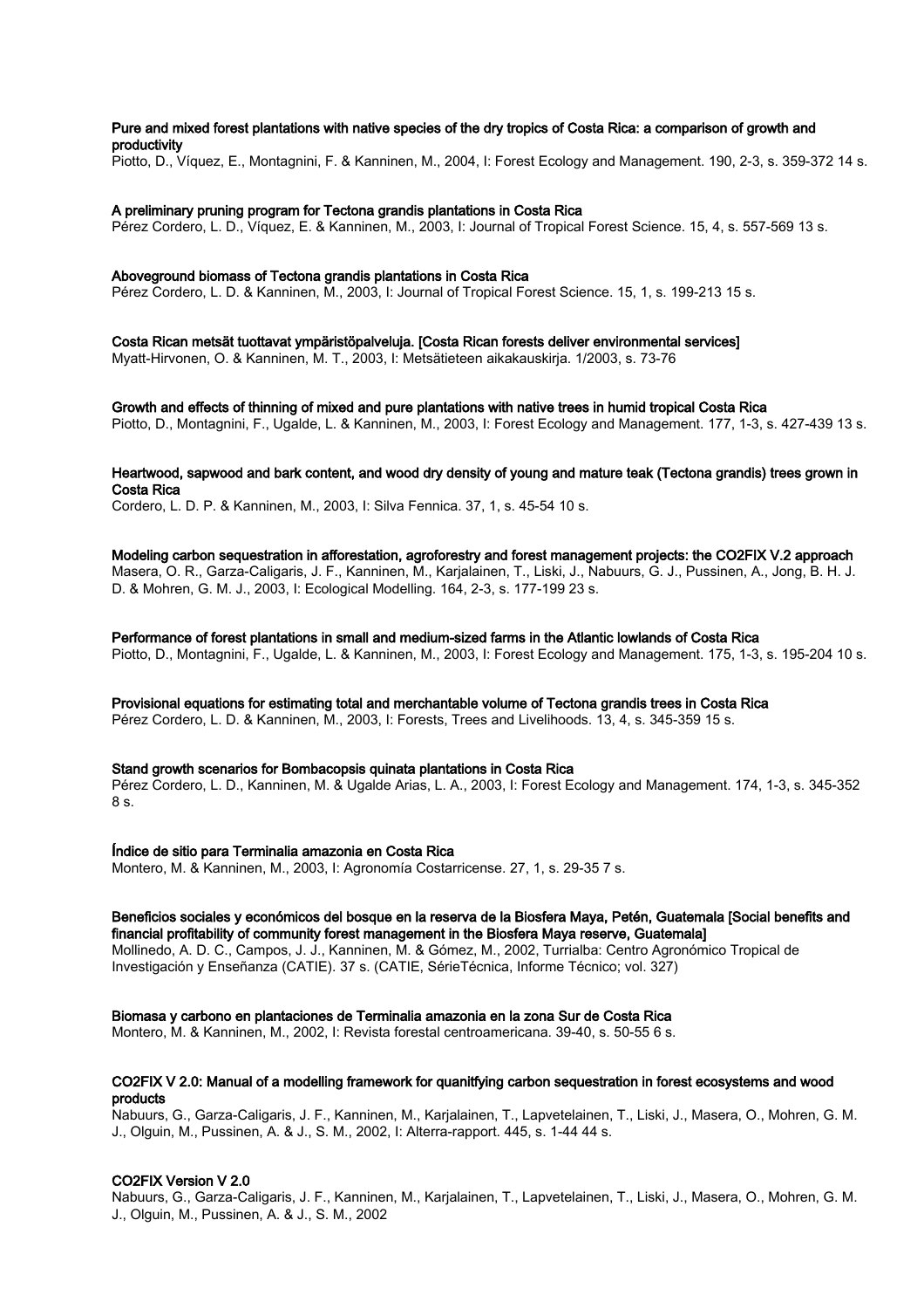**Pure and mixed forest plantations with native species of the dry tropics of Costa Rica: a comparison of growth and productivity**
Piotto, D., Víquez, E., Montagnini, F. & Kanninen, M., 2004, I: Forest Ecology and Management. 190, 2-3, s. 359-372 14 s.

**A preliminary pruning program for Tectona grandis plantations in Costa Rica**
Pérez Cordero, L. D., Víquez, E. & Kanninen, M., 2003, I: Journal of Tropical Forest Science. 15, 4, s. 557-569 13 s.

**Aboveground biomass of Tectona grandis plantations in Costa Rica**
Pérez Cordero, L. D. & Kanninen, M., 2003, I: Journal of Tropical Forest Science. 15, 1, s. 199-213 15 s.

**Costa Rican metsät tuottavat ympäristöpalveluja. [Costa Rican forests deliver environmental services]**
Myatt-Hirvonen, O. & Kanninen, M. T., 2003, I: Metsätieteen aikakauskirja. 1/2003, s. 73-76

**Growth and effects of thinning of mixed and pure plantations with native trees in humid tropical Costa Rica**
Piotto, D., Montagnini, F., Ugalde, L. & Kanninen, M., 2003, I: Forest Ecology and Management. 177, 1-3, s. 427-439 13 s.

**Heartwood, sapwood and bark content, and wood dry density of young and mature teak (Tectona grandis) trees grown in Costa Rica**
Cordero, L. D. P. & Kanninen, M., 2003, I: Silva Fennica. 37, 1, s. 45-54 10 s.

**Modeling carbon sequestration in afforestation, agroforestry and forest management projects: the CO2FIX V.2 approach**
Masera, O. R., Garza-Caligaris, J. F., Kanninen, M., Karjalainen, T., Liski, J., Nabuurs, G. J., Pussinen, A., Jong, B. H. J. D. & Mohren, G. M. J., 2003, I: Ecological Modelling. 164, 2-3, s. 177-199 23 s.

**Performance of forest plantations in small and medium-sized farms in the Atlantic lowlands of Costa Rica**
Piotto, D., Montagnini, F., Ugalde, L. & Kanninen, M., 2003, I: Forest Ecology and Management. 175, 1-3, s. 195-204 10 s.

**Provisional equations for estimating total and merchantable volume of Tectona grandis trees in Costa Rica**
Pérez Cordero, L. D. & Kanninen, M., 2003, I: Forests, Trees and Livelihoods. 13, 4, s. 345-359 15 s.

**Stand growth scenarios for Bombacopsis quinata plantations in Costa Rica**
Pérez Cordero, L. D., Kanninen, M. & Ugalde Arias, L. A., 2003, I: Forest Ecology and Management. 174, 1-3, s. 345-352 8 s.

**Índice de sitio para Terminalia amazonia en Costa Rica**
Montero, M. & Kanninen, M., 2003, I: Agronomía Costarricense. 27, 1, s. 29-35 7 s.

**Beneficios sociales y económicos del bosque en la reserva de la Biosfera Maya, Petén, Guatemala [Social benefits and financial profitability of community forest management in the Biosfera Maya reserve, Guatemala]**
Mollinedo, A. D. C., Campos, J. J., Kanninen, M. & Gómez, M., 2002, Turrialba: Centro Agronómico Tropical de Investigación y Enseñanza (CATIE). 37 s. (CATIE, SérieTécnica, Informe Técnico; vol. 327)

**Biomasa y carbono en plantaciones de Terminalia amazonia en la zona Sur de Costa Rica**
Montero, M. & Kanninen, M., 2002, I: Revista forestal centroamericana. 39-40, s. 50-55 6 s.

**CO2FIX V 2.0: Manual of a modelling framework for quanitfying carbon sequestration in forest ecosystems and wood products**
Nabuurs, G., Garza-Caligaris, J. F., Kanninen, M., Karjalainen, T., Lapvetelainen, T., Liski, J., Masera, O., Mohren, G. M. J., Olguin, M., Pussinen, A. & J., S. M., 2002, I: Alterra-rapport. 445, s. 1-44 44 s.

**CO2FIX Version V 2.0**
Nabuurs, G., Garza-Caligaris, J. F., Kanninen, M., Karjalainen, T., Lapvetelainen, T., Liski, J., Masera, O., Mohren, G. M. J., Olguin, M., Pussinen, A. & J., S. M., 2002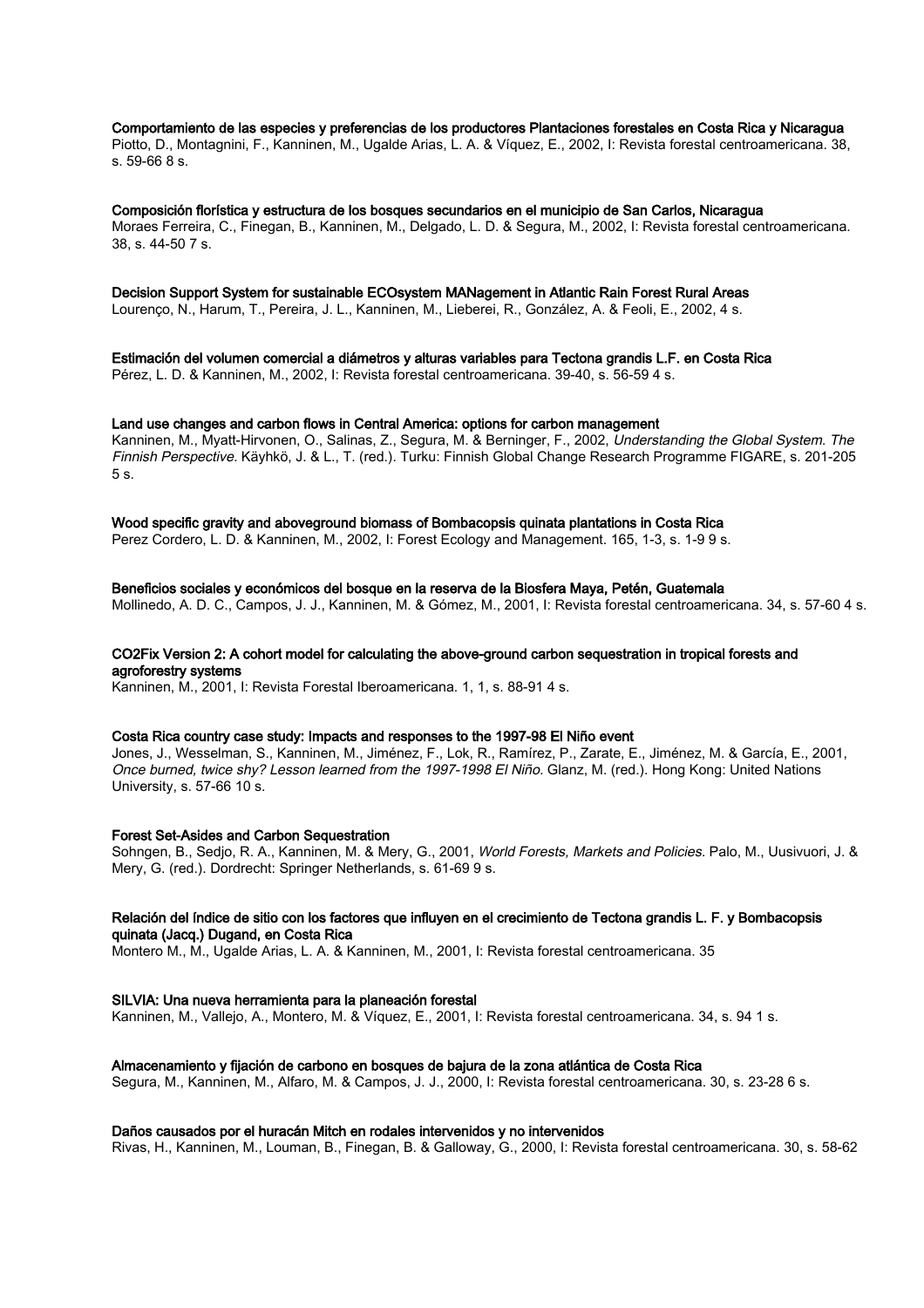**Comportamiento de las especies y preferencias de los productores Plantaciones forestales en Costa Rica y Nicaragua**
Piotto, D., Montagnini, F., Kanninen, M., Ugalde Arias, L. A. & Víquez, E., 2002, I: Revista forestal centroamericana. 38, s. 59-66 8 s.

**Composición florística y estructura de los bosques secundarios en el municipio de San Carlos, Nicaragua**
Moraes Ferreira, C., Finegan, B., Kanninen, M., Delgado, L. D. & Segura, M., 2002, I: Revista forestal centroamericana. 38, s. 44-50 7 s.

**Decision Support System for sustainable ECOsystem MANagement in Atlantic Rain Forest Rural Areas**
Lourenço, N., Harum, T., Pereira, J. L., Kanninen, M., Lieberei, R., González, A. & Feoli, E., 2002, 4 s.

**Estimación del volumen comercial a diámetros y alturas variables para Tectona grandis L.F. en Costa Rica**
Pérez, L. D. & Kanninen, M., 2002, I: Revista forestal centroamericana. 39-40, s. 56-59 4 s.

**Land use changes and carbon flows in Central America: options for carbon management**
Kanninen, M., Myatt-Hirvonen, O., Salinas, Z., Segura, M. & Berninger, F., 2002, *Understanding the Global System. The Finnish Perspective.* Käyhkö, J. & L., T. (red.). Turku: Finnish Global Change Research Programme FIGARE, s. 201-205 5 s.

**Wood specific gravity and aboveground biomass of Bombacopsis quinata plantations in Costa Rica**
Perez Cordero, L. D. & Kanninen, M., 2002, I: Forest Ecology and Management. 165, 1-3, s. 1-9 9 s.

**Beneficios sociales y económicos del bosque en la reserva de la Biosfera Maya, Petén, Guatemala**
Mollinedo, A. D. C., Campos, J. J., Kanninen, M. & Gómez, M., 2001, I: Revista forestal centroamericana. 34, s. 57-60 4 s.

**CO2Fix Version 2: A cohort model for calculating the above-ground carbon sequestration in tropical forests and agroforestry systems**
Kanninen, M., 2001, I: Revista Forestal Iberoamericana. 1, 1, s. 88-91 4 s.

**Costa Rica country case study: Impacts and responses to the 1997-98 El Niño event**
Jones, J., Wesselman, S., Kanninen, M., Jiménez, F., Lok, R., Ramírez, P., Zarate, E., Jiménez, M. & García, E., 2001, *Once burned, twice shy? Lesson learned from the 1997-1998 El Niño.* Glanz, M. (red.). Hong Kong: United Nations University, s. 57-66 10 s.

**Forest Set-Asides and Carbon Sequestration**
Sohngen, B., Sedjo, R. A., Kanninen, M. & Mery, G., 2001, *World Forests, Markets and Policies.* Palo, M., Uusivuori, J. & Mery, G. (red.). Dordrecht: Springer Netherlands, s. 61-69 9 s.

**Relación del índice de sitio con los factores que influyen en el crecimiento de Tectona grandis L. F. y Bombacopsis quinata (Jacq.) Dugand, en Costa Rica**
Montero M., M., Ugalde Arias, L. A. & Kanninen, M., 2001, I: Revista forestal centroamericana. 35

**SILVIA: Una nueva herramienta para la planeación forestal**
Kanninen, M., Vallejo, A., Montero, M. & Víquez, E., 2001, I: Revista forestal centroamericana. 34, s. 94 1 s.

**Almacenamiento y fijación de carbono en bosques de bajura de la zona atlántica de Costa Rica**
Segura, M., Kanninen, M., Alfaro, M. & Campos, J. J., 2000, I: Revista forestal centroamericana. 30, s. 23-28 6 s.

**Daños causados por el huracán Mitch en rodales intervenidos y no intervenidos**
Rivas, H., Kanninen, M., Louman, B., Finegan, B. & Galloway, G., 2000, I: Revista forestal centroamericana. 30, s. 58-62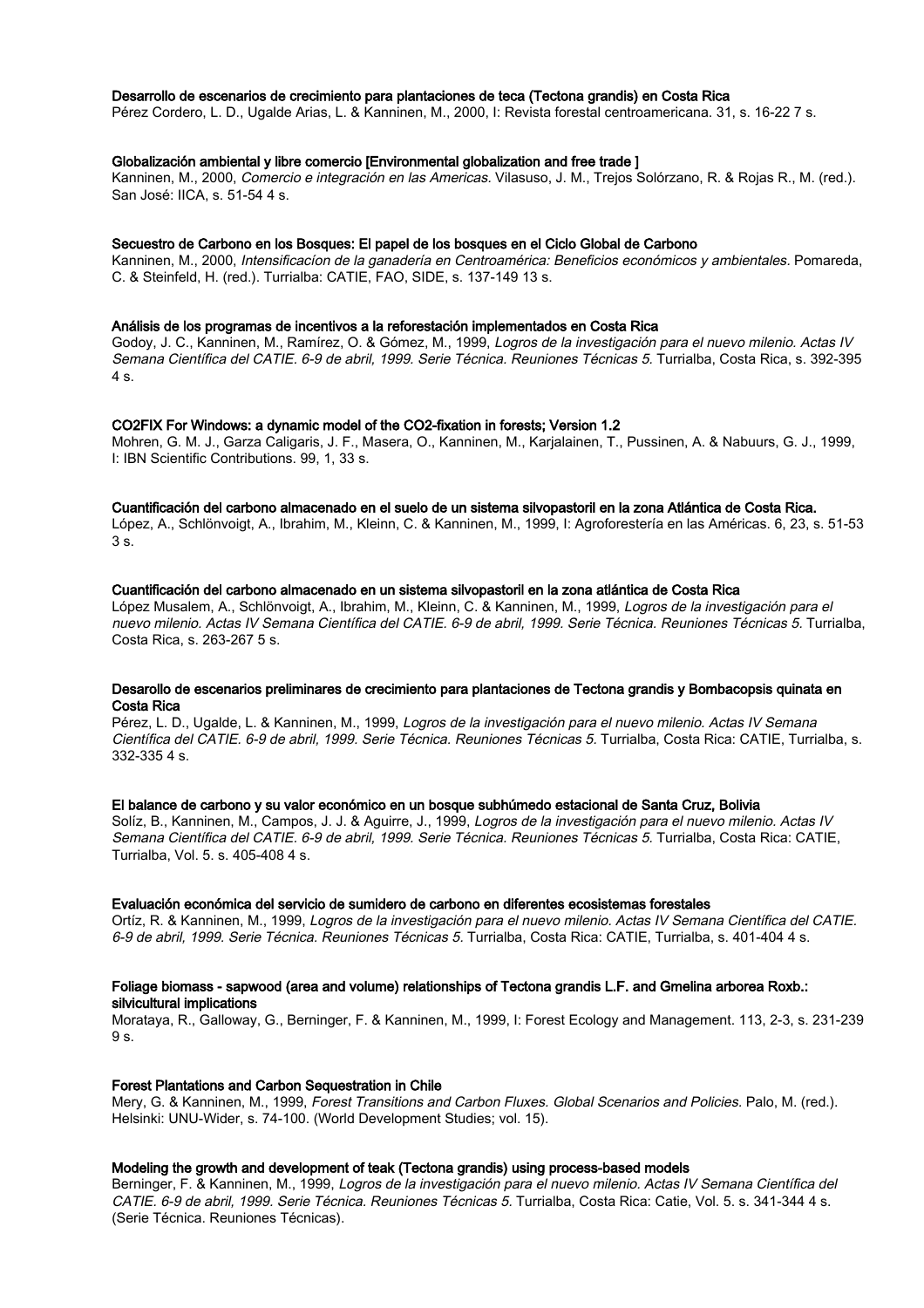**Desarrollo de escenarios de crecimiento para plantaciones de teca (Tectona grandis) en Costa Rica**
Pérez Cordero, L. D., Ugalde Arias, L. & Kanninen, M., 2000, I: Revista forestal centroamericana. 31, s. 16-22 7 s.

**Globalización ambiental y libre comercio [Environmental globalization and free trade ]**
Kanninen, M., 2000, *Comercio e integración en las Americas.* Vilasuso, J. M., Trejos Solórzano, R. & Rojas R., M. (red.). San José: IICA, s. 51-54 4 s.

**Secuestro de Carbono en los Bosques: El papel de los bosques en el Ciclo Global de Carbono**
Kanninen, M., 2000, *Intensificacíon de la ganadería en Centroamérica: Beneficios económicos y ambientales.* Pomareda, C. & Steinfeld, H. (red.). Turrialba: CATIE, FAO, SIDE, s. 137-149 13 s.

**Análisis de los programas de incentivos a la reforestación implementados en Costa Rica**
Godoy, J. C., Kanninen, M., Ramírez, O. & Gómez, M., 1999, *Logros de la investigación para el nuevo milenio. Actas IV Semana Científica del CATIE. 6-9 de abril, 1999. Serie Técnica. Reuniones Técnicas 5.* Turrialba, Costa Rica, s. 392-395 4 s.

**CO2FIX For Windows: a dynamic model of the CO2-fixation in forests; Version 1.2**
Mohren, G. M. J., Garza Caligaris, J. F., Masera, O., Kanninen, M., Karjalainen, T., Pussinen, A. & Nabuurs, G. J., 1999, I: IBN Scientific Contributions. 99, 1, 33 s.

**Cuantificación del carbono almacenado en el suelo de un sistema silvopastoril en la zona Atlántica de Costa Rica.**
López, A., Schlönvoigt, A., Ibrahim, M., Kleinn, C. & Kanninen, M., 1999, I: Agroforestería en las Américas. 6, 23, s. 51-53 3 s.

**Cuantificación del carbono almacenado en un sistema silvopastoril en la zona atlántica de Costa Rica**
López Musalem, A., Schlönvoigt, A., Ibrahim, M., Kleinn, C. & Kanninen, M., 1999, *Logros de la investigación para el nuevo milenio. Actas IV Semana Científica del CATIE. 6-9 de abril, 1999. Serie Técnica. Reuniones Técnicas 5.* Turrialba, Costa Rica, s. 263-267 5 s.

**Desarollo de escenarios preliminares de crecimiento para plantaciones de Tectona grandis y Bombacopsis quinata en Costa Rica**
Pérez, L. D., Ugalde, L. & Kanninen, M., 1999, *Logros de la investigación para el nuevo milenio. Actas IV Semana Científica del CATIE. 6-9 de abril, 1999. Serie Técnica. Reuniones Técnicas 5.* Turrialba, Costa Rica: CATIE, Turrialba, s. 332-335 4 s.

**El balance de carbono y su valor económico en un bosque subhúmedo estacional de Santa Cruz, Bolivia**
Solíz, B., Kanninen, M., Campos, J. J. & Aguirre, J., 1999, *Logros de la investigación para el nuevo milenio. Actas IV Semana Científica del CATIE. 6-9 de abril, 1999. Serie Técnica. Reuniones Técnicas 5.* Turrialba, Costa Rica: CATIE, Turrialba, Vol. 5. s. 405-408 4 s.

**Evaluación económica del servicio de sumidero de carbono en diferentes ecosistemas forestales**
Ortíz, R. & Kanninen, M., 1999, *Logros de la investigación para el nuevo milenio. Actas IV Semana Científica del CATIE. 6-9 de abril, 1999. Serie Técnica. Reuniones Técnicas 5.* Turrialba, Costa Rica: CATIE, Turrialba, s. 401-404 4 s.

**Foliage biomass - sapwood (area and volume) relationships of Tectona grandis L.F. and Gmelina arborea Roxb.: silvicultural implications**
Morataya, R., Galloway, G., Berninger, F. & Kanninen, M., 1999, I: Forest Ecology and Management. 113, 2-3, s. 231-239 9 s.

**Forest Plantations and Carbon Sequestration in Chile**
Mery, G. & Kanninen, M., 1999, *Forest Transitions and Carbon Fluxes. Global Scenarios and Policies.* Palo, M. (red.). Helsinki: UNU-Wider, s. 74-100. (World Development Studies; vol. 15).

**Modeling the growth and development of teak (Tectona grandis) using process-based models**
Berninger, F. & Kanninen, M., 1999, *Logros de la investigación para el nuevo milenio. Actas IV Semana Científica del CATIE. 6-9 de abril, 1999. Serie Técnica. Reuniones Técnicas 5.* Turrialba, Costa Rica: Catie, Vol. 5. s. 341-344 4 s. (Serie Técnica. Reuniones Técnicas).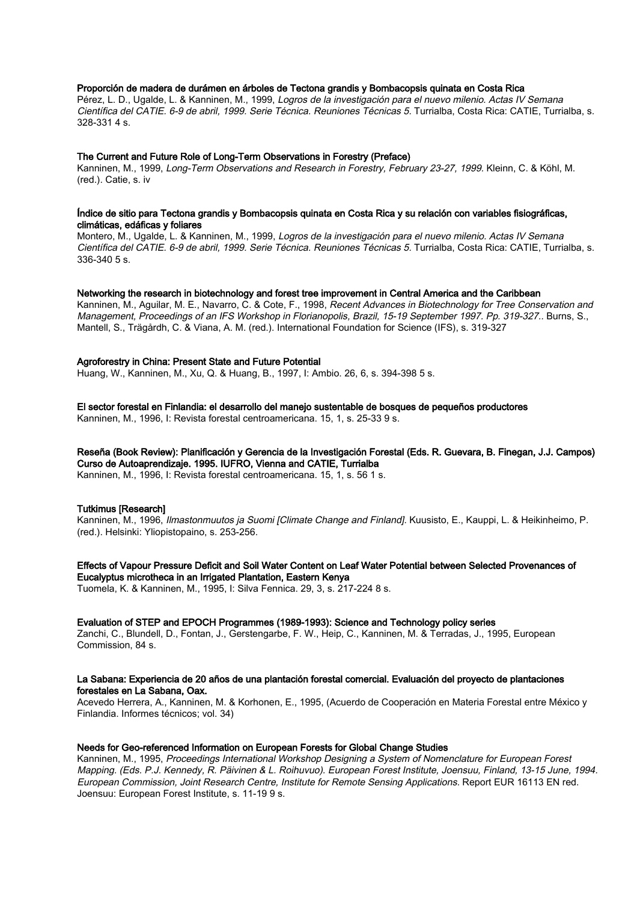**Proporción de madera de durámen en árboles de Tectona grandis y Bombacopsis quinata en Costa Rica**
Pérez, L. D., Ugalde, L. & Kanninen, M., 1999, *Logros de la investigación para el nuevo milenio. Actas IV Semana Científica del CATIE. 6-9 de abril, 1999. Serie Técnica. Reuniones Técnicas 5.* Turrialba, Costa Rica: CATIE, Turrialba, s. 328-331 4 s.

**The Current and Future Role of Long-Term Observations in Forestry (Preface)**
Kanninen, M., 1999, *Long-Term Observations and Research in Forestry, February 23-27, 1999.* Kleinn, C. & Köhl, M. (red.). Catie, s. iv

**Índice de sitio para Tectona grandis y Bombacopsis quinata en Costa Rica y su relación con variables fisiográficas, climáticas, edáficas y foliares**
Montero, M., Ugalde, L. & Kanninen, M., 1999, *Logros de la investigación para el nuevo milenio. Actas IV Semana Científica del CATIE. 6-9 de abril, 1999. Serie Técnica. Reuniones Técnicas 5.* Turrialba, Costa Rica: CATIE, Turrialba, s. 336-340 5 s.

**Networking the research in biotechnology and forest tree improvement in Central America and the Caribbean**
Kanninen, M., Aguilar, M. E., Navarro, C. & Cote, F., 1998, *Recent Advances in Biotechnology for Tree Conservation and Management, Proceedings of an IFS Workshop in Florianopolis, Brazil, 15-19 September 1997. Pp. 319-327..* Burns, S., Mantell, S., Trägårdh, C. & Viana, A. M. (red.). International Foundation for Science (IFS), s. 319-327

**Agroforestry in China: Present State and Future Potential**
Huang, W., Kanninen, M., Xu, Q. & Huang, B., 1997, I: Ambio. 26, 6, s. 394-398 5 s.

**El sector forestal en Finlandia: el desarrollo del manejo sustentable de bosques de pequeños productores**
Kanninen, M., 1996, I: Revista forestal centroamericana. 15, 1, s. 25-33 9 s.

**Reseña (Book Review): Planificación y Gerencia de la Investigación Forestal (Eds. R. Guevara, B. Finegan, J.J. Campos) Curso de Autoaprendizaje. 1995. IUFRO, Vienna and CATIE, Turrialba**
Kanninen, M., 1996, I: Revista forestal centroamericana. 15, 1, s. 56 1 s.

**Tutkimus [Research]**
Kanninen, M., 1996, *Ilmastonmuutos ja Suomi [Climate Change and Finland].* Kuusisto, E., Kauppi, L. & Heikinheimo, P. (red.). Helsinki: Yliopistopaino, s. 253-256.

**Effects of Vapour Pressure Deficit and Soil Water Content on Leaf Water Potential between Selected Provenances of Eucalyptus microtheca in an Irrigated Plantation, Eastern Kenya**
Tuomela, K. & Kanninen, M., 1995, I: Silva Fennica. 29, 3, s. 217-224 8 s.

**Evaluation of STEP and EPOCH Programmes (1989-1993): Science and Technology policy series**
Zanchi, C., Blundell, D., Fontan, J., Gerstengarbe, F. W., Heip, C., Kanninen, M. & Terradas, J., 1995, European Commission, 84 s.

**La Sabana: Experiencia de 20 años de una plantación forestal comercial. Evaluación del proyecto de plantaciones forestales en La Sabana, Oax.**
Acevedo Herrera, A., Kanninen, M. & Korhonen, E., 1995, (Acuerdo de Cooperación en Materia Forestal entre México y Finlandia. Informes técnicos; vol. 34)

**Needs for Geo-referenced Information on European Forests for Global Change Studies**
Kanninen, M., 1995, *Proceedings International Workshop Designing a System of Nomenclature for European Forest Mapping. (Eds. P.J. Kennedy, R. Päivinen & L. Roihuvuo). European Forest Institute, Joensuu, Finland, 13-15 June, 1994. European Commission, Joint Research Centre, Institute for Remote Sensing Applications.* Report EUR 16113 EN red. Joensuu: European Forest Institute, s. 11-19 9 s.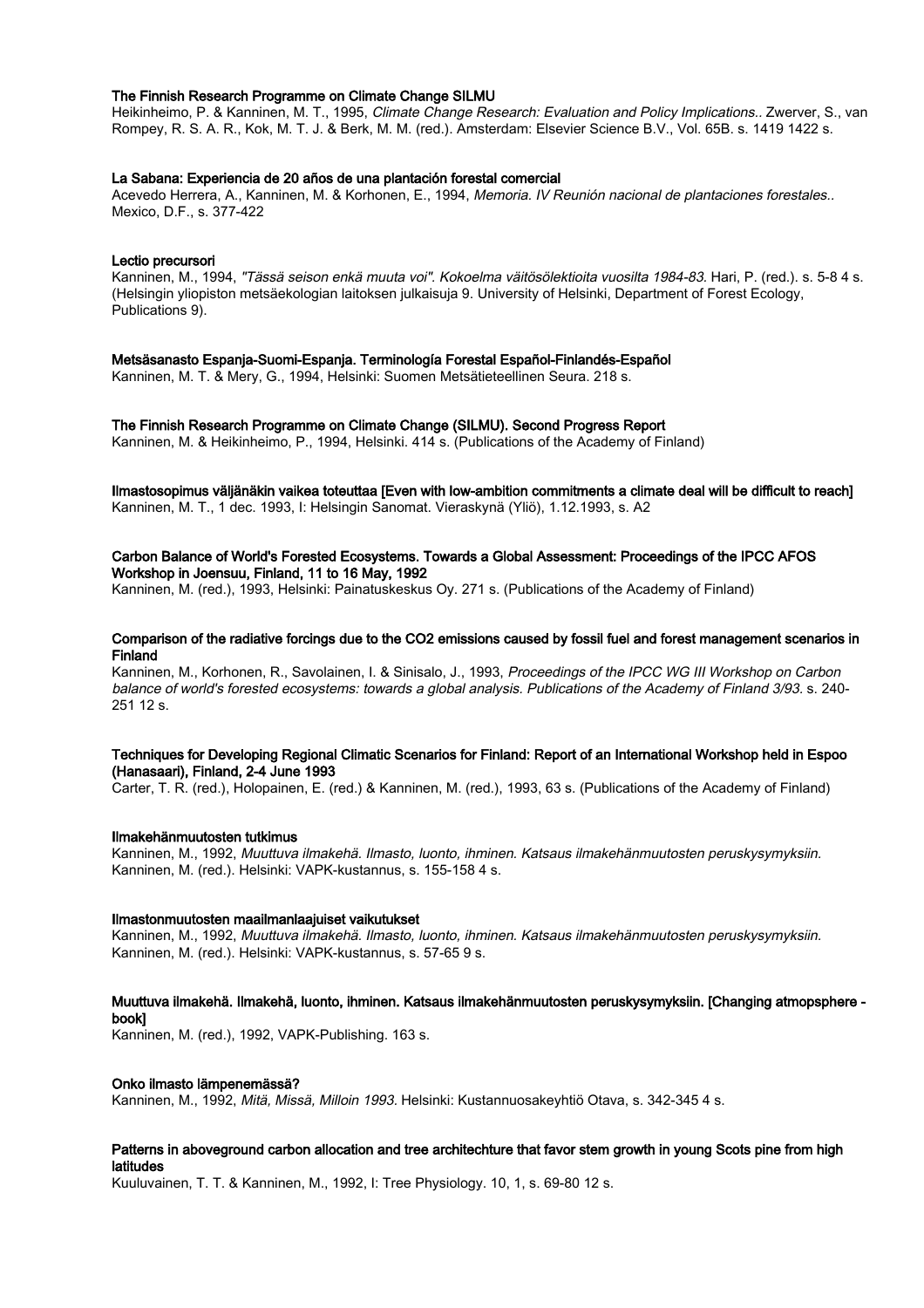**The Finnish Research Programme on Climate Change SILMU**

Heikinheimo, P. & Kanninen, M. T., 1995, *Climate Change Research: Evaluation and Policy Implications..* Zwerver, S., van Rompey, R. S. A. R., Kok, M. T. J. & Berk, M. M. (red.). Amsterdam: Elsevier Science B.V., Vol. 65B. s. 1419 1422 s.

**La Sabana: Experiencia de 20 años de una plantación forestal comercial**

Acevedo Herrera, A., Kanninen, M. & Korhonen, E., 1994, *Memoria. IV Reunión nacional de plantaciones forestales..* Mexico, D.F., s. 377-422

**Lectio precursori**

Kanninen, M., 1994, *"Tässä seison enkä muuta voi". Kokoelma väitösölektioita vuosilta 1984-83.* Hari, P. (red.). s. 5-8 4 s. (Helsingin yliopiston metsäekologian laitoksen julkaisuja 9. University of Helsinki, Department of Forest Ecology, Publications 9).

**Metsäsanasto Espanja-Suomi-Espanja. Terminología Forestal Español-Finlandés-Español**

Kanninen, M. T. & Mery, G., 1994, Helsinki: Suomen Metsätieteellinen Seura. 218 s.

**The Finnish Research Programme on Climate Change (SILMU). Second Progress Report**

Kanninen, M. & Heikinheimo, P., 1994, Helsinki. 414 s. (Publications of the Academy of Finland)

**Ilmastosopimus väljänäkin vaikea toteuttaa [Even with low-ambition commitments a climate deal will be difficult to reach]**

Kanninen, M. T., 1 dec. 1993, I: Helsingin Sanomat. Vieraskynä (Yliö), 1.12.1993, s. A2

**Carbon Balance of World's Forested Ecosystems. Towards a Global Assessment: Proceedings of the IPCC AFOS Workshop in Joensuu, Finland, 11 to 16 May, 1992**

Kanninen, M. (red.), 1993, Helsinki: Painatuskeskus Oy. 271 s. (Publications of the Academy of Finland)

**Comparison of the radiative forcings due to the CO2 emissions caused by fossil fuel and forest management scenarios in Finland**

Kanninen, M., Korhonen, R., Savolainen, I. & Sinisalo, J., 1993, *Proceedings of the IPCC WG III Workshop on Carbon balance of world's forested ecosystems: towards a global analysis. Publications of the Academy of Finland 3/93.* s. 240-251 12 s.

**Techniques for Developing Regional Climatic Scenarios for Finland: Report of an International Workshop held in Espoo (Hanasaari), Finland, 2-4 June 1993**

Carter, T. R. (red.), Holopainen, E. (red.) & Kanninen, M. (red.), 1993, 63 s. (Publications of the Academy of Finland)

**Ilmakehänmuutosten tutkimus**

Kanninen, M., 1992, *Muuttuva ilmakehä. Ilmasto, luonto, ihminen. Katsaus ilmakehänmuutosten peruskysymyksiin.* Kanninen, M. (red.). Helsinki: VAPK-kustannus, s. 155-158 4 s.

**Ilmastonmuutosten maailmanlaajuiset vaikutukset**

Kanninen, M., 1992, *Muuttuva ilmakehä. Ilmasto, luonto, ihminen. Katsaus ilmakehänmuutosten peruskysymyksiin.* Kanninen, M. (red.). Helsinki: VAPK-kustannus, s. 57-65 9 s.

**Muuttuva ilmakehä. Ilmakehä, luonto, ihminen. Katsaus ilmakehänmuutosten peruskysymyksiin. [Changing atmopsphere - book]**

Kanninen, M. (red.), 1992, VAPK-Publishing. 163 s.

**Onko ilmasto lämpenemässä?**

Kanninen, M., 1992, *Mitä, Missä, Milloin 1993.* Helsinki: Kustannuosakeyhtiö Otava, s. 342-345 4 s.

**Patterns in aboveground carbon allocation and tree archtechture that favor stem growth in young Scots pine from high latitudes**

Kuuluvainen, T. T. & Kanninen, M., 1992, I: Tree Physiology. 10, 1, s. 69-80 12 s.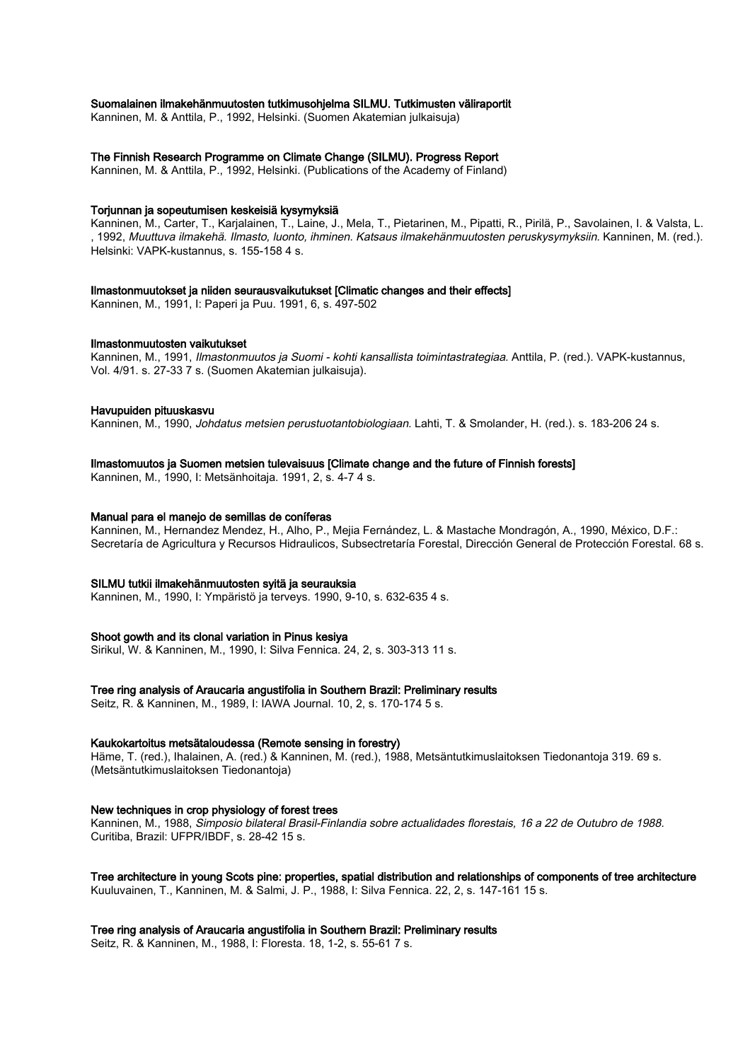**Suomalainen ilmakehänmuutosten tutkimusohjelma SILMU. Tutkimusten väliraportit**
Kanninen, M. & Anttila, P., 1992, Helsinki. (Suomen Akatemian julkaisuja)

**The Finnish Research Programme on Climate Change (SILMU). Progress Report**
Kanninen, M. & Anttila, P., 1992, Helsinki. (Publications of the Academy of Finland)

**Torjunnan ja sopeutumisen keskeisiä kysymyksiä**
Kanninen, M., Carter, T., Karjalainen, T., Laine, J., Mela, T., Pietarinen, M., Pipatti, R., Pirilä, P., Savolainen, I. & Valsta, L. , 1992, *Muuttuva ilmakehä. Ilmasto, luonto, ihminen. Katsaus ilmakehänmuutosten peruskysymyksiin.* Kanninen, M. (red.). Helsinki: VAPK-kustannus, s. 155-158 4 s.

**Ilmastonmuutokset ja niiden seurausvaikutukset [Climatic changes and their effects]**
Kanninen, M., 1991, I: Paperi ja Puu. 1991, 6, s. 497-502

**Ilmastonmuutosten vaikutukset**
Kanninen, M., 1991, *Ilmastonmuutos ja Suomi - kohti kansallista toimintastrategiaa.* Anttila, P. (red.). VAPK-kustannus, Vol. 4/91. s. 27-33 7 s. (Suomen Akatemian julkaisuja).

**Havupuiden pituuskasvu**
Kanninen, M., 1990, *Johdatus metsien perustuotantobiologiaan.* Lahti, T. & Smolander, H. (red.). s. 183-206 24 s.

**Ilmastomuutos ja Suomen metsien tulevaisuus [Climate change and the future of Finnish forests]**
Kanninen, M., 1990, I: Metsänhoitaja. 1991, 2, s. 4-7 4 s.

**Manual para el manejo de semillas de coníferas**
Kanninen, M., Hernandez Mendez, H., Alho, P., Mejia Fernández, L. & Mastache Mondragón, A., 1990, México, D.F.: Secretaría de Agricultura y Recursos Hidraulicos, Subsectretaría Forestal, Dirección General de Protección Forestal. 68 s.

**SILMU tutkii ilmakehänmuutosten syitä ja seurauksia**
Kanninen, M., 1990, I: Ympäristö ja terveys. 1990, 9-10, s. 632-635 4 s.

**Shoot gowth and its clonal variation in Pinus kesiya**
Sirikul, W. & Kanninen, M., 1990, I: Silva Fennica. 24, 2, s. 303-313 11 s.

**Tree ring analysis of Araucaria angustifolia in Southern Brazil: Preliminary results**
Seitz, R. & Kanninen, M., 1989, I: IAWA Journal. 10, 2, s. 170-174 5 s.

**Kaukokartoitus metsätaloudessa (Remote sensing in forestry)**
Häme, T. (red.), Ihalainen, A. (red.) & Kanninen, M. (red.), 1988, Metsäntutkimuslaitoksen Tiedonantoja 319. 69 s. (Metsäntutkimuslaitoksen Tiedonantoja)

**New techniques in crop physiology of forest trees**
Kanninen, M., 1988, *Simposio bilateral Brasil-Finlandia sobre actualidades florestais, 16 a 22 de Outubro de 1988.* Curitiba, Brazil: UFPR/IBDF, s. 28-42 15 s.

**Tree architecture in young Scots pine: properties, spatial distribution and relationships of components of tree architecture**
Kuuluvainen, T., Kanninen, M. & Salmi, J. P., 1988, I: Silva Fennica. 22, 2, s. 147-161 15 s.

**Tree ring analysis of Araucaria angustifolia in Southern Brazil: Preliminary results**
Seitz, R. & Kanninen, M., 1988, I: Floresta. 18, 1-2, s. 55-61 7 s.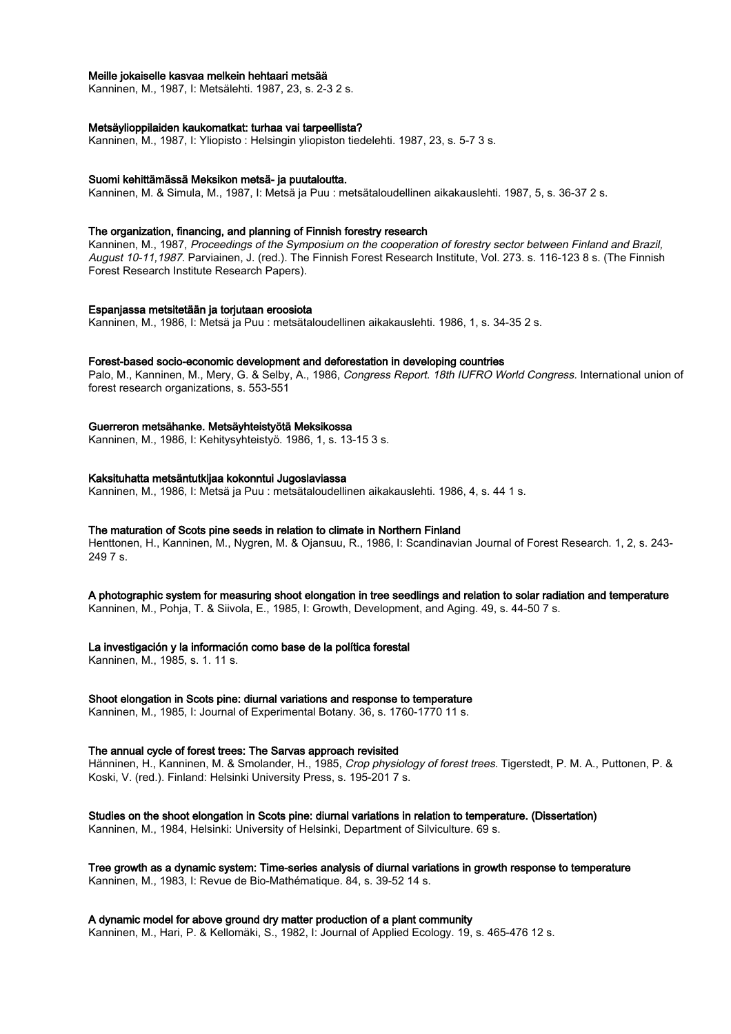**Meille jokaiselle kasvaa melkein hehtaari metsää**
Kanninen, M., 1987, I: Metsälehti. 1987, 23, s. 2-3 2 s.

**Metsäylioppilaiden kaukomatkat: turhaa vai tarpeellista?**
Kanninen, M., 1987, I: Yliopisto : Helsingin yliopiston tiedelehti. 1987, 23, s. 5-7 3 s.

**Suomi kehittämässä Meksikon metsä- ja puutaloutta.**
Kanninen, M. & Simula, M., 1987, I: Metsä ja Puu : metsätaloudellinen aikakauslehti. 1987, 5, s. 36-37 2 s.

**The organization, financing, and planning of Finnish forestry research**
Kanninen, M., 1987, *Proceedings of the Symposium on the cooperation of forestry sector between Finland and Brazil, August 10-11,1987.* Parviainen, J. (red.). The Finnish Forest Research Institute, Vol. 273. s. 116-123 8 s. (The Finnish Forest Research Institute Research Papers).

**Espanjassa metsitetään ja torjutaan eroosiota**
Kanninen, M., 1986, I: Metsä ja Puu : metsätaloudellinen aikakauslehti. 1986, 1, s. 34-35 2 s.

**Forest-based socio-economic development and deforestation in developing countries**
Palo, M., Kanninen, M., Mery, G. & Selby, A., 1986, *Congress Report. 18th IUFRO World Congress.* International union of forest research organizations, s. 553-551

**Guerreron metsähanke. Metsäyhteistyötä Meksikossa**
Kanninen, M., 1986, I: Kehitysyhteistyö. 1986, 1, s. 13-15 3 s.

**Kaksituhatta metsäntutkijaa kokonntui Jugoslaviassa**
Kanninen, M., 1986, I: Metsä ja Puu : metsätaloudellinen aikakauslehti. 1986, 4, s. 44 1 s.

**The maturation of Scots pine seeds in relation to climate in Northern Finland**
Henttonen, H., Kanninen, M., Nygren, M. & Ojansuu, R., 1986, I: Scandinavian Journal of Forest Research. 1, 2, s. 243-249 7 s.

**A photographic system for measuring shoot elongation in tree seedlings and relation to solar radiation and temperature**
Kanninen, M., Pohja, T. & Siivola, E., 1985, I: Growth, Development, and Aging. 49, s. 44-50 7 s.

**La investigación y la información como base de la política forestal**
Kanninen, M., 1985, s. 1. 11 s.

**Shoot elongation in Scots pine: diurnal variations and response to temperature**
Kanninen, M., 1985, I: Journal of Experimental Botany. 36, s. 1760-1770 11 s.

**The annual cycle of forest trees: The Sarvas approach revisited**
Hänninen, H., Kanninen, M. & Smolander, H., 1985, *Crop physiology of forest trees.* Tigerstedt, P. M. A., Puttonen, P. & Koski, V. (red.). Finland: Helsinki University Press, s. 195-201 7 s.

**Studies on the shoot elongation in Scots pine: diurnal variations in relation to temperature. (Dissertation)**
Kanninen, M., 1984, Helsinki: University of Helsinki, Department of Silviculture. 69 s.

**Tree growth as a dynamic system: Time-series analysis of diurnal variations in growth response to temperature**
Kanninen, M., 1983, I: Revue de Bio-Mathématique. 84, s. 39-52 14 s.

**A dynamic model for above ground dry matter production of a plant community**
Kanninen, M., Hari, P. & Kellomäki, S., 1982, I: Journal of Applied Ecology. 19, s. 465-476 12 s.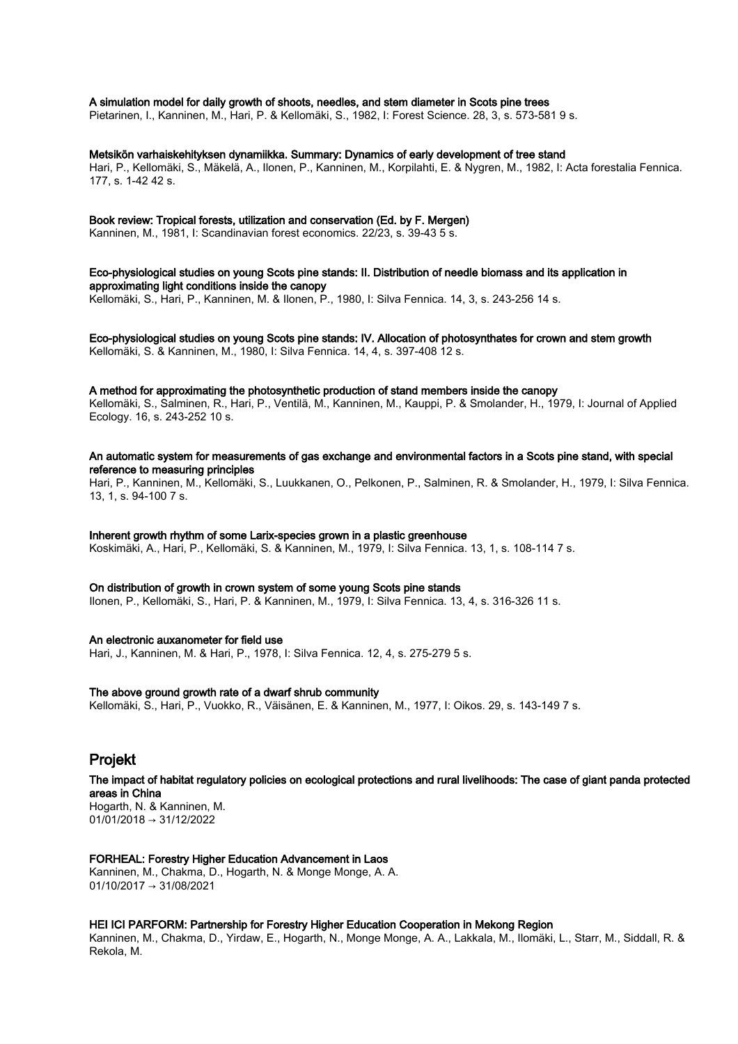**A simulation model for daily growth of shoots, needles, and stem diameter in Scots pine trees**
Pietarinen, I., Kanninen, M., Hari, P. & Kellomäki, S., 1982, I: Forest Science. 28, 3, s. 573-581 9 s.

**Metsikön varhaiskehityksen dynamiikka. Summary: Dynamics of early development of tree stand**
Hari, P., Kellomäki, S., Mäkelä, A., Ilonen, P., Kanninen, M., Korpilahti, E. & Nygren, M., 1982, I: Acta forestalia Fennica. 177, s. 1-42 42 s.

**Book review: Tropical forests, utilization and conservation (Ed. by F. Mergen)**
Kanninen, M., 1981, I: Scandinavian forest economics. 22/23, s. 39-43 5 s.

**Eco-physiological studies on young Scots pine stands: II. Distribution of needle biomass and its application in approximating light conditions inside the canopy**
Kellomäki, S., Hari, P., Kanninen, M. & Ilonen, P., 1980, I: Silva Fennica. 14, 3, s. 243-256 14 s.

**Eco-physiological studies on young Scots pine stands: IV. Allocation of photosynthates for crown and stem growth**
Kellomäki, S. & Kanninen, M., 1980, I: Silva Fennica. 14, 4, s. 397-408 12 s.

**A method for approximating the photosynthetic production of stand members inside the canopy**
Kellomäki, S., Salminen, R., Hari, P., Ventilä, M., Kanninen, M., Kauppi, P. & Smolander, H., 1979, I: Journal of Applied Ecology. 16, s. 243-252 10 s.

**An automatic system for measurements of gas exchange and environmental factors in a Scots pine stand, with special reference to measuring principles**
Hari, P., Kanninen, M., Kellomäki, S., Luukkanen, O., Pelkonen, P., Salminen, R. & Smolander, H., 1979, I: Silva Fennica. 13, 1, s. 94-100 7 s.

**Inherent growth rhythm of some Larix-species grown in a plastic greenhouse**
Koskimäki, A., Hari, P., Kellomäki, S. & Kanninen, M., 1979, I: Silva Fennica. 13, 1, s. 108-114 7 s.

**On distribution of growth in crown system of some young Scots pine stands**
Ilonen, P., Kellomäki, S., Hari, P. & Kanninen, M., 1979, I: Silva Fennica. 13, 4, s. 316-326 11 s.

**An electronic auxanometer for field use**
Hari, J., Kanninen, M. & Hari, P., 1978, I: Silva Fennica. 12, 4, s. 275-279 5 s.

**The above ground growth rate of a dwarf shrub community**
Kellomäki, S., Hari, P., Vuokko, R., Väisänen, E. & Kanninen, M., 1977, I: Oikos. 29, s. 143-149 7 s.

## Projekt

**The impact of habitat regulatory policies on ecological protections and rural livelihoods: The case of giant panda protected areas in China**
Hogarth, N. & Kanninen, M.
01/01/2018 → 31/12/2022

**FORHEAL: Forestry Higher Education Advancement in Laos**
Kanninen, M., Chakma, D., Hogarth, N. & Monge Monge, A. A.
01/10/2017 → 31/08/2021

**HEI ICI PARFORM: Partnership for Forestry Higher Education Cooperation in Mekong Region**
Kanninen, M., Chakma, D., Yirdaw, E., Hogarth, N., Monge Monge, A. A., Lakkala, M., Ilomäki, L., Starr, M., Siddall, R. & Rekola, M.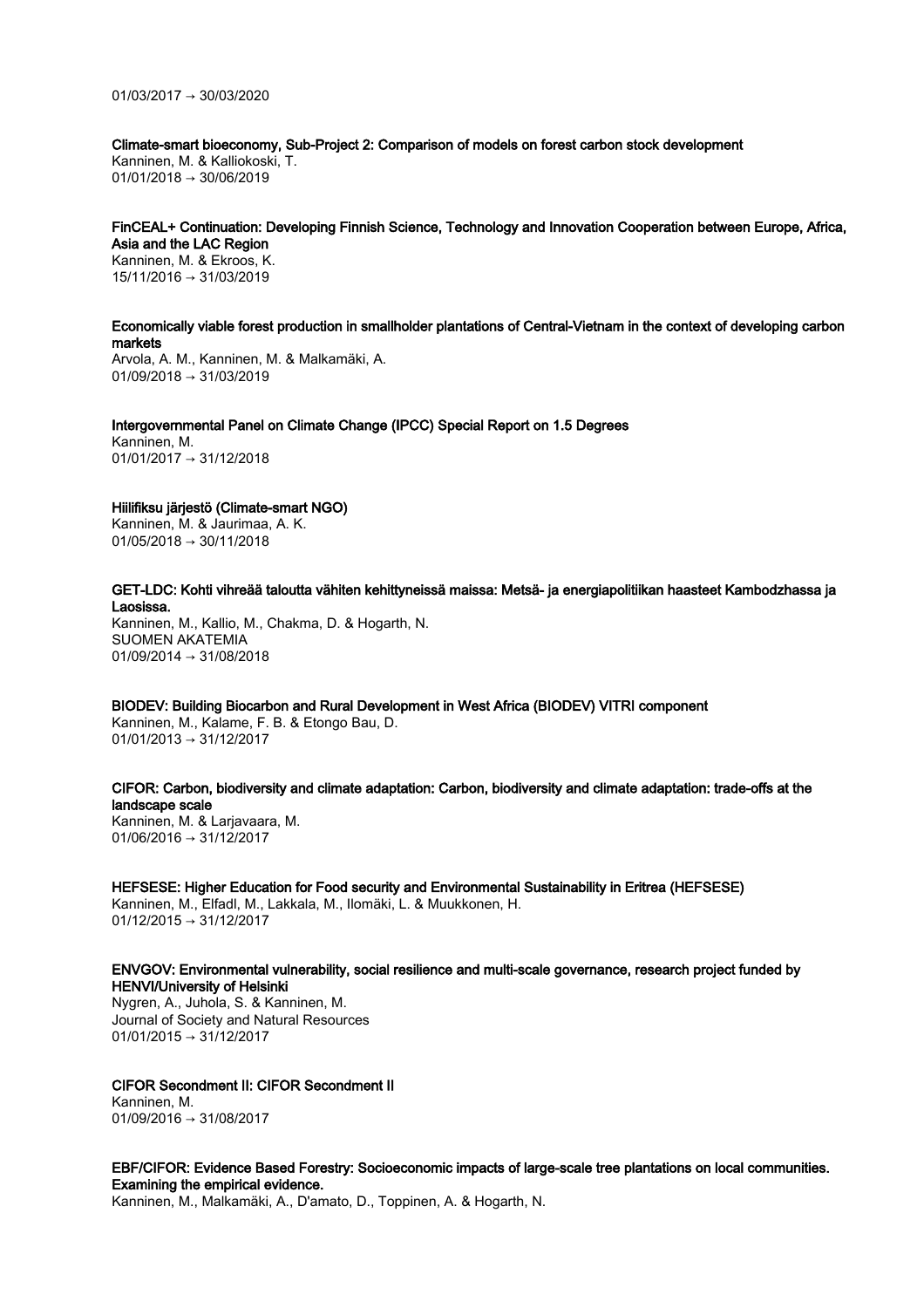01/03/2017 → 30/03/2020

**Climate-smart bioeconomy, Sub-Project 2: Comparison of models on forest carbon stock development**
Kanninen, M. & Kalliokoski, T.
01/01/2018 → 30/06/2019

**FinCEAL+ Continuation: Developing Finnish Science, Technology and Innovation Cooperation between Europe, Africa, Asia and the LAC Region**
Kanninen, M. & Ekroos, K.
15/11/2016 → 31/03/2019

**Economically viable forest production in smallholder plantations of Central-Vietnam in the context of developing carbon markets**
Arvola, A. M., Kanninen, M. & Malkamäki, A.
01/09/2018 → 31/03/2019

**Intergovernmental Panel on Climate Change (IPCC) Special Report on 1.5 Degrees**
Kanninen, M.
01/01/2017 → 31/12/2018

**Hiilifiksu järjestö (Climate-smart NGO)**
Kanninen, M. & Jaurimaa, A. K.
01/05/2018 → 30/11/2018

**GET-LDC: Kohti vihreää taloutta vähiten kehittyneissä maissa: Metsä- ja energiapolitiikan haasteet Kambodzhassa ja Laosissa.**
Kanninen, M., Kallio, M., Chakma, D. & Hogarth, N.
SUOMEN AKATEMIA
01/09/2014 → 31/08/2018

**BIODEV: Building Biocarbon and Rural Development in West Africa (BIODEV) VITRI component**
Kanninen, M., Kalame, F. B. & Etongo Bau, D.
01/01/2013 → 31/12/2017

**CIFOR: Carbon, biodiversity and climate adaptation: Carbon, biodiversity and climate adaptation: trade-offs at the landscape scale**
Kanninen, M. & Larjavaara, M.
01/06/2016 → 31/12/2017

**HEFSESE: Higher Education for Food security and Environmental Sustainability in Eritrea (HEFSESE)**
Kanninen, M., Elfadl, M., Lakkala, M., Ilomäki, L. & Muukkonen, H.
01/12/2015 → 31/12/2017

**ENVGOV: Environmental vulnerability, social resilience and multi-scale governance, research project funded by HENVI/University of Helsinki**
Nygren, A., Juhola, S. & Kanninen, M.
Journal of Society and Natural Resources
01/01/2015 → 31/12/2017

**CIFOR Secondment II: CIFOR Secondment II**
Kanninen, M.
01/09/2016 → 31/08/2017

**EBF/CIFOR: Evidence Based Forestry: Socioeconomic impacts of large-scale tree plantations on local communities. Examining the empirical evidence.**
Kanninen, M., Malkamäki, A., D'amato, D., Toppinen, A. & Hogarth, N.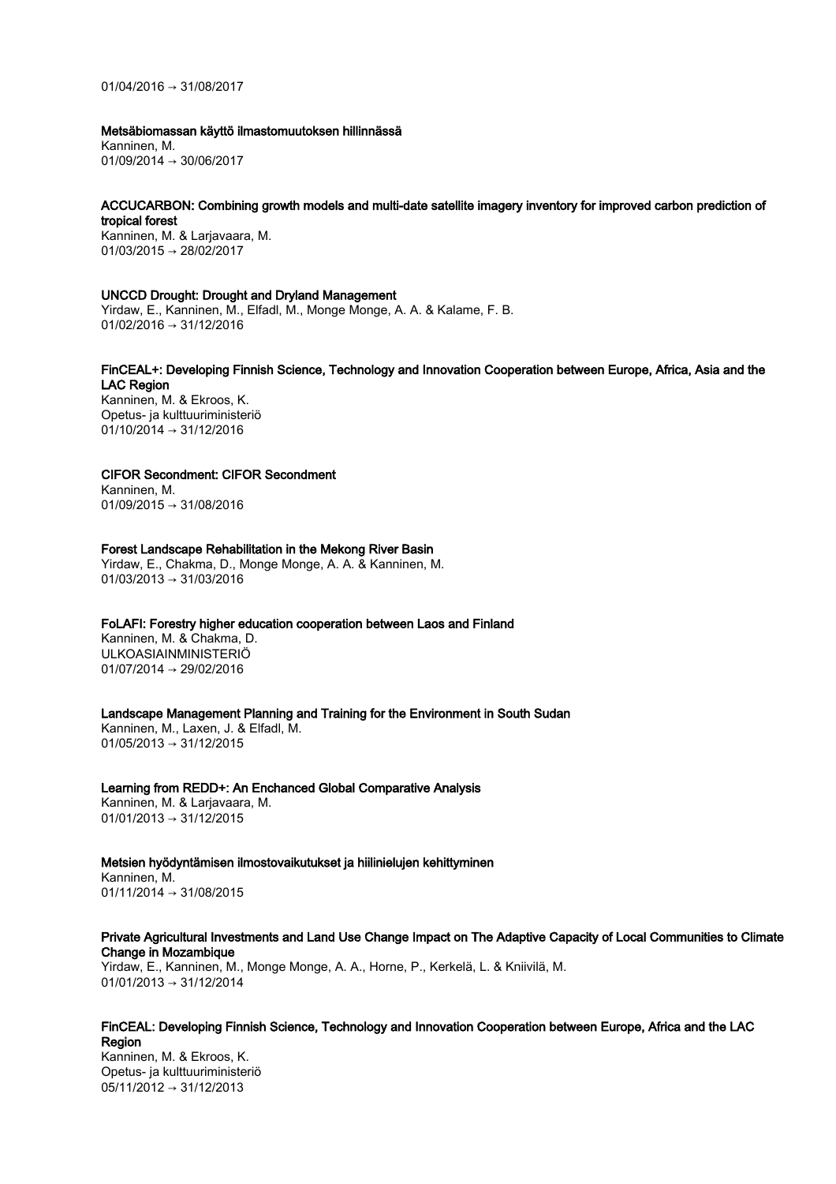01/04/2016 → 31/08/2017

**Metsäbiomassan käyttö ilmastomuutoksen hillinnässä**
Kanninen, M.
01/09/2014 → 30/06/2017

**ACCUCARBON: Combining growth models and multi-date satellite imagery inventory for improved carbon prediction of tropical forest**
Kanninen, M. & Larjavaara, M.
01/03/2015 → 28/02/2017

**UNCCD Drought: Drought and Dryland Management**
Yirdaw, E., Kanninen, M., Elfadl, M., Monge Monge, A. A. & Kalame, F. B.
01/02/2016 → 31/12/2016

**FinCEAL+: Developing Finnish Science, Technology and Innovation Cooperation between Europe, Africa, Asia and the LAC Region**
Kanninen, M. & Ekroos, K.
Opetus- ja kulttuuriministeriö
01/10/2014 → 31/12/2016

**CIFOR Secondment: CIFOR Secondment**
Kanninen, M.
01/09/2015 → 31/08/2016

**Forest Landscape Rehabilitation in the Mekong River Basin**
Yirdaw, E., Chakma, D., Monge Monge, A. A. & Kanninen, M.
01/03/2013 → 31/03/2016

**FoLAFI: Forestry higher education cooperation between Laos and Finland**
Kanninen, M. & Chakma, D.
ULKOASIAINMINISTERIÖ
01/07/2014 → 29/02/2016

**Landscape Management Planning and Training for the Environment in South Sudan**
Kanninen, M., Laxen, J. & Elfadl, M.
01/05/2013 → 31/12/2015

**Learning from REDD+: An Enchanced Global Comparative Analysis**
Kanninen, M. & Larjavaara, M.
01/01/2013 → 31/12/2015

**Metsien hyödyntämisen ilmostovaikutukset ja hiilinielujen kehittyminen**
Kanninen, M.
01/11/2014 → 31/08/2015

**Private Agricultural Investments and Land Use Change Impact on The Adaptive Capacity of Local Communities to Climate Change in Mozambique**
Yirdaw, E., Kanninen, M., Monge Monge, A. A., Horne, P., Kerkelä, L. & Kniivilä, M.
01/01/2013 → 31/12/2014

**FinCEAL: Developing Finnish Science, Technology and Innovation Cooperation between Europe, Africa and the LAC Region**
Kanninen, M. & Ekroos, K.
Opetus- ja kulttuuriministeriö
05/11/2012 → 31/12/2013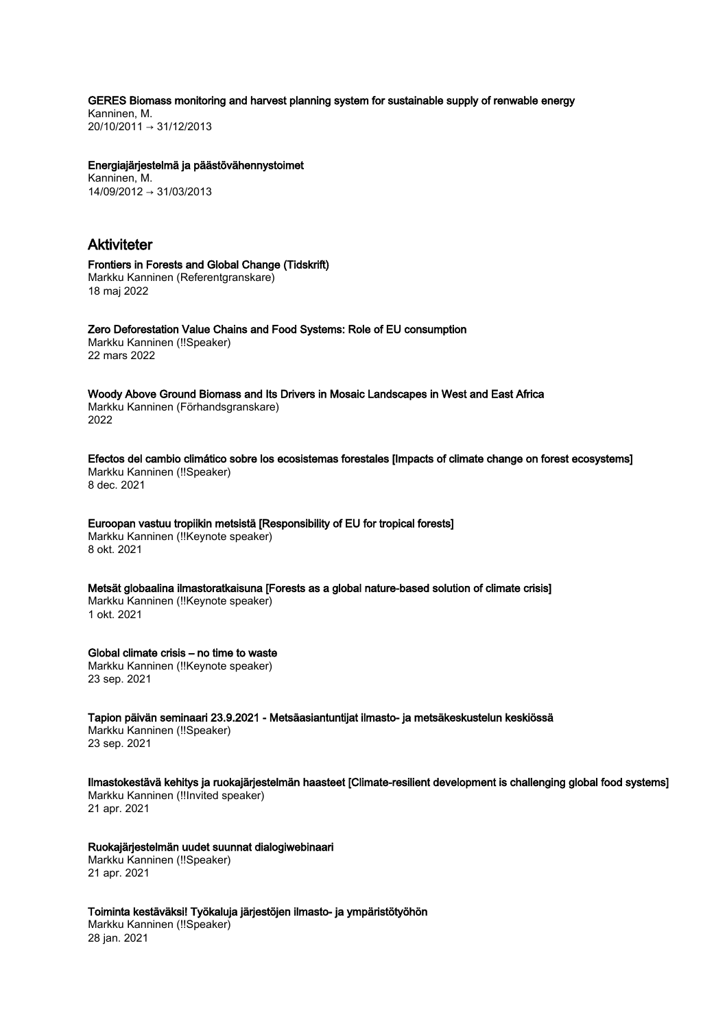**GERES Biomass monitoring and harvest planning system for sustainable supply of renwable energy**
Kanninen, M.
20/10/2011 → 31/12/2013

**Energiajärjestelmä ja päästövähennystoimet**
Kanninen, M.
14/09/2012 → 31/03/2013

## Aktiviteter

**Frontiers in Forests and Global Change (Tidskrift)**
Markku Kanninen (Referentgranskare)
18 maj 2022

**Zero Deforestation Value Chains and Food Systems: Role of EU consumption**
Markku Kanninen (!!Speaker)
22 mars 2022

**Woody Above Ground Biomass and Its Drivers in Mosaic Landscapes in West and East Africa**
Markku Kanninen (Förhandsgranskare)
2022

**Efectos del cambio climático sobre los ecosistemas forestales [Impacts of climate change on forest ecosystems]**
Markku Kanninen (!!Speaker)
8 dec. 2021

**Euroopan vastuu tropiikin metsistä [Responsibility of EU for tropical forests]**
Markku Kanninen (!!Keynote speaker)
8 okt. 2021

**Metsät globaalina ilmastoratkaisuna [Forests as a global nature-based solution of climate crisis]**
Markku Kanninen (!!Keynote speaker)
1 okt. 2021

**Global climate crisis – no time to waste**
Markku Kanninen (!!Keynote speaker)
23 sep. 2021

**Tapion päivän seminaari 23.9.2021 - Metsäasiantuntijat ilmasto- ja metsäkeskustelun keskiössä**
Markku Kanninen (!!Speaker)
23 sep. 2021

**Ilmastokestävä kehitys ja ruokajärjestelmän haasteet [Climate-resilient development is challenging global food systems]**
Markku Kanninen (!!Invited speaker)
21 apr. 2021

**Ruokajärjestelmän uudet suunnat dialogiwebinaari**
Markku Kanninen (!!Speaker)
21 apr. 2021

**Toiminta kestäväksi! Työkaluja järjestöjen ilmasto- ja ympäristötyöhön**
Markku Kanninen (!!Speaker)
28 jan. 2021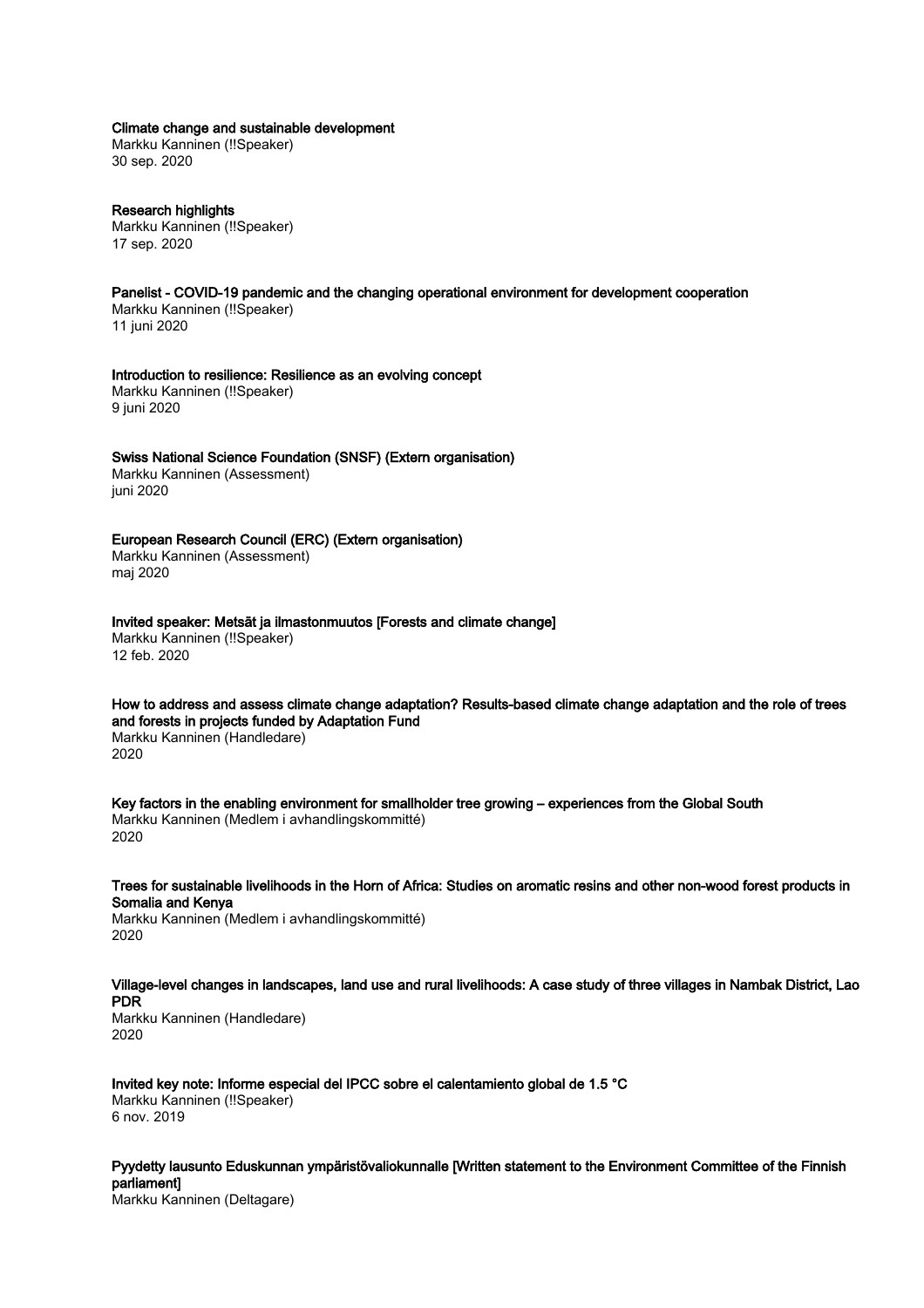**Climate change and sustainable development**
Markku Kanninen (!!Speaker)
30 sep. 2020

**Research highlights**
Markku Kanninen (!!Speaker)
17 sep. 2020

**Panelist - COVID-19 pandemic and the changing operational environment for development cooperation**
Markku Kanninen (!!Speaker)
11 juni 2020

**Introduction to resilience: Resilience as an evolving concept**
Markku Kanninen (!!Speaker)
9 juni 2020

**Swiss National Science Foundation (SNSF) (Extern organisation)**
Markku Kanninen (Assessment)
juni 2020

**European Research Council (ERC) (Extern organisation)**
Markku Kanninen (Assessment)
maj 2020

**Invited speaker: Metsät ja ilmastonmuutos [Forests and climate change]**
Markku Kanninen (!!Speaker)
12 feb. 2020

**How to address and assess climate change adaptation? Results-based climate change adaptation and the role of trees and forests in projects funded by Adaptation Fund**
Markku Kanninen (Handledare)
2020

**Key factors in the enabling environment for smallholder tree growing – experiences from the Global South**
Markku Kanninen (Medlem i avhandlingskommitté)
2020

**Trees for sustainable livelihoods in the Horn of Africa: Studies on aromatic resins and other non-wood forest products in Somalia and Kenya**
Markku Kanninen (Medlem i avhandlingskommitté)
2020

**Village-level changes in landscapes, land use and rural livelihoods: A case study of three villages in Nambak District, Lao PDR**
Markku Kanninen (Handledare)
2020

**Invited key note: Informe especial del IPCC sobre el calentamiento global de 1.5 °C**
Markku Kanninen (!!Speaker)
6 nov. 2019

**Pyydetty lausunto Eduskunnan ympäristövaliokunnalle [Written statement to the Environment Committee of the Finnish parliament]**
Markku Kanninen (Deltagare)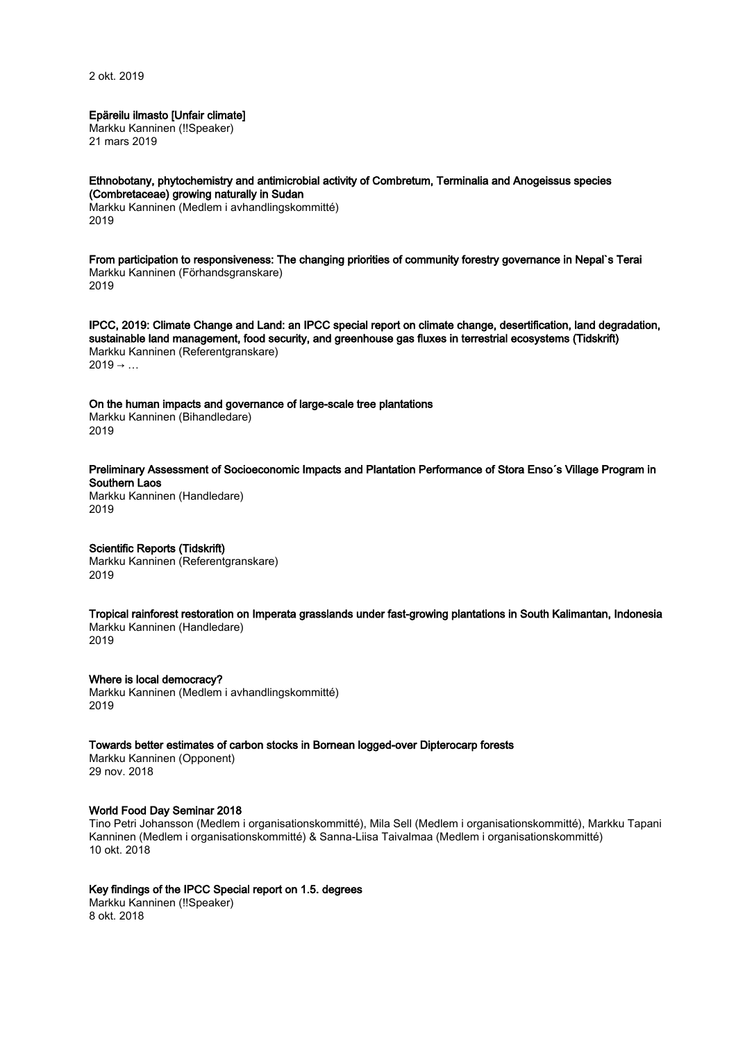2 okt. 2019

**Epäreilu ilmasto [Unfair climate]**
Markku Kanninen (!!Speaker)
21 mars 2019

**Ethnobotany, phytochemistry and antimicrobial activity of Combretum, Terminalia and Anogeissus species (Combretaceae) growing naturally in Sudan**
Markku Kanninen (Medlem i avhandlingskommitté)
2019

**From participation to responsiveness: The changing priorities of community forestry governance in Nepal`s Terai**
Markku Kanninen (Förhandsgranskare)
2019

**IPCC, 2019: Climate Change and Land: an IPCC special report on climate change, desertification, land degradation, sustainable land management, food security, and greenhouse gas fluxes in terrestrial ecosystems (Tidskrift)**
Markku Kanninen (Referentgranskare)
2019 → …

**On the human impacts and governance of large-scale tree plantations**
Markku Kanninen (Bihandledare)
2019

**Preliminary Assessment of Socioeconomic Impacts and Plantation Performance of Stora Enso´s Village Program in Southern Laos**
Markku Kanninen (Handledare)
2019

**Scientific Reports (Tidskrift)**
Markku Kanninen (Referentgranskare)
2019

**Tropical rainforest restoration on Imperata grasslands under fast-growing plantations in South Kalimantan, Indonesia**
Markku Kanninen (Handledare)
2019

**Where is local democracy?**
Markku Kanninen (Medlem i avhandlingskommitté)
2019

**Towards better estimates of carbon stocks in Bornean logged-over Dipterocarp forests**
Markku Kanninen (Opponent)
29 nov. 2018

**World Food Day Seminar 2018**
Tino Petri Johansson (Medlem i organisationskommitté), Mila Sell (Medlem i organisationskommitté), Markku Tapani Kanninen (Medlem i organisationskommitté) & Sanna-Liisa Taivalmaa (Medlem i organisationskommitté)
10 okt. 2018

**Key findings of the IPCC Special report on 1.5. degrees**
Markku Kanninen (!!Speaker)
8 okt. 2018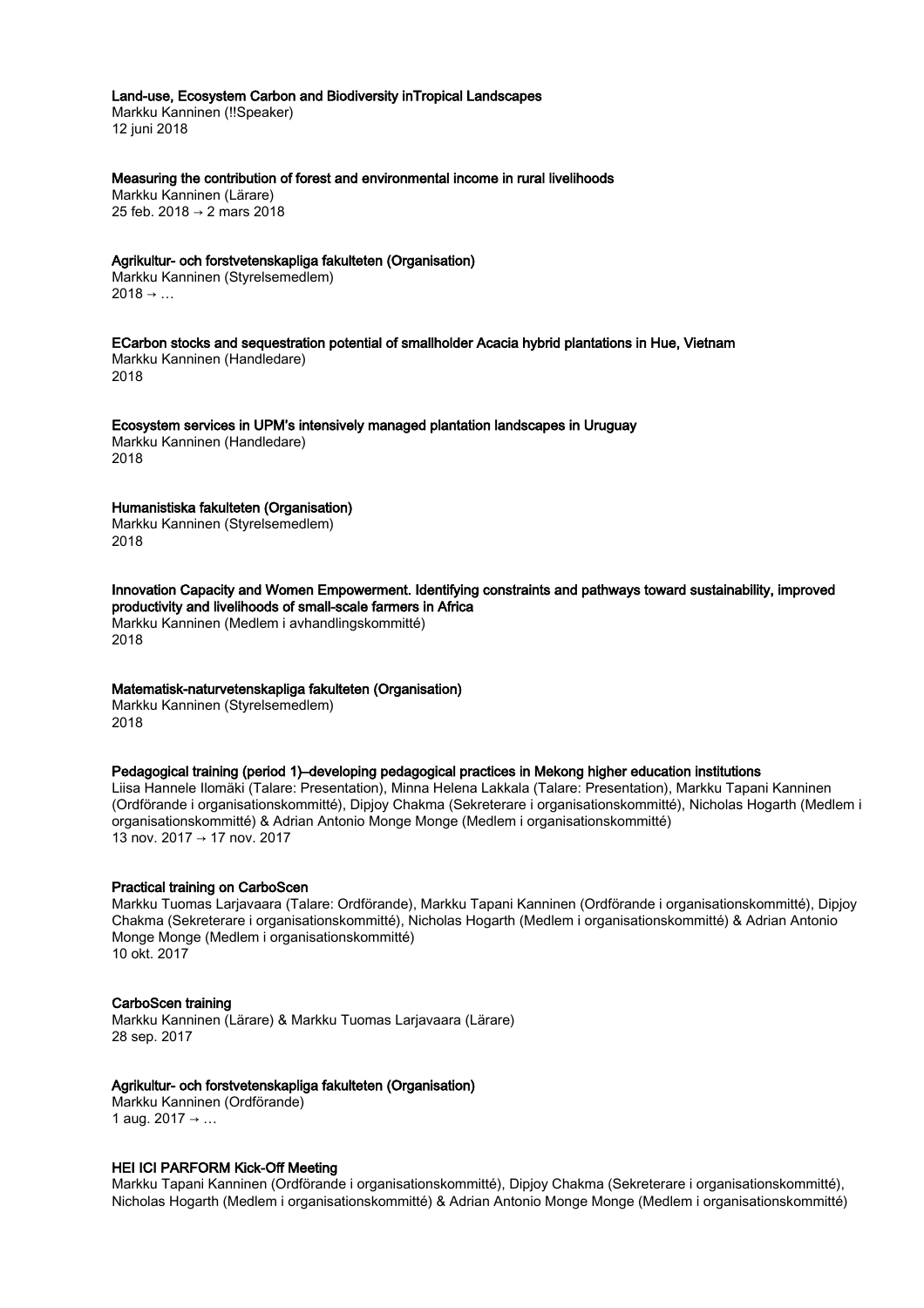**Land-use, Ecosystem Carbon and Biodiversity inTropical Landscapes**
Markku Kanninen (!!Speaker)
12 juni 2018

**Measuring the contribution of forest and environmental income in rural livelihoods**
Markku Kanninen (Lärare)
25 feb. 2018 → 2 mars 2018

**Agrikultur- och forstvetenskapliga fakulteten (Organisation)**
Markku Kanninen (Styrelsemedlem)
2018 → …

**ECarbon stocks and sequestration potential of smallholder Acacia hybrid plantations in Hue, Vietnam**
Markku Kanninen (Handledare)
2018

**Ecosystem services in UPM's intensively managed plantation landscapes in Uruguay**
Markku Kanninen (Handledare)
2018

**Humanistiska fakulteten (Organisation)**
Markku Kanninen (Styrelsemedlem)
2018

**Innovation Capacity and Women Empowerment. Identifying constraints and pathways toward sustainability, improved productivity and livelihoods of small-scale farmers in Africa**
Markku Kanninen (Medlem i avhandlingskommitté)
2018

**Matematisk-naturvetenskapliga fakulteten (Organisation)**
Markku Kanninen (Styrelsemedlem)
2018

**Pedagogical training (period 1)–developing pedagogical practices in Mekong higher education institutions**
Liisa Hannele Ilomäki (Talare: Presentation), Minna Helena Lakkala (Talare: Presentation), Markku Tapani Kanninen (Ordförande i organisationskommitté), Dipjoy Chakma (Sekreterare i organisationskommitté), Nicholas Hogarth (Medlem i organisationskommitté) & Adrian Antonio Monge Monge (Medlem i organisationskommitté)
13 nov. 2017 → 17 nov. 2017

**Practical training on CarboScen**
Markku Tuomas Larjavaara (Talare: Ordförande), Markku Tapani Kanninen (Ordförande i organisationskommitté), Dipjoy Chakma (Sekreterare i organisationskommitté), Nicholas Hogarth (Medlem i organisationskommitté) & Adrian Antonio Monge Monge (Medlem i organisationskommitté)
10 okt. 2017

**CarboScen training**
Markku Kanninen (Lärare) & Markku Tuomas Larjavaara (Lärare)
28 sep. 2017

**Agrikultur- och forstvetenskapliga fakulteten (Organisation)**
Markku Kanninen (Ordförande)
1 aug. 2017 → …

**HEI ICI PARFORM Kick-Off Meeting**
Markku Tapani Kanninen (Ordförande i organisationskommitté), Dipjoy Chakma (Sekreterare i organisationskommitté), Nicholas Hogarth (Medlem i organisationskommitté) & Adrian Antonio Monge Monge (Medlem i organisationskommitté)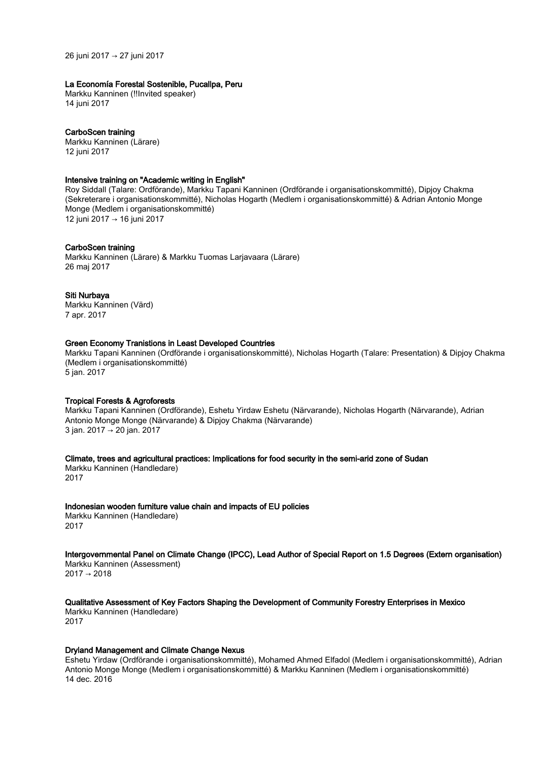26 juni 2017 → 27 juni 2017

### La Economía Forestal Sostenible, Pucallpa, Peru

Markku Kanninen (!!Invited speaker)
14 juni 2017

### CarboScen training

Markku Kanninen (Lärare)
12 juni 2017

### Intensive training on "Academic writing in English"

Roy Siddall (Talare: Ordförande), Markku Tapani Kanninen (Ordförande i organisationskommitté), Dipjoy Chakma (Sekreterare i organisationskommitté), Nicholas Hogarth (Medlem i organisationskommitté) & Adrian Antonio Monge Monge (Medlem i organisationskommitté)
12 juni 2017 → 16 juni 2017

### CarboScen training

Markku Kanninen (Lärare) & Markku Tuomas Larjavaara (Lärare)
26 maj 2017

### Siti Nurbaya

Markku Kanninen (Värd)
7 apr. 2017

### Green Economy Tranistions in Least Developed Countries

Markku Tapani Kanninen (Ordförande i organisationskommitté), Nicholas Hogarth (Talare: Presentation) & Dipjoy Chakma (Medlem i organisationskommitté)
5 jan. 2017

### Tropical Forests & Agroforests

Markku Tapani Kanninen (Ordförande), Eshetu Yirdaw Eshetu (Närvarande), Nicholas Hogarth (Närvarande), Adrian Antonio Monge Monge (Närvarande) & Dipjoy Chakma (Närvarande)
3 jan. 2017 → 20 jan. 2017

### Climate, trees and agricultural practices: Implications for food security in the semi-arid zone of Sudan

Markku Kanninen (Handledare)
2017

### Indonesian wooden furniture value chain and impacts of EU policies

Markku Kanninen (Handledare)
2017

### Intergovernmental Panel on Climate Change (IPCC), Lead Author of Special Report on 1.5 Degrees (Extern organisation)

Markku Kanninen (Assessment)
2017 → 2018

### Qualitative Assessment of Key Factors Shaping the Development of Community Forestry Enterprises in Mexico

Markku Kanninen (Handledare)
2017

### Dryland Management and Climate Change Nexus

Eshetu Yirdaw (Ordförande i organisationskommitté), Mohamed Ahmed Elfadol (Medlem i organisationskommitté), Adrian Antonio Monge Monge (Medlem i organisationskommitté) & Markku Kanninen (Medlem i organisationskommitté)
14 dec. 2016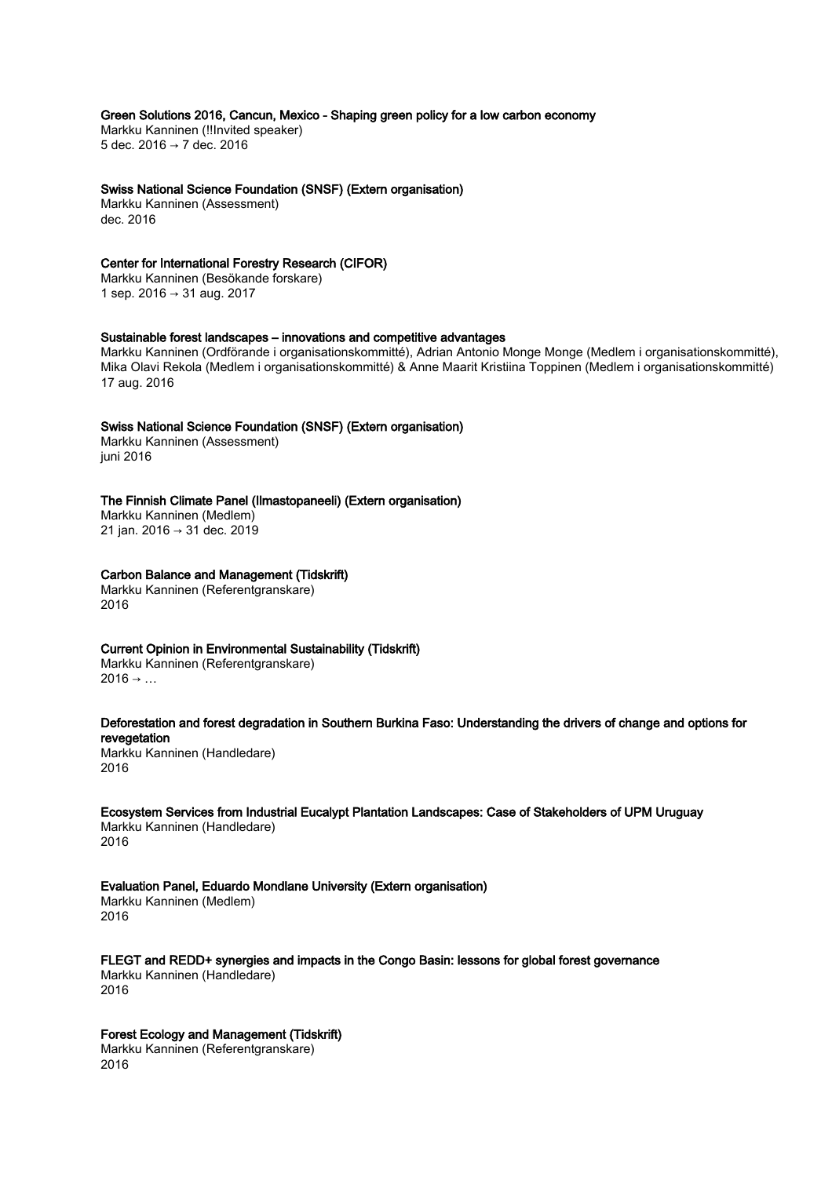**Green Solutions 2016, Cancun, Mexico - Shaping green policy for a low carbon economy**
Markku Kanninen (!!Invited speaker)
5 dec. 2016 → 7 dec. 2016

**Swiss National Science Foundation (SNSF) (Extern organisation)**
Markku Kanninen (Assessment)
dec. 2016

**Center for International Forestry Research (CIFOR)**
Markku Kanninen (Besökande forskare)
1 sep. 2016 → 31 aug. 2017

**Sustainable forest landscapes – innovations and competitive advantages**
Markku Kanninen (Ordförande i organisationskommitté), Adrian Antonio Monge Monge (Medlem i organisationskommitté), Mika Olavi Rekola (Medlem i organisationskommitté) & Anne Maarit Kristiina Toppinen (Medlem i organisationskommitté)
17 aug. 2016

**Swiss National Science Foundation (SNSF) (Extern organisation)**
Markku Kanninen (Assessment)
juni 2016

**The Finnish Climate Panel (Ilmastopaneeli) (Extern organisation)**
Markku Kanninen (Medlem)
21 jan. 2016 → 31 dec. 2019

**Carbon Balance and Management (Tidskrift)**
Markku Kanninen (Referentgranskare)
2016

**Current Opinion in Environmental Sustainability (Tidskrift)**
Markku Kanninen (Referentgranskare)
2016 → …

**Deforestation and forest degradation in Southern Burkina Faso: Understanding the drivers of change and options for revegetation**
Markku Kanninen (Handledare)
2016

**Ecosystem Services from Industrial Eucalypt Plantation Landscapes: Case of Stakeholders of UPM Uruguay**
Markku Kanninen (Handledare)
2016

**Evaluation Panel, Eduardo Mondlane University (Extern organisation)**
Markku Kanninen (Medlem)
2016

**FLEGT and REDD+ synergies and impacts in the Congo Basin: lessons for global forest governance**
Markku Kanninen (Handledare)
2016

**Forest Ecology and Management (Tidskrift)**
Markku Kanninen (Referentgranskare)
2016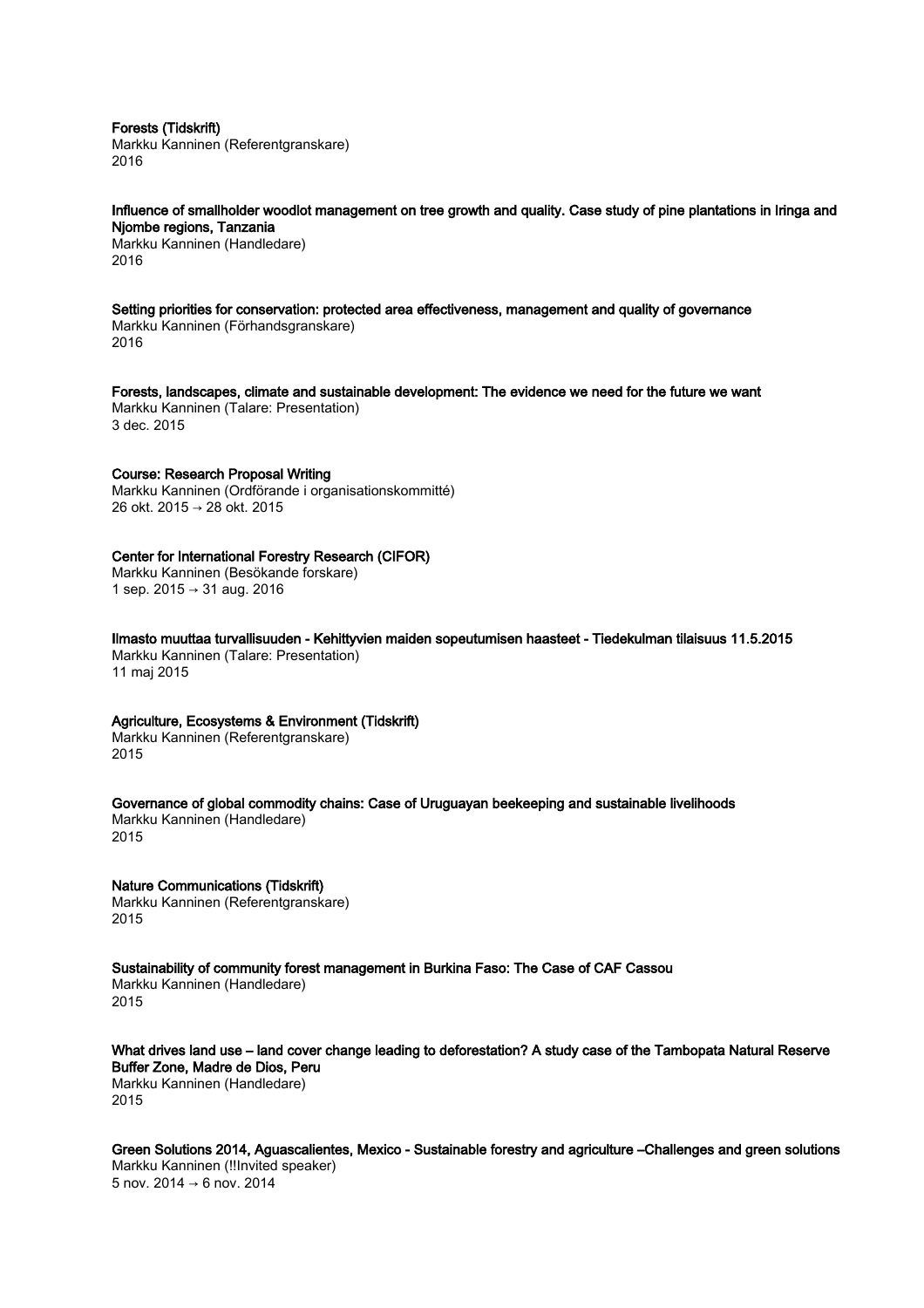**Forests (Tidskrift)**
Markku Kanninen (Referentgranskare)
2016

**Influence of smallholder woodlot management on tree growth and quality. Case study of pine plantations in Iringa and Njombe regions, Tanzania**
Markku Kanninen (Handledare)
2016

**Setting priorities for conservation: protected area effectiveness, management and quality of governance**
Markku Kanninen (Förhandsgranskare)
2016

**Forests, landscapes, climate and sustainable development: The evidence we need for the future we want**
Markku Kanninen (Talare: Presentation)
3 dec. 2015

**Course: Research Proposal Writing**
Markku Kanninen (Ordförande i organisationskommitté)
26 okt. 2015 → 28 okt. 2015

**Center for International Forestry Research (CIFOR)**
Markku Kanninen (Besökande forskare)
1 sep. 2015 → 31 aug. 2016

**Ilmasto muuttaa turvallisuuden - Kehittyvien maiden sopeutumisen haasteet - Tiedekulman tilaisuus 11.5.2015**
Markku Kanninen (Talare: Presentation)
11 maj 2015

**Agriculture, Ecosystems & Environment (Tidskrift)**
Markku Kanninen (Referentgranskare)
2015

**Governance of global commodity chains: Case of Uruguayan beekeeping and sustainable livelihoods**
Markku Kanninen (Handledare)
2015

**Nature Communications (Tidskrift)**
Markku Kanninen (Referentgranskare)
2015

**Sustainability of community forest management in Burkina Faso: The Case of CAF Cassou**
Markku Kanninen (Handledare)
2015

**What drives land use – land cover change leading to deforestation? A study case of the Tambopata Natural Reserve Buffer Zone, Madre de Dios, Peru**
Markku Kanninen (Handledare)
2015

**Green Solutions 2014, Aguascalientes, Mexico - Sustainable forestry and agriculture –Challenges and green solutions**
Markku Kanninen (!!Invited speaker)
5 nov. 2014 → 6 nov. 2014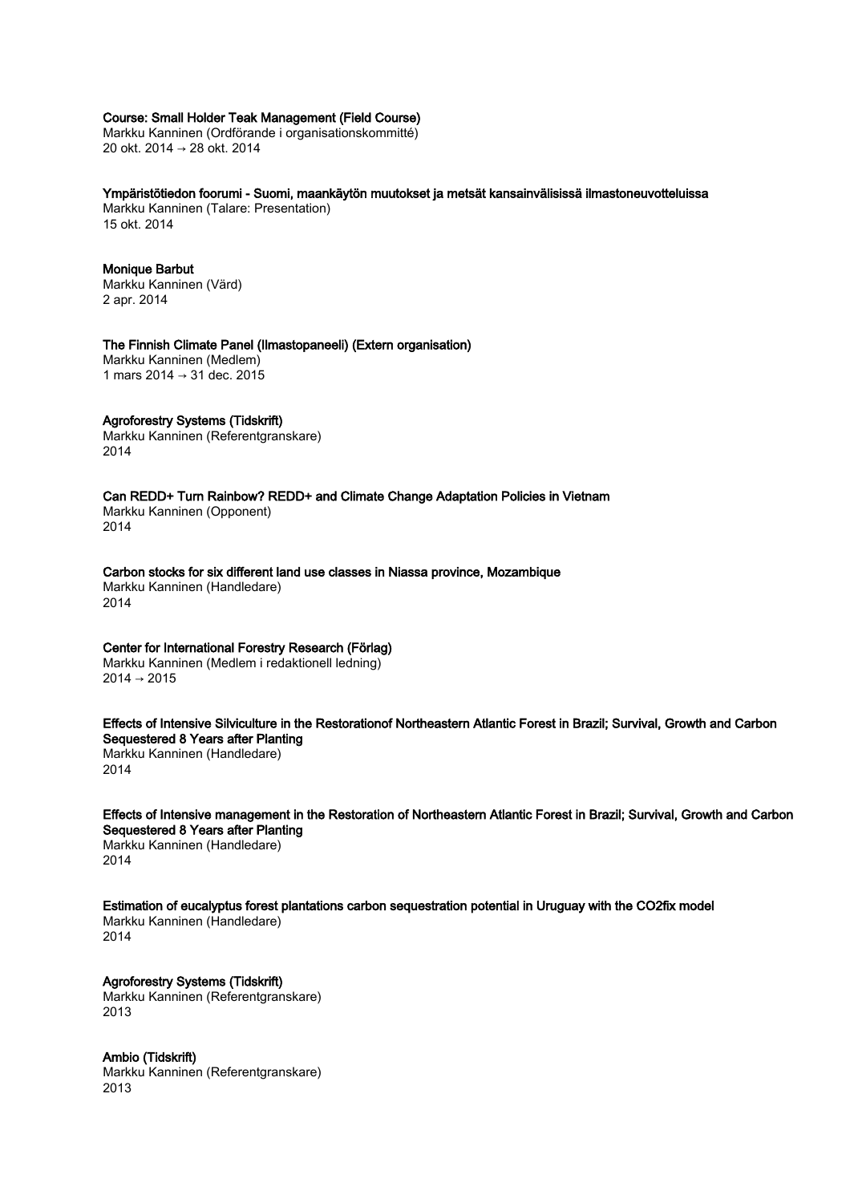**Course: Small Holder Teak Management (Field Course)**
Markku Kanninen (Ordförande i organisationskommitté)
20 okt. 2014 → 28 okt. 2014

**Ympäristötiedon foorumi - Suomi, maankäytön muutokset ja metsät kansainvälisissä ilmastoneuvotteluissa**
Markku Kanninen (Talare: Presentation)
15 okt. 2014

**Monique Barbut**
Markku Kanninen (Värd)
2 apr. 2014

**The Finnish Climate Panel (Ilmastopaneeli) (Extern organisation)**
Markku Kanninen (Medlem)
1 mars 2014 → 31 dec. 2015

**Agroforestry Systems (Tidskrift)**
Markku Kanninen (Referentgranskare)
2014

**Can REDD+ Turn Rainbow? REDD+ and Climate Change Adaptation Policies in Vietnam**
Markku Kanninen (Opponent)
2014

**Carbon stocks for six different land use classes in Niassa province, Mozambique**
Markku Kanninen (Handledare)
2014

**Center for International Forestry Research (Förlag)**
Markku Kanninen (Medlem i redaktionell ledning)
2014 → 2015

**Effects of Intensive Silviculture in the Restorationof Northeastern Atlantic Forest in Brazil; Survival, Growth and Carbon Sequestered 8 Years after Planting**
Markku Kanninen (Handledare)
2014

**Effects of Intensive management in the Restoration of Northeastern Atlantic Forest in Brazil; Survival, Growth and Carbon Sequestered 8 Years after Planting**
Markku Kanninen (Handledare)
2014

**Estimation of eucalyptus forest plantations carbon sequestration potential in Uruguay with the CO2fix model**
Markku Kanninen (Handledare)
2014

**Agroforestry Systems (Tidskrift)**
Markku Kanninen (Referentgranskare)
2013

**Ambio (Tidskrift)**
Markku Kanninen (Referentgranskare)
2013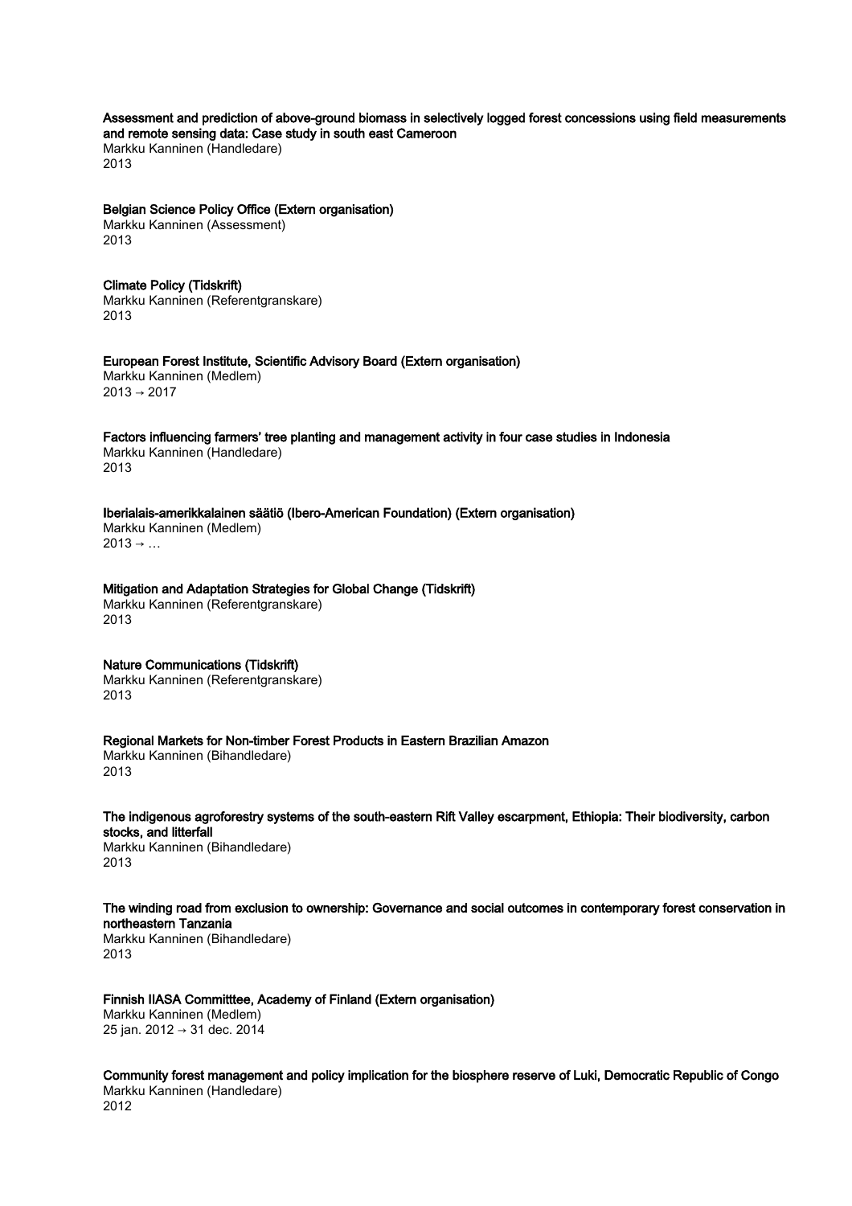**Assessment and prediction of above-ground biomass in selectively logged forest concessions using field measurements and remote sensing data: Case study in south east Cameroon**
Markku Kanninen (Handledare)
2013

**Belgian Science Policy Office (Extern organisation)**
Markku Kanninen (Assessment)
2013

**Climate Policy (Tidskrift)**
Markku Kanninen (Referentgranskare)
2013

**European Forest Institute, Scientific Advisory Board (Extern organisation)**
Markku Kanninen (Medlem)
2013 → 2017

**Factors influencing farmers' tree planting and management activity in four case studies in Indonesia**
Markku Kanninen (Handledare)
2013

**Iberialais-amerikkalainen säätiö (Ibero-American Foundation) (Extern organisation)**
Markku Kanninen (Medlem)
2013 → …

**Mitigation and Adaptation Strategies for Global Change (Tidskrift)**
Markku Kanninen (Referentgranskare)
2013

**Nature Communications (Tidskrift)**
Markku Kanninen (Referentgranskare)
2013

**Regional Markets for Non-timber Forest Products in Eastern Brazilian Amazon**
Markku Kanninen (Bihandledare)
2013

**The indigenous agroforestry systems of the south-eastern Rift Valley escarpment, Ethiopia: Their biodiversity, carbon stocks, and litterfall**
Markku Kanninen (Bihandledare)
2013

**The winding road from exclusion to ownership: Governance and social outcomes in contemporary forest conservation in northeastern Tanzania**
Markku Kanninen (Bihandledare)
2013

**Finnish IIASA Committtee, Academy of Finland (Extern organisation)**
Markku Kanninen (Medlem)
25 jan. 2012 → 31 dec. 2014

**Community forest management and policy implication for the biosphere reserve of Luki, Democratic Republic of Congo**
Markku Kanninen (Handledare)
2012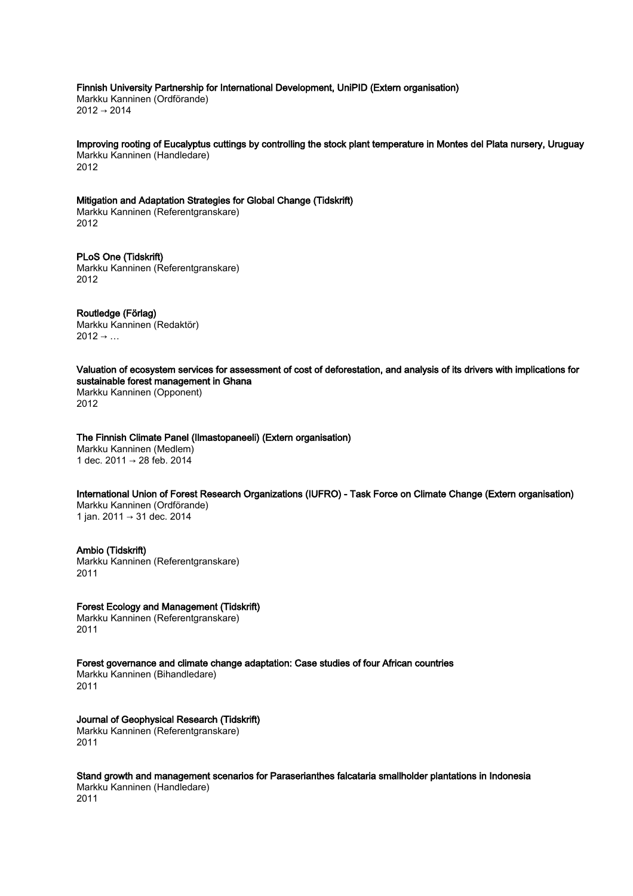**Finnish University Partnership for International Development, UniPID (Extern organisation)**
Markku Kanninen (Ordförande)
2012 → 2014

**Improving rooting of Eucalyptus cuttings by controlling the stock plant temperature in Montes del Plata nursery, Uruguay**
Markku Kanninen (Handledare)
2012

**Mitigation and Adaptation Strategies for Global Change (Tidskrift)**
Markku Kanninen (Referentgranskare)
2012

**PLoS One (Tidskrift)**
Markku Kanninen (Referentgranskare)
2012

**Routledge (Förlag)**
Markku Kanninen (Redaktör)
2012 → …

**Valuation of ecosystem services for assessment of cost of deforestation, and analysis of its drivers with implications for sustainable forest management in Ghana**
Markku Kanninen (Opponent)
2012

**The Finnish Climate Panel (Ilmastopaneeli) (Extern organisation)**
Markku Kanninen (Medlem)
1 dec. 2011 → 28 feb. 2014

**International Union of Forest Research Organizations (IUFRO) - Task Force on Climate Change (Extern organisation)**
Markku Kanninen (Ordförande)
1 jan. 2011 → 31 dec. 2014

**Ambio (Tidskrift)**
Markku Kanninen (Referentgranskare)
2011

**Forest Ecology and Management (Tidskrift)**
Markku Kanninen (Referentgranskare)
2011

**Forest governance and climate change adaptation: Case studies of four African countries**
Markku Kanninen (Bihandledare)
2011

**Journal of Geophysical Research (Tidskrift)**
Markku Kanninen (Referentgranskare)
2011

**Stand growth and management scenarios for Paraserianthes falcataria smallholder plantations in Indonesia**
Markku Kanninen (Handledare)
2011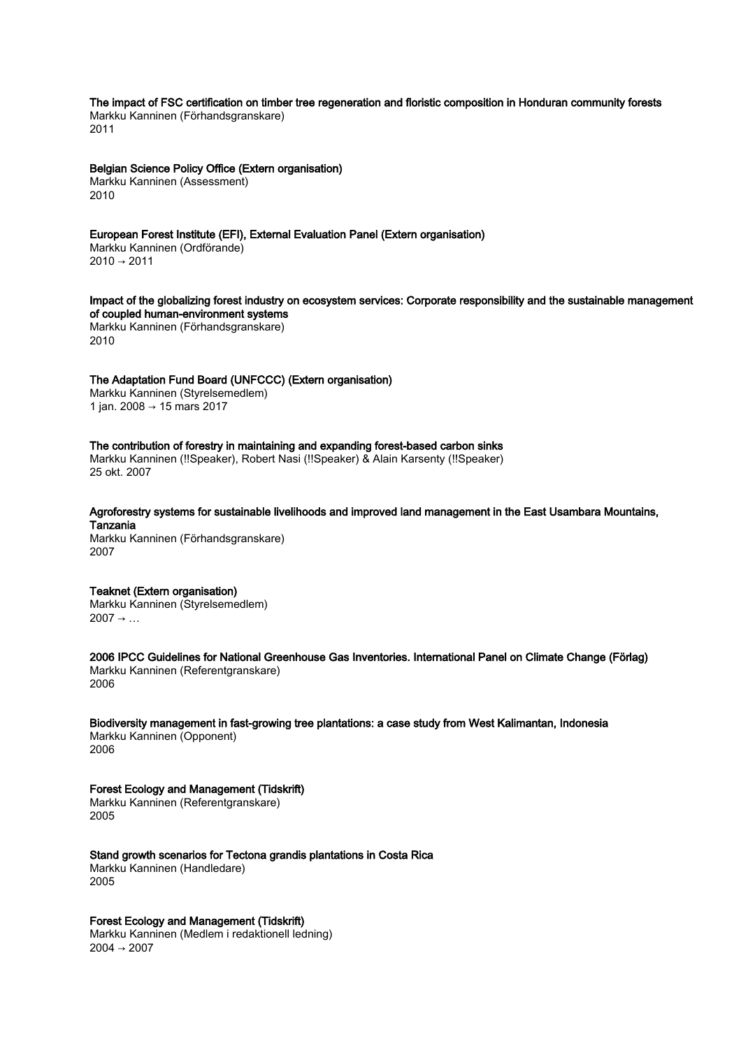**The impact of FSC certification on timber tree regeneration and floristic composition in Honduran community forests**
Markku Kanninen (Förhandsgranskare)
2011

**Belgian Science Policy Office (Extern organisation)**
Markku Kanninen (Assessment)
2010

**European Forest Institute (EFI), External Evaluation Panel (Extern organisation)**
Markku Kanninen (Ordförande)
2010 → 2011

**Impact of the globalizing forest industry on ecosystem services: Corporate responsibility and the sustainable management of coupled human-environment systems**
Markku Kanninen (Förhandsgranskare)
2010

**The Adaptation Fund Board (UNFCCC) (Extern organisation)**
Markku Kanninen (Styrelsemedlem)
1 jan. 2008 → 15 mars 2017

**The contribution of forestry in maintaining and expanding forest-based carbon sinks**
Markku Kanninen (!!Speaker), Robert Nasi (!!Speaker) & Alain Karsenty (!!Speaker)
25 okt. 2007

**Agroforestry systems for sustainable livelihoods and improved land management in the East Usambara Mountains, Tanzania**
Markku Kanninen (Förhandsgranskare)
2007

**Teaknet (Extern organisation)**
Markku Kanninen (Styrelsemedlem)
2007 → …

**2006 IPCC Guidelines for National Greenhouse Gas Inventories. International Panel on Climate Change (Förlag)**
Markku Kanninen (Referentgranskare)
2006

**Biodiversity management in fast-growing tree plantations: a case study from West Kalimantan, Indonesia**
Markku Kanninen (Opponent)
2006

**Forest Ecology and Management (Tidskrift)**
Markku Kanninen (Referentgranskare)
2005

**Stand growth scenarios for Tectona grandis plantations in Costa Rica**
Markku Kanninen (Handledare)
2005

**Forest Ecology and Management (Tidskrift)**
Markku Kanninen (Medlem i redaktionell ledning)
2004 → 2007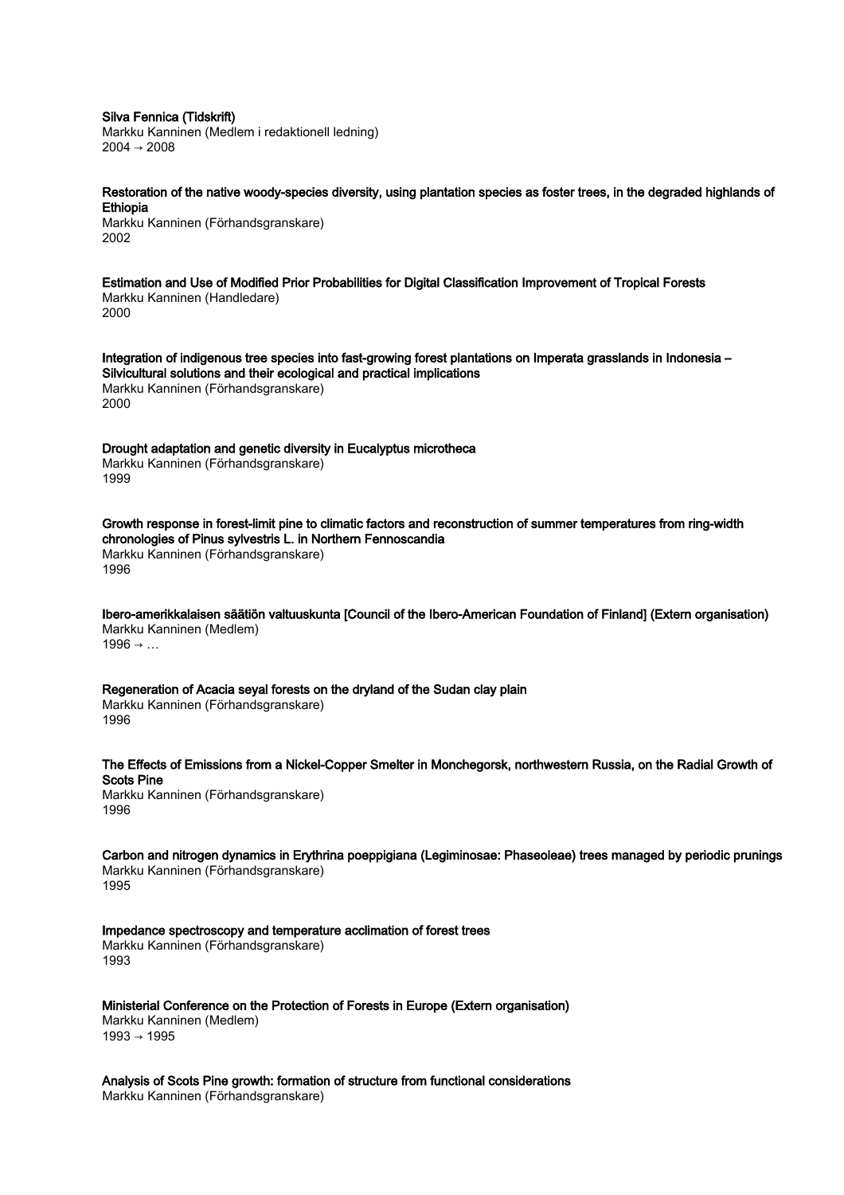**Silva Fennica (Tidskrift)**
Markku Kanninen (Medlem i redaktionell ledning)
2004 → 2008

**Restoration of the native woody-species diversity, using plantation species as foster trees, in the degraded highlands of Ethiopia**
Markku Kanninen (Förhandsgranskare)
2002

**Estimation and Use of Modified Prior Probabilities for Digital Classification Improvement of Tropical Forests**
Markku Kanninen (Handledare)
2000

**Integration of indigenous tree species into fast-growing forest plantations on Imperata grasslands in Indonesia – Silvicultural solutions and their ecological and practical implications**
Markku Kanninen (Förhandsgranskare)
2000

**Drought adaptation and genetic diversity in Eucalyptus microtheca**
Markku Kanninen (Förhandsgranskare)
1999

**Growth response in forest-limit pine to climatic factors and reconstruction of summer temperatures from ring-width chronologies of Pinus sylvestris L. in Northern Fennoscandia**
Markku Kanninen (Förhandsgranskare)
1996

**Ibero-amerikkalaisen säätiön valtuuskunta [Council of the Ibero-American Foundation of Finland] (Extern organisation)**
Markku Kanninen (Medlem)
1996 → …

**Regeneration of Acacia seyal forests on the dryland of the Sudan clay plain**
Markku Kanninen (Förhandsgranskare)
1996

**The Effects of Emissions from a Nickel-Copper Smelter in Monchegorsk, northwestern Russia, on the Radial Growth of Scots Pine**
Markku Kanninen (Förhandsgranskare)
1996

**Carbon and nitrogen dynamics in Erythrina poeppigiana (Legiminosae: Phaseoleae) trees managed by periodic prunings**
Markku Kanninen (Förhandsgranskare)
1995

**Impedance spectroscopy and temperature acclimation of forest trees**
Markku Kanninen (Förhandsgranskare)
1993

**Ministerial Conference on the Protection of Forests in Europe (Extern organisation)**
Markku Kanninen (Medlem)
1993 → 1995

**Analysis of Scots Pine growth: formation of structure from functional considerations**
Markku Kanninen (Förhandsgranskare)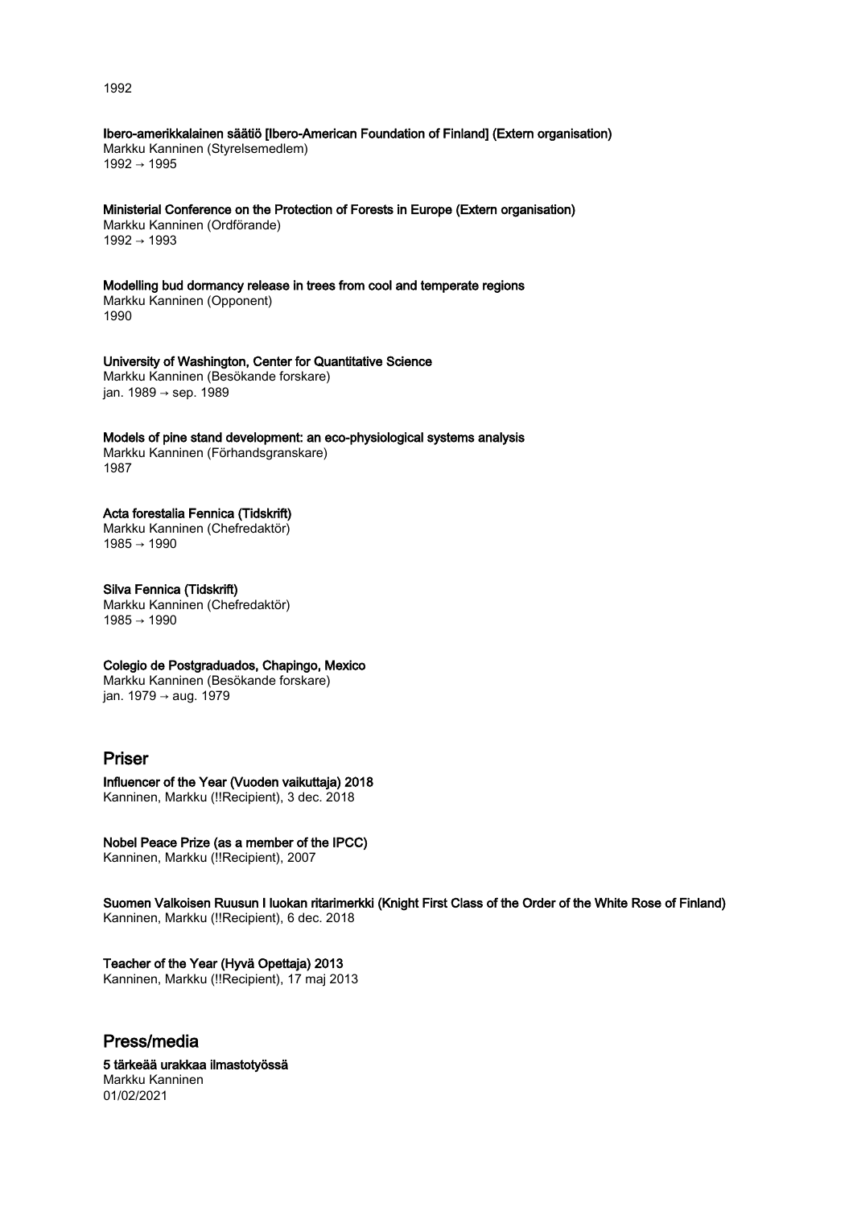1992

**Ibero-amerikkalainen säätiö [Ibero-American Foundation of Finland] (Extern organisation)**
Markku Kanninen (Styrelsemedlem)
1992 → 1995

**Ministerial Conference on the Protection of Forests in Europe (Extern organisation)**
Markku Kanninen (Ordförande)
1992 → 1993

**Modelling bud dormancy release in trees from cool and temperate regions**
Markku Kanninen (Opponent)
1990

**University of Washington, Center for Quantitative Science**
Markku Kanninen (Besökande forskare)
jan. 1989 → sep. 1989

**Models of pine stand development: an eco-physiological systems analysis**
Markku Kanninen (Förhandsgranskare)
1987

**Acta forestalia Fennica (Tidskrift)**
Markku Kanninen (Chefredaktör)
1985 → 1990

**Silva Fennica (Tidskrift)**
Markku Kanninen (Chefredaktör)
1985 → 1990

**Colegio de Postgraduados, Chapingo, Mexico**
Markku Kanninen (Besökande forskare)
jan. 1979 → aug. 1979

## Priser

**Influencer of the Year (Vuoden vaikuttaja) 2018**
Kanninen, Markku (!!Recipient), 3 dec. 2018

**Nobel Peace Prize (as a member of the IPCC)**
Kanninen, Markku (!!Recipient), 2007

**Suomen Valkoisen Ruusun I luokan ritarimerkki (Knight First Class of the Order of the White Rose of Finland)**
Kanninen, Markku (!!Recipient), 6 dec. 2018

**Teacher of the Year (Hyvä Opettaja) 2013**
Kanninen, Markku (!!Recipient), 17 maj 2013

## Press/media

**5 tärkeää urakkaa ilmastotyössä**
Markku Kanninen
01/02/2021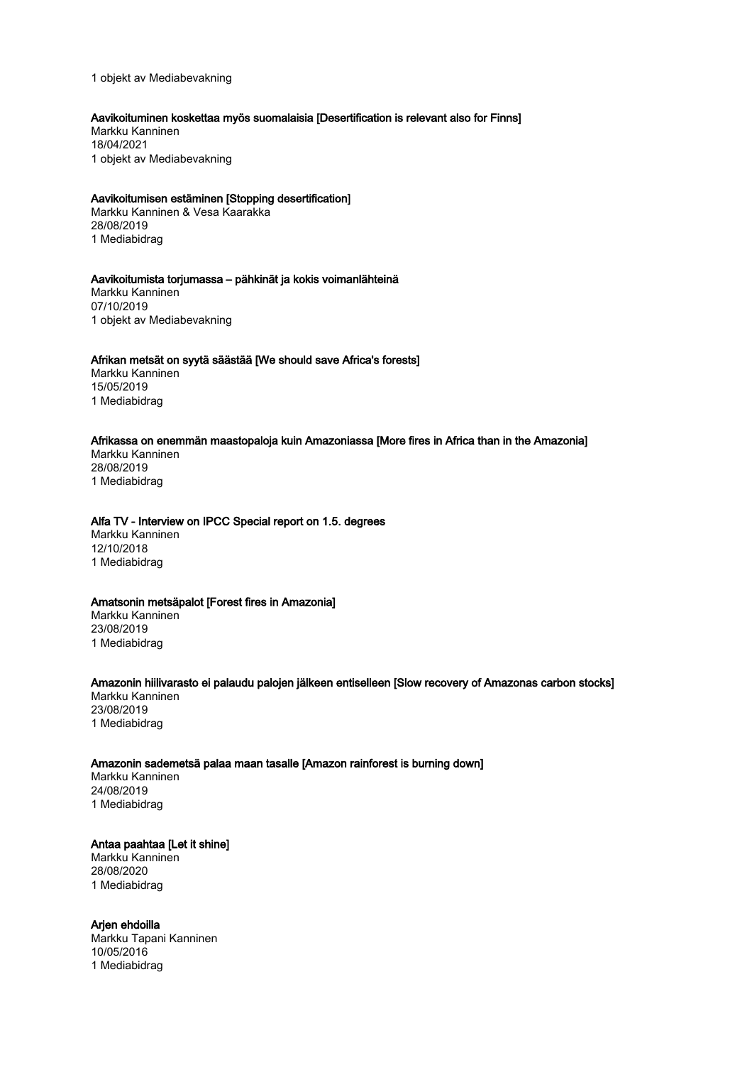1 objekt av Mediabevakning

**Aavikoituminen koskettaa myös suomalaisia [Desertification is relevant also for Finns]**
Markku Kanninen
18/04/2021
1 objekt av Mediabevakning

**Aavikoitumisen estäminen [Stopping desertification]**
Markku Kanninen & Vesa Kaarakka
28/08/2019
1 Mediabidrag

**Aavikoitumista torjumassa – pähkinät ja kokis voimanlähteinä**
Markku Kanninen
07/10/2019
1 objekt av Mediabevakning

**Afrikan metsät on syytä säästää [We should save Africa's forests]**
Markku Kanninen
15/05/2019
1 Mediabidrag

**Afrikassa on enemmän maastopaloja kuin Amazoniassa [More fires in Africa than in the Amazonia]**
Markku Kanninen
28/08/2019
1 Mediabidrag

**Alfa TV - Interview on IPCC Special report on 1.5. degrees**
Markku Kanninen
12/10/2018
1 Mediabidrag

**Amatsonin metsäpalot [Forest fires in Amazonia]**
Markku Kanninen
23/08/2019
1 Mediabidrag

**Amazonin hiilivarasto ei palaudu palojen jälkeen entiselleen [Slow recovery of Amazonas carbon stocks]**
Markku Kanninen
23/08/2019
1 Mediabidrag

**Amazonin sademetsä palaa maan tasalle [Amazon rainforest is burning down]**
Markku Kanninen
24/08/2019
1 Mediabidrag

**Antaa paahtaa [Let it shine]**
Markku Kanninen
28/08/2020
1 Mediabidrag

**Arjen ehdoilla**
Markku Tapani Kanninen
10/05/2016
1 Mediabidrag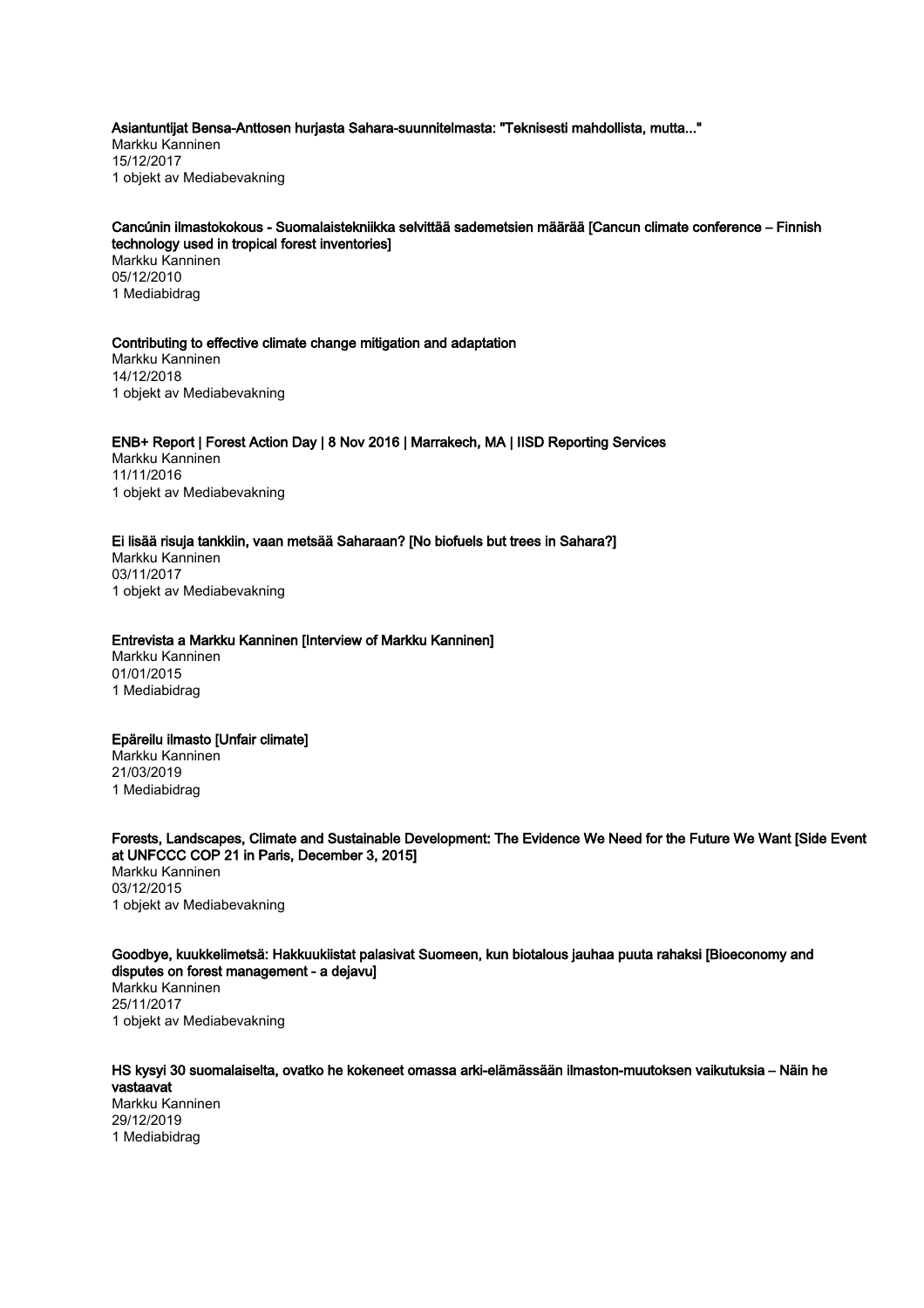**Asiantuntijat Bensa-Anttosen hurjasta Sahara-suunnitelmasta: "Teknisesti mahdollista, mutta..."**
Markku Kanninen
15/12/2017
1 objekt av Mediabevakning

**Cancúnin ilmastokokous - Suomalaistekniikka selvittää sademetsien määrää [Cancun climate conference – Finnish technology used in tropical forest inventories]**
Markku Kanninen
05/12/2010
1 Mediabidrag

**Contributing to effective climate change mitigation and adaptation**
Markku Kanninen
14/12/2018
1 objekt av Mediabevakning

**ENB+ Report | Forest Action Day | 8 Nov 2016 | Marrakech, MA | IISD Reporting Services**
Markku Kanninen
11/11/2016
1 objekt av Mediabevakning

**Ei lisää risuja tankkiin, vaan metsää Saharaan? [No biofuels but trees in Sahara?]**
Markku Kanninen
03/11/2017
1 objekt av Mediabevakning

**Entrevista a Markku Kanninen [Interview of Markku Kanninen]**
Markku Kanninen
01/01/2015
1 Mediabidrag

**Epäreilu ilmasto [Unfair climate]**
Markku Kanninen
21/03/2019
1 Mediabidrag

**Forests, Landscapes, Climate and Sustainable Development: The Evidence We Need for the Future We Want [Side Event at UNFCCC COP 21 in Paris, December 3, 2015]**
Markku Kanninen
03/12/2015
1 objekt av Mediabevakning

**Goodbye, kuukkelimetsä: Hakkuukiistat palasivat Suomeen, kun biotalous jauhaa puuta rahaksi [Bioeconomy and disputes on forest management - a dejavu]**
Markku Kanninen
25/11/2017
1 objekt av Mediabevakning

**HS kysyi 30 suomalaiselta, ovatko he kokeneet omassa arki-elämässään ilmaston-muutoksen vaikutuksia – Näin he vastaavat**
Markku Kanninen
29/12/2019
1 Mediabidrag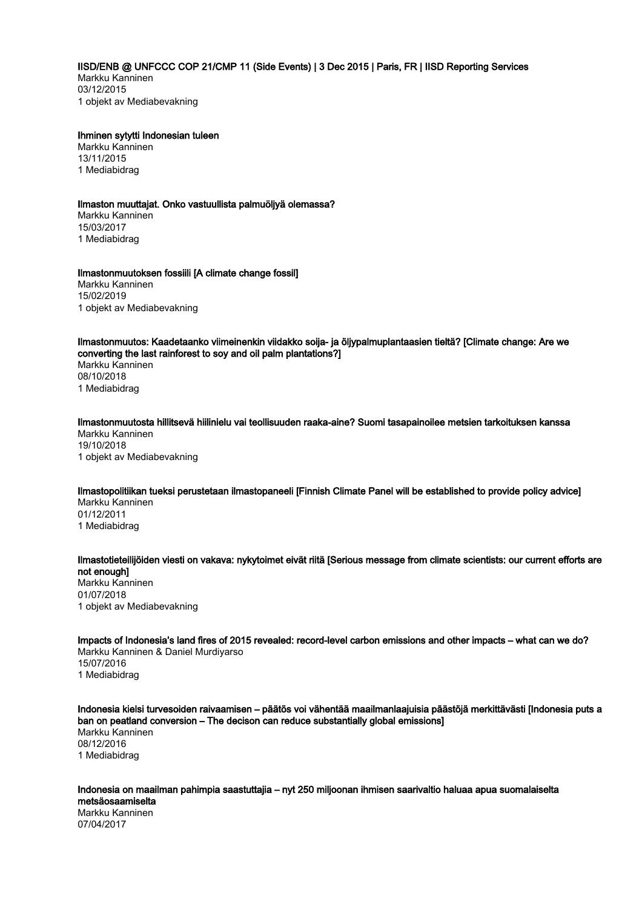**IISD/ENB @ UNFCCC COP 21/CMP 11 (Side Events) | 3 Dec 2015 | Paris, FR | IISD Reporting Services**
Markku Kanninen
03/12/2015
1 objekt av Mediabevakning

**Ihminen sytytti Indonesian tuleen**
Markku Kanninen
13/11/2015
1 Mediabidrag

**Ilmaston muuttajat. Onko vastuullista palmuöljyä olemassa?**
Markku Kanninen
15/03/2017
1 Mediabidrag

**Ilmastonmuutoksen fossiili [A climate change fossil]**
Markku Kanninen
15/02/2019
1 objekt av Mediabevakning

**Ilmastonmuutos: Kaadetaanko viimeinenkin viidakko soija- ja öljypalmuplantaasien tieltä? [Climate change: Are we converting the last rainforest to soy and oil palm plantations?]**
Markku Kanninen
08/10/2018
1 Mediabidrag

**Ilmastonmuutosta hillitsevä hiilinielu vai teollisuuden raaka-aine? Suomi tasapainoilee metsien tarkoituksen kanssa**
Markku Kanninen
19/10/2018
1 objekt av Mediabevakning

**Ilmastopolitiikan tueksi perustetaan ilmastopaneeli [Finnish Climate Panel will be established to provide policy advice]**
Markku Kanninen
01/12/2011
1 Mediabidrag

**Ilmastotieteilijöiden viesti on vakava: nykytoimet eivät riitä [Serious message from climate scientists: our current efforts are not enough]**
Markku Kanninen
01/07/2018
1 objekt av Mediabevakning

**Impacts of Indonesia's land fires of 2015 revealed: record-level carbon emissions and other impacts – what can we do?**
Markku Kanninen & Daniel Murdiyarso
15/07/2016
1 Mediabidrag

**Indonesia kielsi turvesoiden raivaamisen – päätös voi vähentää maailmanlaajuisia päästöjä merkittävästi [Indonesia puts a ban on peatland conversion – The decison can reduce substantially global emissions]**
Markku Kanninen
08/12/2016
1 Mediabidrag

**Indonesia on maailman pahimpia saastuttajia – nyt 250 miljoonan ihmisen saarivaltio haluaa apua suomalaiselta metsäosaamiselta**
Markku Kanninen
07/04/2017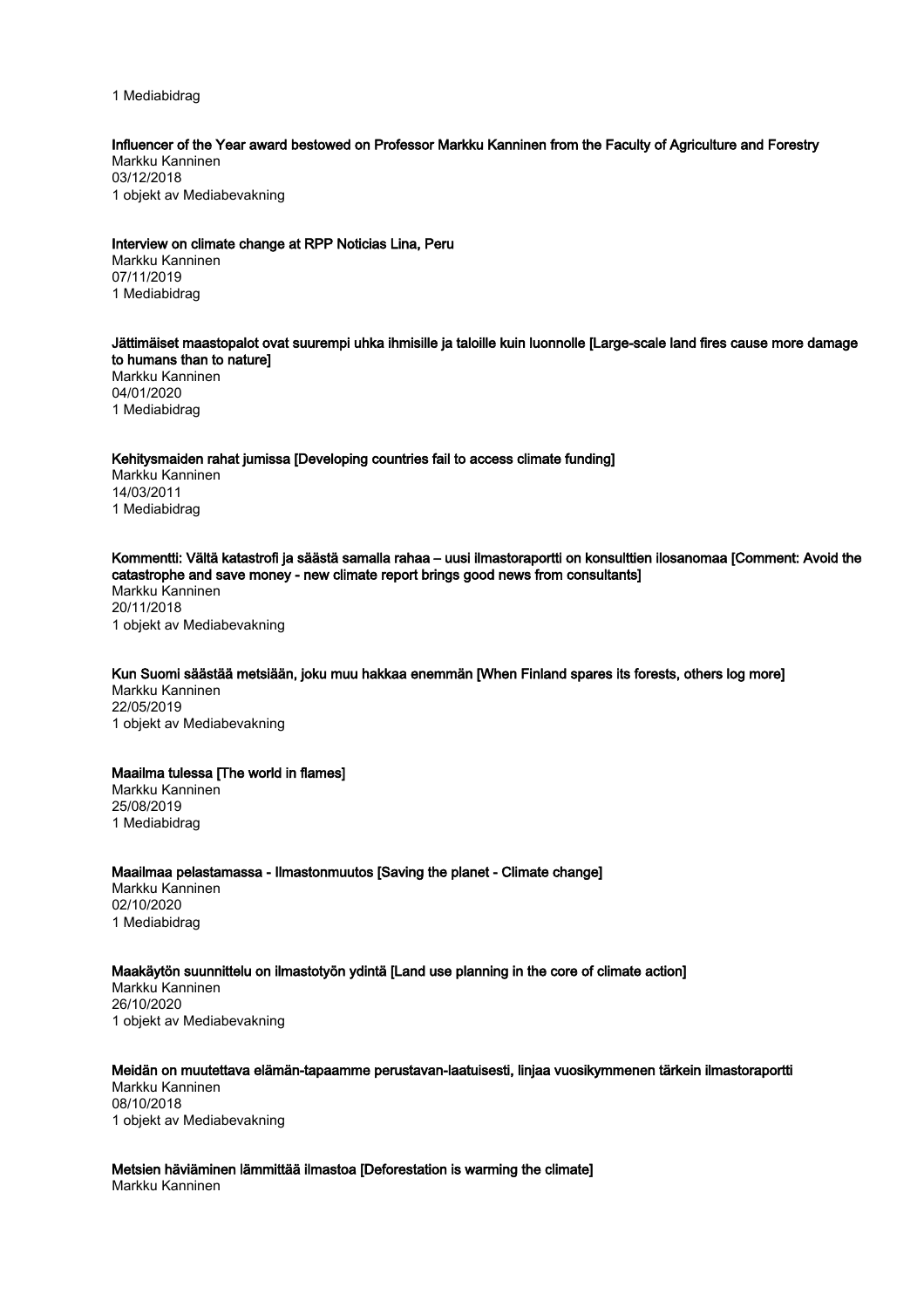1 Mediabidrag

**Influencer of the Year award bestowed on Professor Markku Kanninen from the Faculty of Agriculture and Forestry**
Markku Kanninen
03/12/2018
1 objekt av Mediabevakning

**Interview on climate change at RPP Noticias Lina, Peru**
Markku Kanninen
07/11/2019
1 Mediabidrag

**Jättimäiset maastopalot ovat suurempi uhka ihmisille ja taloille kuin luonnolle [Large-scale land fires cause more damage to humans than to nature]**
Markku Kanninen
04/01/2020
1 Mediabidrag

**Kehitysmaiden rahat jumissa [Developing countries fail to access climate funding]**
Markku Kanninen
14/03/2011
1 Mediabidrag

**Kommentti: Vältä katastrofi ja säästä samalla rahaa – uusi ilmastoraportti on konsulttien ilosanomaa [Comment: Avoid the catastrophe and save money - new climate report brings good news from consultants]**
Markku Kanninen
20/11/2018
1 objekt av Mediabevakning

**Kun Suomi säästää metsiään, joku muu hakkaa enemmän [When Finland spares its forests, others log more]**
Markku Kanninen
22/05/2019
1 objekt av Mediabevakning

**Maailma tulessa [The world in flames]**
Markku Kanninen
25/08/2019
1 Mediabidrag

**Maailmaa pelastamassa - Ilmastonmuutos [Saving the planet - Climate change]**
Markku Kanninen
02/10/2020
1 Mediabidrag

**Maakäytön suunnittelu on ilmastotyön ydintä [Land use planning in the core of climate action]**
Markku Kanninen
26/10/2020
1 objekt av Mediabevakning

**Meidän on muutettava elämän-tapaamme perustavan-laatuisesti, linjaa vuosikymmenen tärkein ilmastoraportti**
Markku Kanninen
08/10/2018
1 objekt av Mediabevakning

**Metsien häviäminen lämmittää ilmastoa [Deforestation is warming the climate]**
Markku Kanninen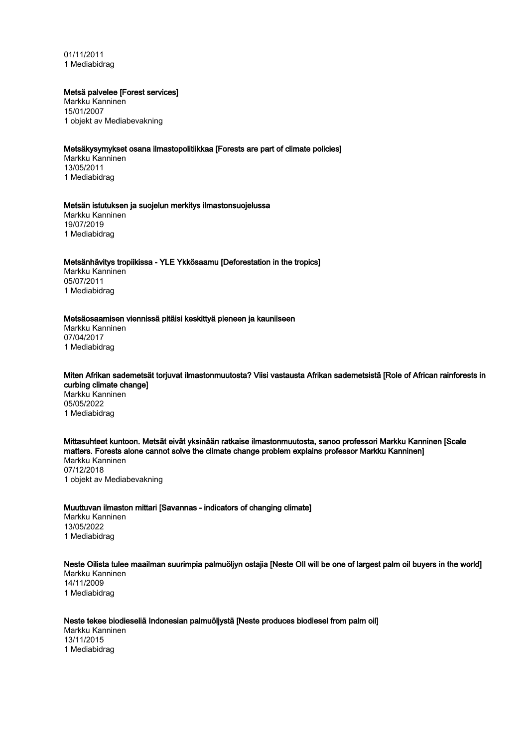01/11/2011
1 Mediabidrag

**Metsä palvelee [Forest services]**
Markku Kanninen
15/01/2007
1 objekt av Mediabevakning

**Metsäkysymykset osana ilmastopolitiikkaa [Forests are part of climate policies]**
Markku Kanninen
13/05/2011
1 Mediabidrag

**Metsän istutuksen ja suojelun merkitys ilmastonsuojelussa**
Markku Kanninen
19/07/2019
1 Mediabidrag

**Metsänhävitys tropiikissa - YLE Ykkösaamu [Deforestation in the tropics]**
Markku Kanninen
05/07/2011
1 Mediabidrag

**Metsäosaamisen viennissä pitäisi keskittyä pieneen ja kauniiseen**
Markku Kanninen
07/04/2017
1 Mediabidrag

**Miten Afrikan sademetsät torjuvat ilmastonmuutosta? Viisi vastausta Afrikan sademetsistä [Role of African rainforests in curbing climate change]**
Markku Kanninen
05/05/2022
1 Mediabidrag

**Mittasuhteet kuntoon. Metsät eivät yksinään ratkaise ilmastonmuutosta, sanoo professori Markku Kanninen [Scale matters. Forests alone cannot solve the climate change problem explains professor Markku Kanninen]**
Markku Kanninen
07/12/2018
1 objekt av Mediabevakning

**Muuttuvan ilmaston mittari [Savannas - indicators of changing climate]**
Markku Kanninen
13/05/2022
1 Mediabidrag

**Neste Oilista tulee maailman suurimpia palmuöljyn ostajia [Neste Oil will be one of largest palm oil buyers in the world]**
Markku Kanninen
14/11/2009
1 Mediabidrag

**Neste tekee biodieseliä Indonesian palmuöljystä [Neste produces biodiesel from palm oil]**
Markku Kanninen
13/11/2015
1 Mediabidrag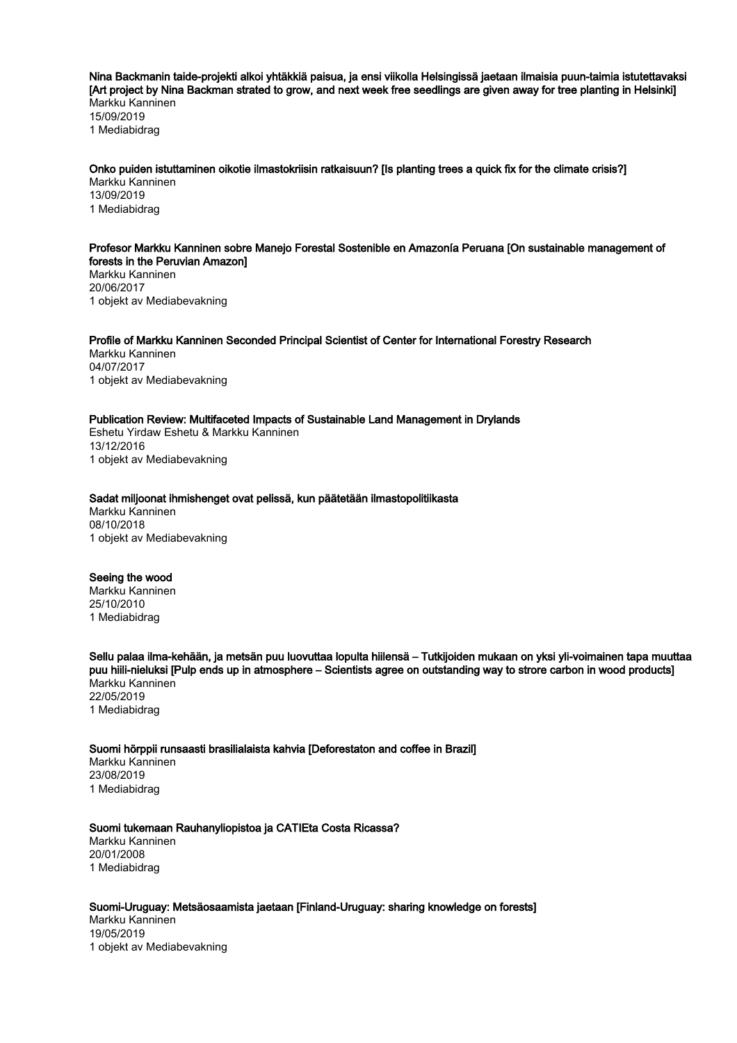**Nina Backmanin taide-projekti alkoi yhtäkkiä paisua, ja ensi viikolla Helsingissä jaetaan ilmaisia puun-taimia istutettavaksi [Art project by Nina Backman strated to grow, and next week free seedlings are given away for tree planting in Helsinki]**
Markku Kanninen
15/09/2019
1 Mediabidrag

**Onko puiden istuttaminen oikotie ilmastokriisin ratkaisuun? [Is planting trees a quick fix for the climate crisis?]**
Markku Kanninen
13/09/2019
1 Mediabidrag

**Profesor Markku Kanninen sobre Manejo Forestal Sostenible en Amazonía Peruana [On sustainable management of forests in the Peruvian Amazon]**
Markku Kanninen
20/06/2017
1 objekt av Mediabevakning

**Profile of Markku Kanninen Seconded Principal Scientist of Center for International Forestry Research**
Markku Kanninen
04/07/2017
1 objekt av Mediabevakning

**Publication Review: Multifaceted Impacts of Sustainable Land Management in Drylands**
Eshetu Yirdaw Eshetu & Markku Kanninen
13/12/2016
1 objekt av Mediabevakning

**Sadat miljoonat ihmishenget ovat pelissä, kun päätetään ilmastopolitiikasta**
Markku Kanninen
08/10/2018
1 objekt av Mediabevakning

**Seeing the wood**
Markku Kanninen
25/10/2010
1 Mediabidrag

**Sellu palaa ilma-kehään, ja metsän puu luovuttaa lopulta hiilensä – Tutkijoiden mukaan on yksi yli-voimainen tapa muuttaa puu hiili-nieluksi [Pulp ends up in atmosphere – Scientists agree on outstanding way to strore carbon in wood products]**
Markku Kanninen
22/05/2019
1 Mediabidrag

**Suomi hörppii runsaasti brasilialaista kahvia [Deforestaton and coffee in Brazil]**
Markku Kanninen
23/08/2019
1 Mediabidrag

**Suomi tukemaan Rauhanyliopistoa ja CATIEta Costa Ricassa?**
Markku Kanninen
20/01/2008
1 Mediabidrag

**Suomi-Uruguay: Metsäosaamista jaetaan [Finland-Uruguay: sharing knowledge on forests]**
Markku Kanninen
19/05/2019
1 objekt av Mediabevakning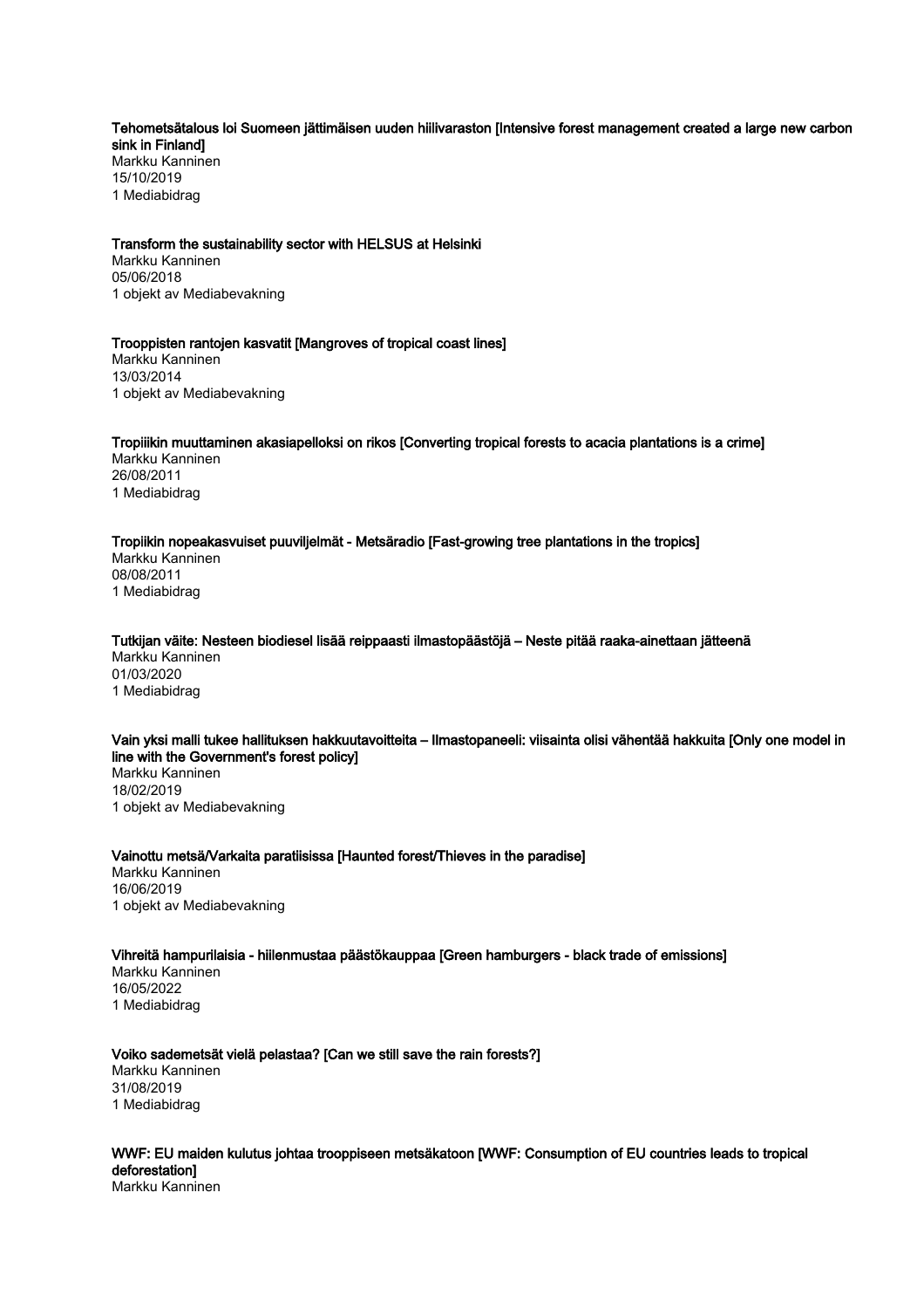**Tehometsätalous loi Suomeen jättimäisen uuden hiilivaraston [Intensive forest management created a large new carbon sink in Finland]**
Markku Kanninen
15/10/2019
1 Mediabidrag

**Transform the sustainability sector with HELSUS at Helsinki**
Markku Kanninen
05/06/2018
1 objekt av Mediabevakning

**Trooppisten rantojen kasvatit [Mangroves of tropical coast lines]**
Markku Kanninen
13/03/2014
1 objekt av Mediabevakning

**Tropiikin muuttaminen akasiapelloksi on rikos [Converting tropical forests to acacia plantations is a crime]**
Markku Kanninen
26/08/2011
1 Mediabidrag

**Tropiikin nopeakasvuiset puuviljelmät - Metsäradio [Fast-growing tree plantations in the tropics]**
Markku Kanninen
08/08/2011
1 Mediabidrag

**Tutkijan väite: Nesteen biodiesel lisää reippaasti ilmastopäästöjä – Neste pitää raaka-ainettaan jätteenä**
Markku Kanninen
01/03/2020
1 Mediabidrag

**Vain yksi malli tukee hallituksen hakkuutavoitteita – Ilmastopaneeli: viisainta olisi vähentää hakkuita [Only one model in line with the Government's forest policy]**
Markku Kanninen
18/02/2019
1 objekt av Mediabevakning

**Vainottu metsä/Varkaita paratiisissa [Haunted forest/Thieves in the paradise]**
Markku Kanninen
16/06/2019
1 objekt av Mediabevakning

**Vihreitä hampurilaisia - hiilenmustaa päästökauppaa [Green hamburgers - black trade of emissions]**
Markku Kanninen
16/05/2022
1 Mediabidrag

**Voiko sademetsät vielä pelastaa? [Can we still save the rain forests?]**
Markku Kanninen
31/08/2019
1 Mediabidrag

**WWF: EU maiden kulutus johtaa trooppiseen metsäkatoon [WWF: Consumption of EU countries leads to tropical deforestation]**
Markku Kanninen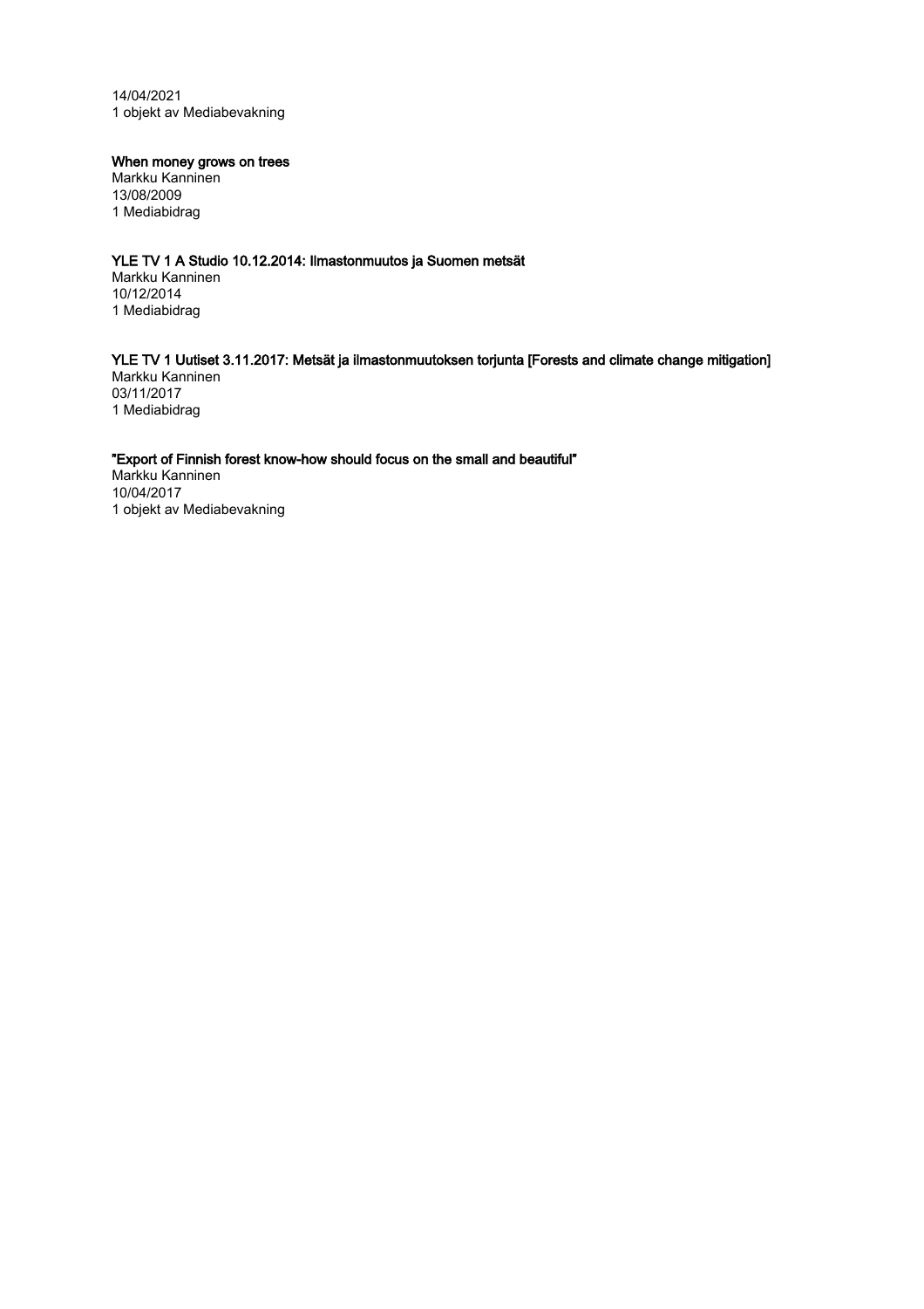14/04/2021
1 objekt av Mediabevakning

**When money grows on trees**
Markku Kanninen
13/08/2009
1 Mediabidrag

**YLE TV 1 A Studio 10.12.2014: Ilmastonmuutos ja Suomen metsät**
Markku Kanninen
10/12/2014
1 Mediabidrag

**YLE TV 1 Uutiset 3.11.2017: Metsät ja ilmastonmuutoksen torjunta [Forests and climate change mitigation]**
Markku Kanninen
03/11/2017
1 Mediabidrag

**"Export of Finnish forest know-how should focus on the small and beautiful"**
Markku Kanninen
10/04/2017
1 objekt av Mediabevakning